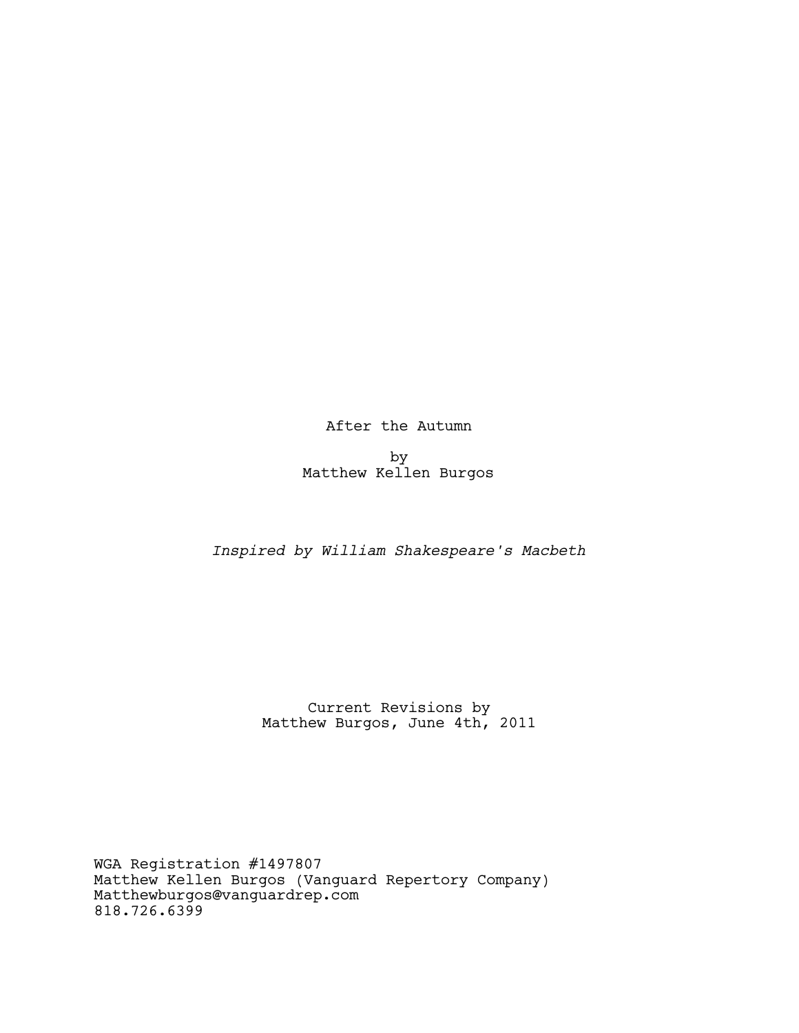After the Autumn

by
Matthew Kellen Burgos

*Inspired by William Shakespeare's Macbeth*

Current Revisions by
Matthew Burgos, June 4th, 2011

WGA Registration #1497807
Matthew Kellen Burgos (Vanguard Repertory Company)
Matthewburgos@vanguardrep.com
818.726.6399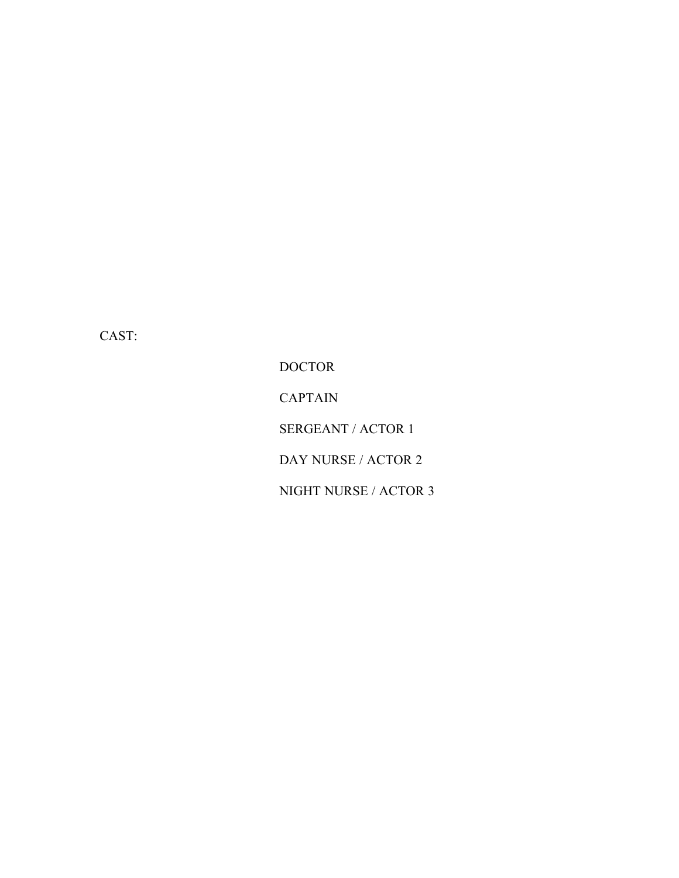CAST:

DOCTOR

CAPTAIN

SERGEANT / ACTOR 1

DAY NURSE / ACTOR 2

NIGHT NURSE / ACTOR 3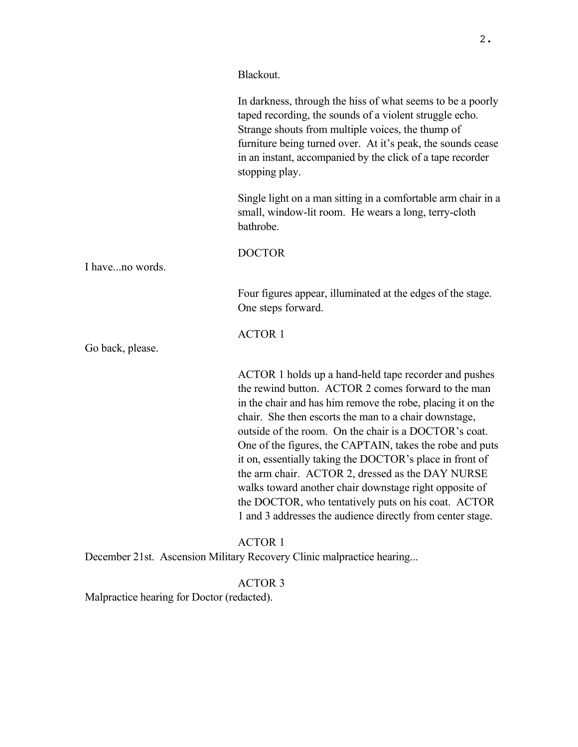Blackout.

In darkness, through the hiss of what seems to be a poorly taped recording, the sounds of a violent struggle echo. Strange shouts from multiple voices, the thump of furniture being turned over. At it's peak, the sounds cease in an instant, accompanied by the click of a tape recorder stopping play.

Single light on a man sitting in a comfortable arm chair in a small, window-lit room. He wears a long, terry-cloth bathrobe.

DOCTOR

I have...no words.

Four figures appear, illuminated at the edges of the stage. One steps forward.

ACTOR 1

Go back, please.

ACTOR 1 holds up a hand-held tape recorder and pushes the rewind button. ACTOR 2 comes forward to the man in the chair and has him remove the robe, placing it on the chair. She then escorts the man to a chair downstage, outside of the room. On the chair is a DOCTOR's coat. One of the figures, the CAPTAIN, takes the robe and puts it on, essentially taking the DOCTOR's place in front of the arm chair. ACTOR 2, dressed as the DAY NURSE walks toward another chair downstage right opposite of the DOCTOR, who tentatively puts on his coat. ACTOR 1 and 3 addresses the audience directly from center stage.

ACTOR 1

December 21st. Ascension Military Recovery Clinic malpractice hearing...

ACTOR 3

Malpractice hearing for Doctor (redacted).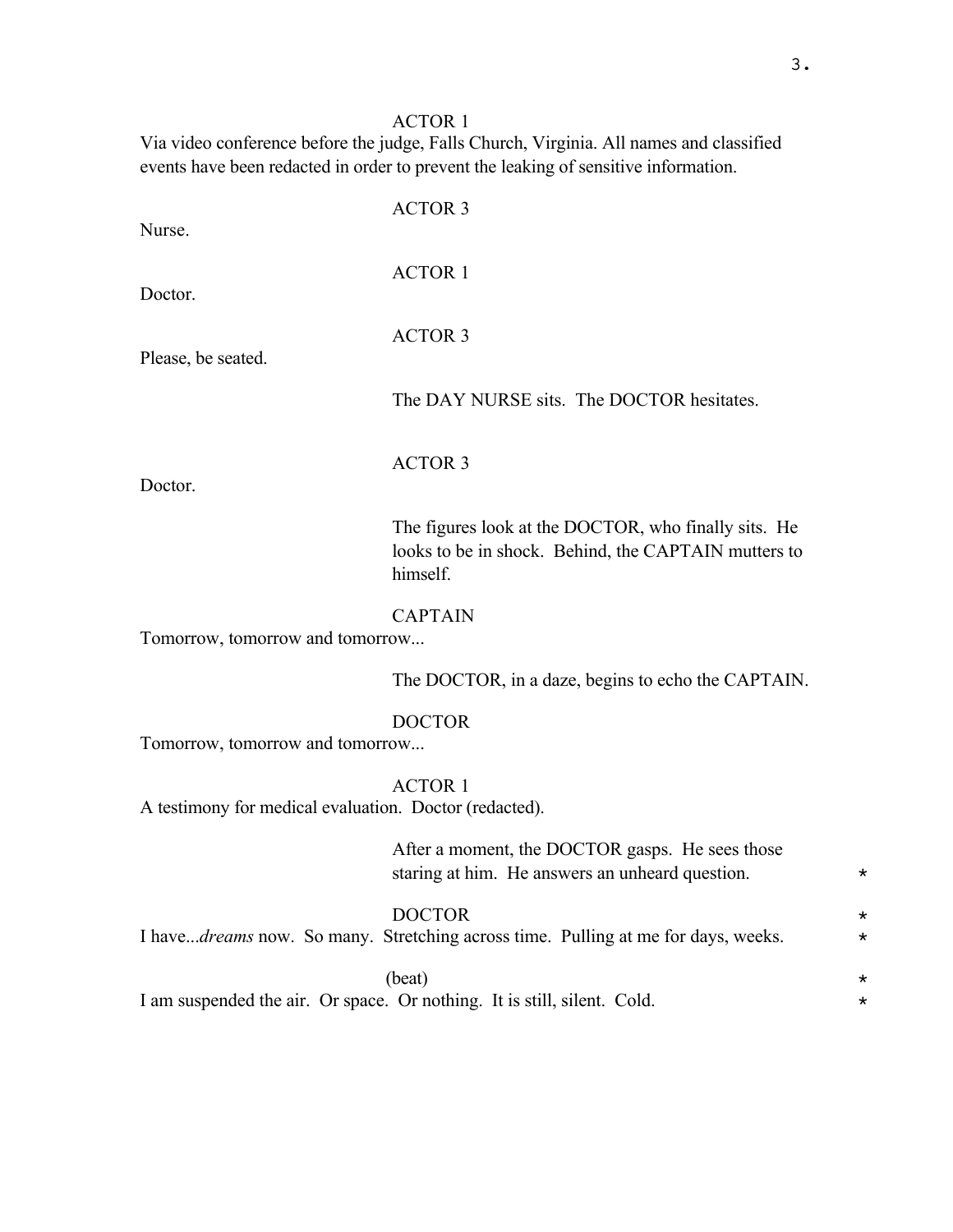ACTOR 1

Via video conference before the judge, Falls Church, Virginia. All names and classified events have been redacted in order to prevent the leaking of sensitive information.

ACTOR 3

Nurse.

ACTOR 1

Doctor.

ACTOR 3

Please, be seated.

The DAY NURSE sits. The DOCTOR hesitates.

ACTOR 3

Doctor.

The figures look at the DOCTOR, who finally sits. He looks to be in shock. Behind, the CAPTAIN mutters to himself.

CAPTAIN

Tomorrow, tomorrow and tomorrow...

The DOCTOR, in a daze, begins to echo the CAPTAIN.

DOCTOR

Tomorrow, tomorrow and tomorrow...

ACTOR 1

A testimony for medical evaluation. Doctor (redacted).

After a moment, the DOCTOR gasps. He sees those staring at him. He answers an unheard question. *

DOCTOR *

I have...*dreams* now. So many. Stretching across time. Pulling at me for days, weeks. *

(beat) *

I am suspended the air. Or space. Or nothing. It is still, silent. Cold. *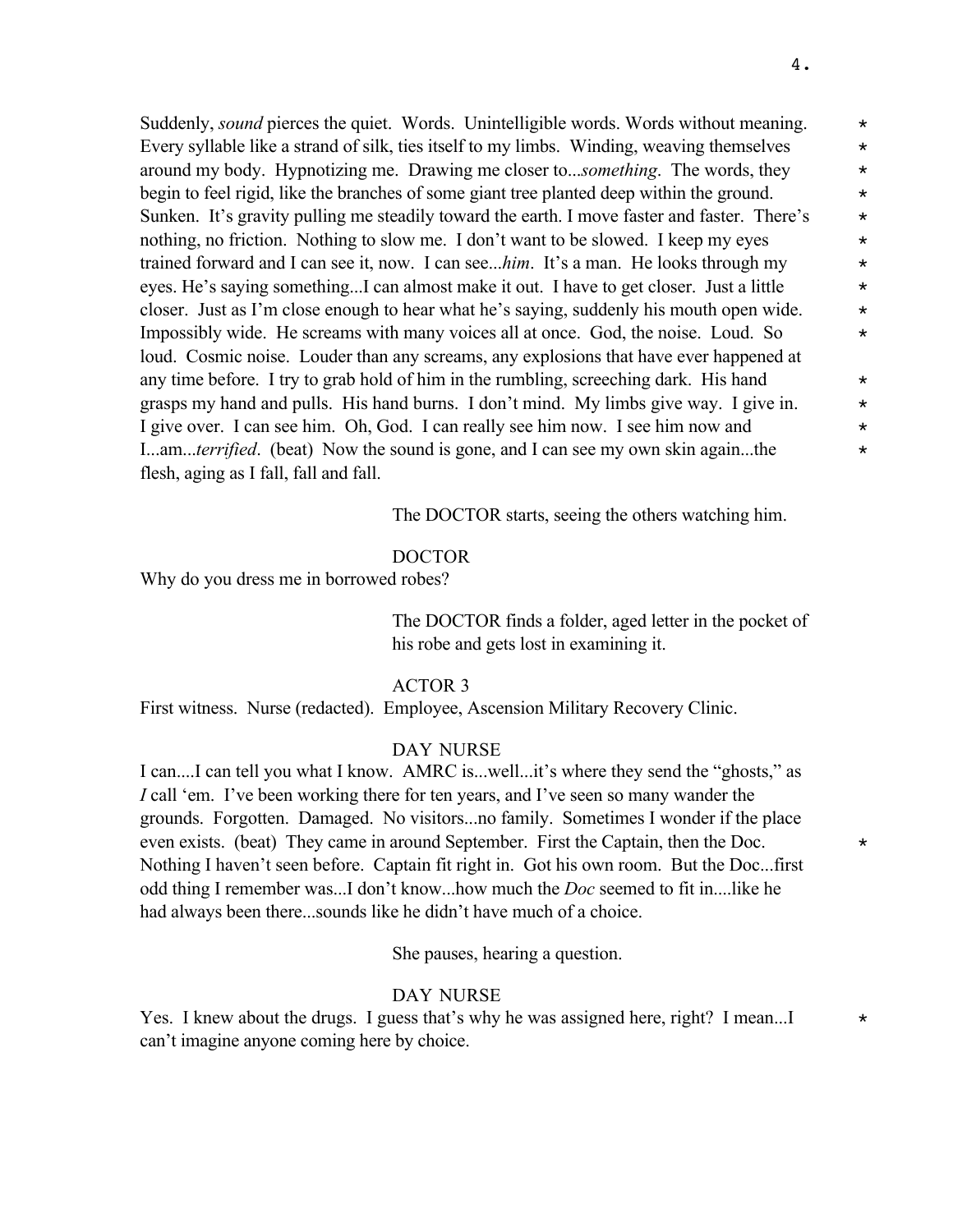Suddenly, *sound* pierces the quiet. Words. Unintelligible words. Words without meaning. Every syllable like a strand of silk, ties itself to my limbs. Winding, weaving themselves around my body. Hypnotizing me. Drawing me closer to...*something*. The words, they begin to feel rigid, like the branches of some giant tree planted deep within the ground. Sunken. It's gravity pulling me steadily toward the earth. I move faster and faster. There's nothing, no friction. Nothing to slow me. I don't want to be slowed. I keep my eyes trained forward and I can see it, now. I can see...*him*. It's a man. He looks through my eyes. He's saying something...I can almost make it out. I have to get closer. Just a little closer. Just as I'm close enough to hear what he's saying, suddenly his mouth open wide. Impossibly wide. He screams with many voices all at once. God, the noise. Loud. So loud. Cosmic noise. Louder than any screams, any explosions that have ever happened at any time before. I try to grab hold of him in the rumbling, screeching dark. His hand grasps my hand and pulls. His hand burns. I don't mind. My limbs give way. I give in. I give over. I can see him. Oh, God. I can really see him now. I see him now and I...am...*terrified*. (beat) Now the sound is gone, and I can see my own skin again...the flesh, aging as I fall, fall and fall. * * * * * * * * * * * * * *

The DOCTOR starts, seeing the others watching him.

DOCTOR

Why do you dress me in borrowed robes?

The DOCTOR finds a folder, aged letter in the pocket of his robe and gets lost in examining it.

ACTOR 3

First witness. Nurse (redacted). Employee, Ascension Military Recovery Clinic.

DAY NURSE

I can....I can tell you what I know. AMRC is...well...it's where they send the "ghosts," as *I* call 'em. I've been working there for ten years, and I've seen so many wander the grounds. Forgotten. Damaged. No visitors...no family. Sometimes I wonder if the place even exists. (beat) They came in around September. First the Captain, then the Doc. Nothing I haven't seen before. Captain fit right in. Got his own room. But the Doc...first odd thing I remember was...I don't know...how much the *Doc* seemed to fit in....like he had always been there...sounds like he didn't have much of a choice. *

She pauses, hearing a question.

DAY NURSE

Yes. I knew about the drugs. I guess that's why he was assigned here, right? I mean...I can't imagine anyone coming here by choice. *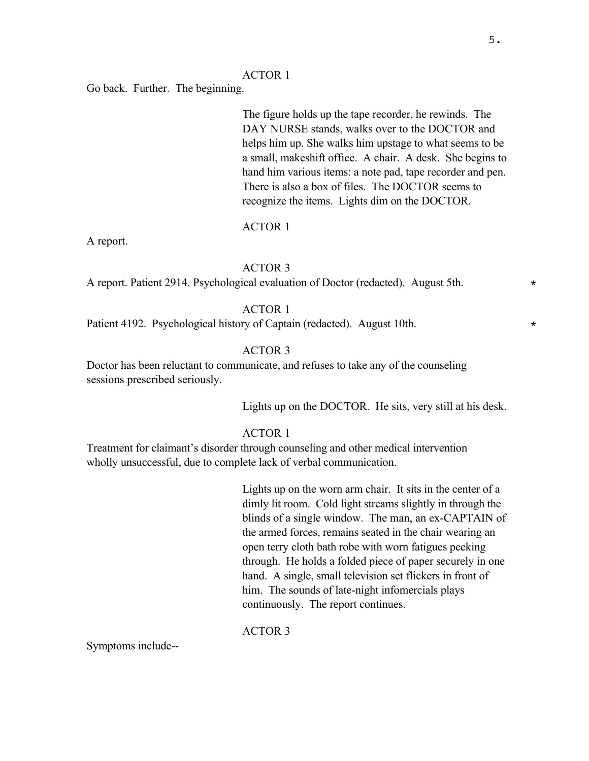ACTOR 1

Go back. Further. The beginning.

The figure holds up the tape recorder, he rewinds. The DAY NURSE stands, walks over to the DOCTOR and helps him up. She walks him upstage to what seems to be a small, makeshift office. A chair. A desk. She begins to hand him various items: a note pad, tape recorder and pen. There is also a box of files. The DOCTOR seems to recognize the items. Lights dim on the DOCTOR.

ACTOR 1

A report.

ACTOR 3

A report. Patient 2914. Psychological evaluation of Doctor (redacted). August 5th. *

ACTOR 1

Patient 4192. Psychological history of Captain (redacted). August 10th. *

ACTOR 3

Doctor has been reluctant to communicate, and refuses to take any of the counseling sessions prescribed seriously.

Lights up on the DOCTOR. He sits, very still at his desk.

ACTOR 1

Treatment for claimant's disorder through counseling and other medical intervention wholly unsuccessful, due to complete lack of verbal communication.

Lights up on the worn arm chair. It sits in the center of a dimly lit room. Cold light streams slightly in through the blinds of a single window. The man, an ex-CAPTAIN of the armed forces, remains seated in the chair wearing an open terry cloth bath robe with worn fatigues peeking through. He holds a folded piece of paper securely in one hand. A single, small television set flickers in front of him. The sounds of late-night infomercials plays continuously. The report continues.

ACTOR 3

Symptoms include--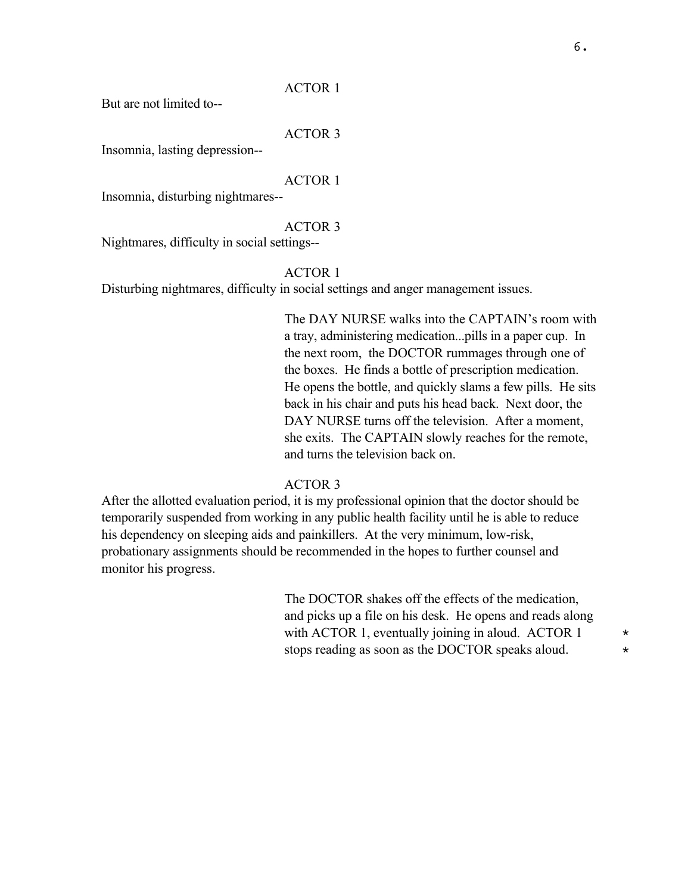ACTOR 1

But are not limited to--

ACTOR 3

Insomnia, lasting depression--

ACTOR 1

Insomnia, disturbing nightmares--

ACTOR 3

Nightmares, difficulty in social settings--

ACTOR 1

Disturbing nightmares, difficulty in social settings and anger management issues.

The DAY NURSE walks into the CAPTAIN's room with a tray, administering medication...pills in a paper cup. In the next room, the DOCTOR rummages through one of the boxes. He finds a bottle of prescription medication. He opens the bottle, and quickly slams a few pills. He sits back in his chair and puts his head back. Next door, the DAY NURSE turns off the television. After a moment, she exits. The CAPTAIN slowly reaches for the remote, and turns the television back on.

ACTOR 3

After the allotted evaluation period, it is my professional opinion that the doctor should be temporarily suspended from working in any public health facility until he is able to reduce his dependency on sleeping aids and painkillers. At the very minimum, low-risk, probationary assignments should be recommended in the hopes to further counsel and monitor his progress.

The DOCTOR shakes off the effects of the medication, and picks up a file on his desk. He opens and reads along with ACTOR 1, eventually joining in aloud. ACTOR 1 stops reading as soon as the DOCTOR speaks aloud. *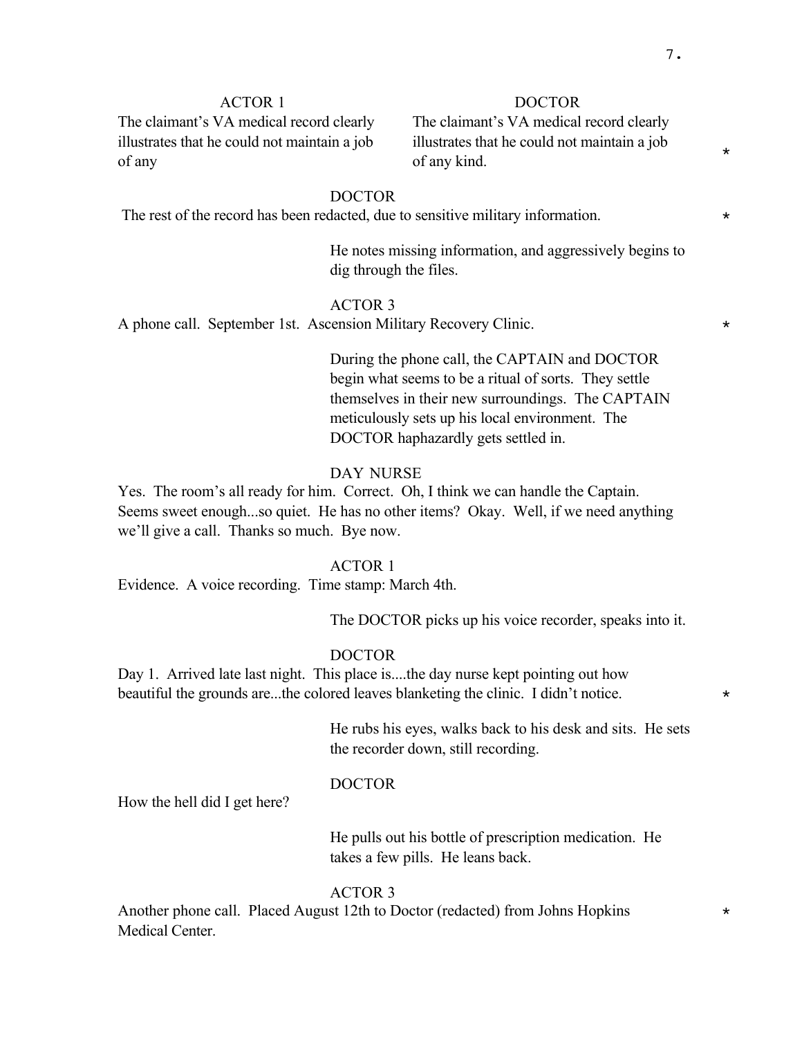ACTOR 1
The claimant's VA medical record clearly illustrates that he could not maintain a job of any

DOCTOR
The claimant's VA medical record clearly illustrates that he could not maintain a job of any kind. *

DOCTOR
The rest of the record has been redacted, due to sensitive military information. *

He notes missing information, and aggressively begins to dig through the files.

ACTOR 3
A phone call. September 1st. Ascension Military Recovery Clinic. *

During the phone call, the CAPTAIN and DOCTOR begin what seems to be a ritual of sorts. They settle themselves in their new surroundings. The CAPTAIN meticulously sets up his local environment. The DOCTOR haphazardly gets settled in.

DAY NURSE
Yes. The room's all ready for him. Correct. Oh, I think we can handle the Captain. Seems sweet enough...so quiet. He has no other items? Okay. Well, if we need anything we'll give a call. Thanks so much. Bye now.

ACTOR 1
Evidence. A voice recording. Time stamp: March 4th.

The DOCTOR picks up his voice recorder, speaks into it.

DOCTOR
Day 1. Arrived late last night. This place is....the day nurse kept pointing out how beautiful the grounds are...the colored leaves blanketing the clinic. I didn't notice. *

He rubs his eyes, walks back to his desk and sits. He sets the recorder down, still recording.

DOCTOR
How the hell did I get here?

He pulls out his bottle of prescription medication. He takes a few pills. He leans back.

ACTOR 3
Another phone call. Placed August 12th to Doctor (redacted) from Johns Hopkins Medical Center. *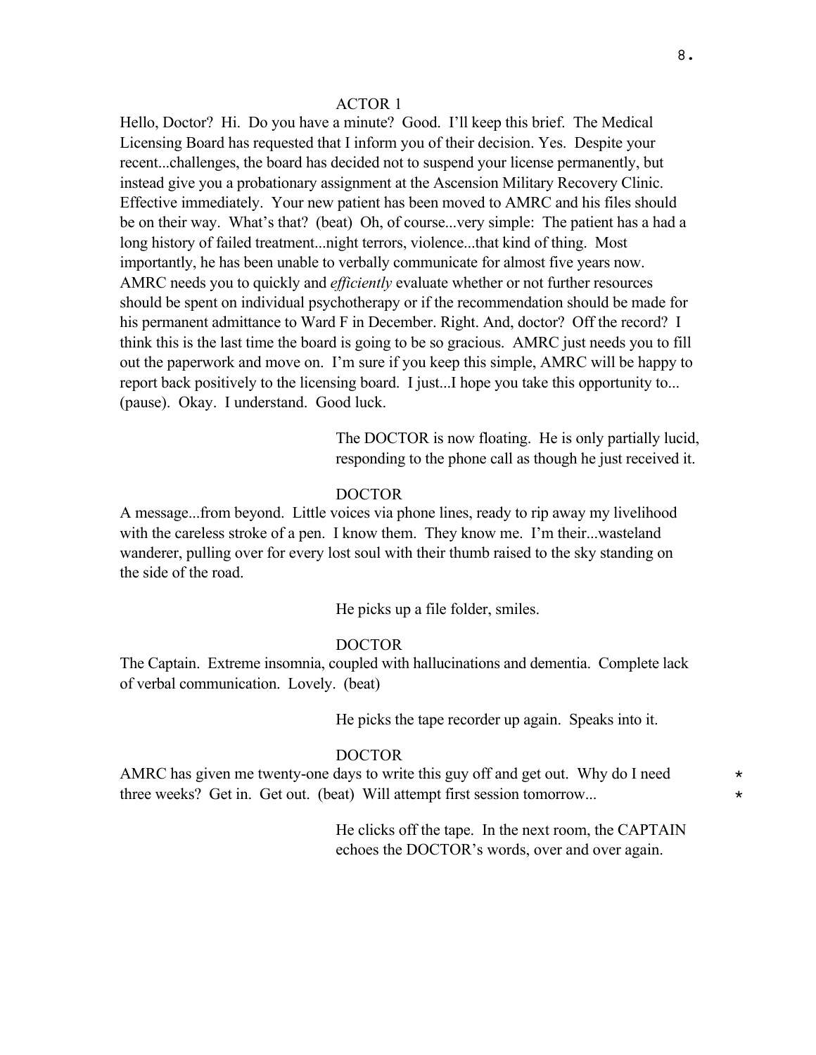ACTOR 1

Hello, Doctor? Hi. Do you have a minute? Good. I'll keep this brief. The Medical Licensing Board has requested that I inform you of their decision. Yes. Despite your recent...challenges, the board has decided not to suspend your license permanently, but instead give you a probationary assignment at the Ascension Military Recovery Clinic. Effective immediately. Your new patient has been moved to AMRC and his files should be on their way. What's that? (beat) Oh, of course...very simple: The patient has a had a long history of failed treatment...night terrors, violence...that kind of thing. Most importantly, he has been unable to verbally communicate for almost five years now. AMRC needs you to quickly and *efficiently* evaluate whether or not further resources should be spent on individual psychotherapy or if the recommendation should be made for his permanent admittance to Ward F in December. Right. And, doctor? Off the record? I think this is the last time the board is going to be so gracious. AMRC just needs you to fill out the paperwork and move on. I'm sure if you keep this simple, AMRC will be happy to report back positively to the licensing board. I just...I hope you take this opportunity to... (pause). Okay. I understand. Good luck.

The DOCTOR is now floating. He is only partially lucid, responding to the phone call as though he just received it.

DOCTOR

A message...from beyond. Little voices via phone lines, ready to rip away my livelihood with the careless stroke of a pen. I know them. They know me. I'm their...wasteland wanderer, pulling over for every lost soul with their thumb raised to the sky standing on the side of the road.

He picks up a file folder, smiles.

DOCTOR

The Captain. Extreme insomnia, coupled with hallucinations and dementia. Complete lack of verbal communication. Lovely. (beat)

He picks the tape recorder up again. Speaks into it.

DOCTOR

AMRC has given me twenty-one days to write this guy off and get out. Why do I need three weeks? Get in. Get out. (beat) Will attempt first session tomorrow... *

He clicks off the tape. In the next room, the CAPTAIN echoes the DOCTOR's words, over and over again.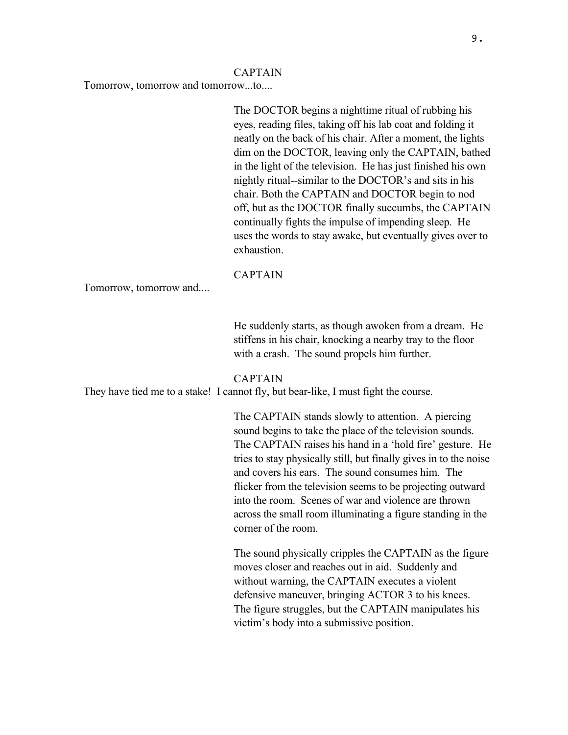CAPTAIN

Tomorrow, tomorrow and tomorrow...to....

The DOCTOR begins a nighttime ritual of rubbing his eyes, reading files, taking off his lab coat and folding it neatly on the back of his chair. After a moment, the lights dim on the DOCTOR, leaving only the CAPTAIN, bathed in the light of the television. He has just finished his own nightly ritual--similar to the DOCTOR's and sits in his chair. Both the CAPTAIN and DOCTOR begin to nod off, but as the DOCTOR finally succumbs, the CAPTAIN continually fights the impulse of impending sleep. He uses the words to stay awake, but eventually gives over to exhaustion.

CAPTAIN

Tomorrow, tomorrow and....

He suddenly starts, as though awoken from a dream. He stiffens in his chair, knocking a nearby tray to the floor with a crash. The sound propels him further.

CAPTAIN

They have tied me to a stake! I cannot fly, but bear-like, I must fight the course.

The CAPTAIN stands slowly to attention. A piercing sound begins to take the place of the television sounds. The CAPTAIN raises his hand in a 'hold fire' gesture. He tries to stay physically still, but finally gives in to the noise and covers his ears. The sound consumes him. The flicker from the television seems to be projecting outward into the room. Scenes of war and violence are thrown across the small room illuminating a figure standing in the corner of the room.

The sound physically cripples the CAPTAIN as the figure moves closer and reaches out in aid. Suddenly and without warning, the CAPTAIN executes a violent defensive maneuver, bringing ACTOR 3 to his knees. The figure struggles, but the CAPTAIN manipulates his victim's body into a submissive position.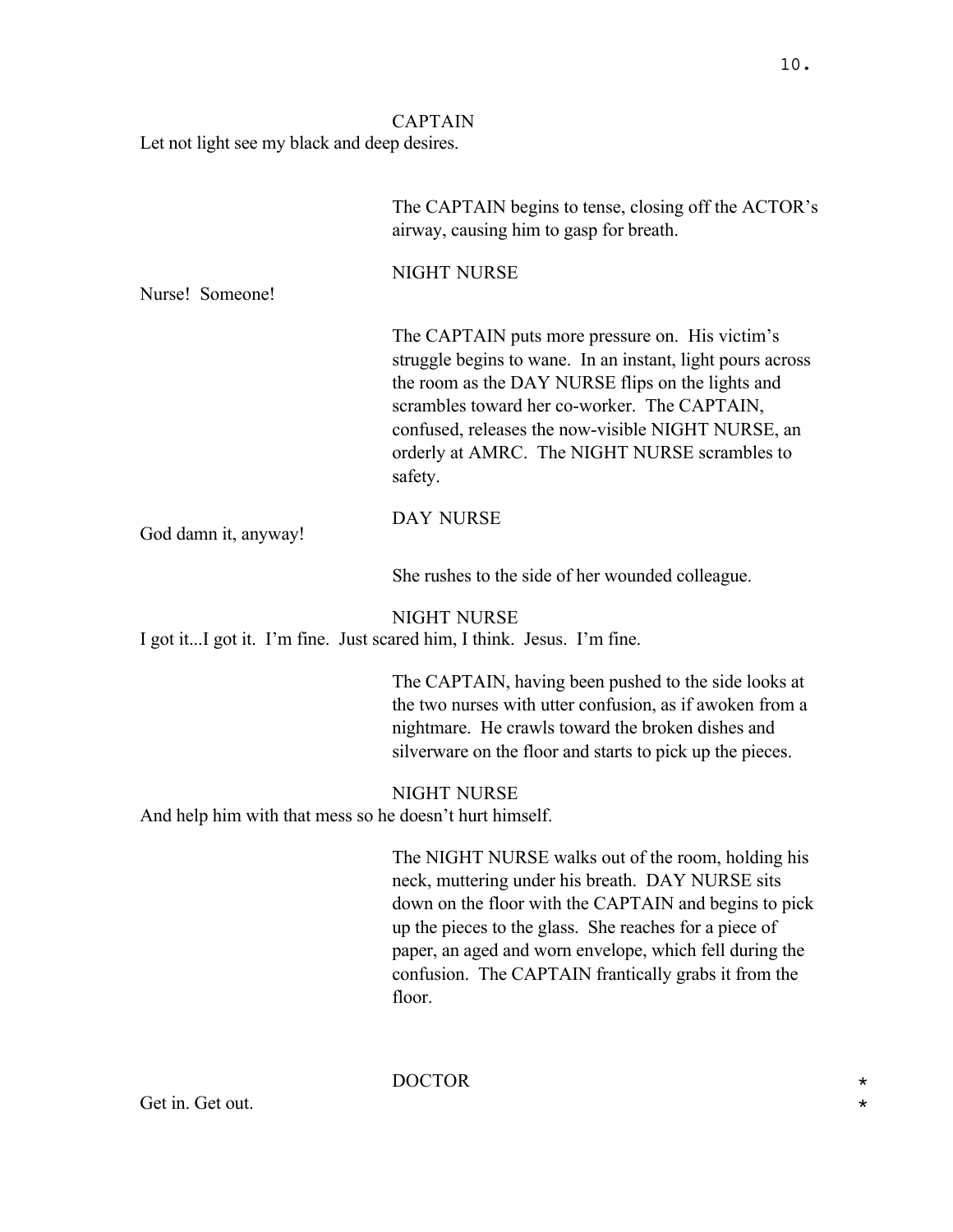CAPTAIN

Let not light see my black and deep desires.

The CAPTAIN begins to tense, closing off the ACTOR's airway, causing him to gasp for breath.

NIGHT NURSE

Nurse! Someone!

The CAPTAIN puts more pressure on. His victim's struggle begins to wane. In an instant, light pours across the room as the DAY NURSE flips on the lights and scrambles toward her co-worker. The CAPTAIN, confused, releases the now-visible NIGHT NURSE, an orderly at AMRC. The NIGHT NURSE scrambles to safety.

DAY NURSE

God damn it, anyway!

She rushes to the side of her wounded colleague.

NIGHT NURSE

I got it...I got it. I'm fine. Just scared him, I think. Jesus. I'm fine.

The CAPTAIN, having been pushed to the side looks at the two nurses with utter confusion, as if awoken from a nightmare. He crawls toward the broken dishes and silverware on the floor and starts to pick up the pieces.

NIGHT NURSE

And help him with that mess so he doesn't hurt himself.

The NIGHT NURSE walks out of the room, holding his neck, muttering under his breath. DAY NURSE sits down on the floor with the CAPTAIN and begins to pick up the pieces to the glass. She reaches for a piece of paper, an aged and worn envelope, which fell during the confusion. The CAPTAIN frantically grabs it from the floor.

DOCTOR *

Get in. Get out. *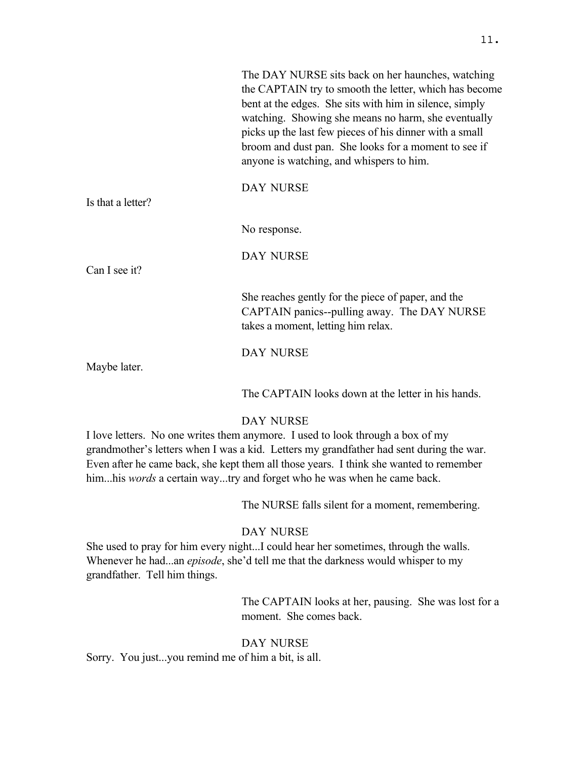The DAY NURSE sits back on her haunches, watching the CAPTAIN try to smooth the letter, which has become bent at the edges. She sits with him in silence, simply watching. Showing she means no harm, she eventually picks up the last few pieces of his dinner with a small broom and dust pan. She looks for a moment to see if anyone is watching, and whispers to him.

DAY NURSE

Is that a letter?

No response.

DAY NURSE

Can I see it?

She reaches gently for the piece of paper, and the CAPTAIN panics--pulling away. The DAY NURSE takes a moment, letting him relax.

DAY NURSE

Maybe later.

The CAPTAIN looks down at the letter in his hands.

DAY NURSE

I love letters. No one writes them anymore. I used to look through a box of my grandmother's letters when I was a kid. Letters my grandfather had sent during the war. Even after he came back, she kept them all those years. I think she wanted to remember him...his *words* a certain way...try and forget who he was when he came back.

The NURSE falls silent for a moment, remembering.

DAY NURSE

She used to pray for him every night...I could hear her sometimes, through the walls. Whenever he had...an *episode*, she'd tell me that the darkness would whisper to my grandfather. Tell him things.

The CAPTAIN looks at her, pausing. She was lost for a moment. She comes back.

DAY NURSE

Sorry. You just...you remind me of him a bit, is all.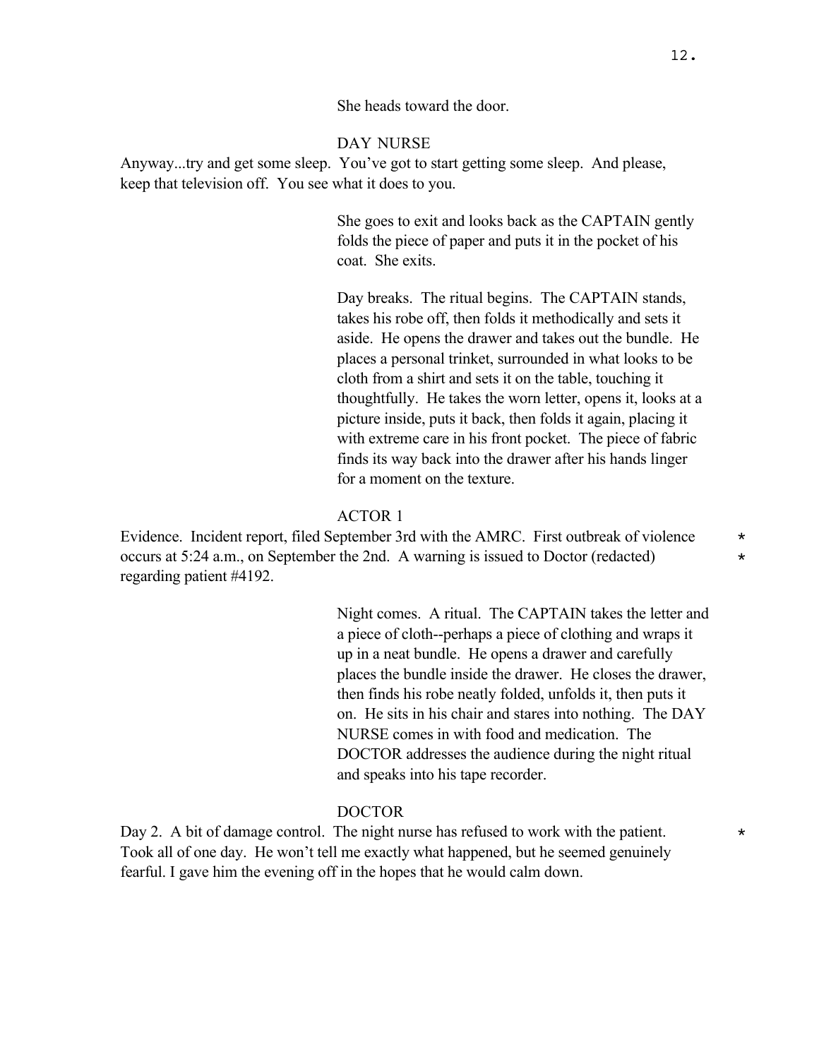She heads toward the door.

DAY NURSE

Anyway...try and get some sleep. You've got to start getting some sleep. And please, keep that television off. You see what it does to you.

She goes to exit and looks back as the CAPTAIN gently folds the piece of paper and puts it in the pocket of his coat. She exits.

Day breaks. The ritual begins. The CAPTAIN stands, takes his robe off, then folds it methodically and sets it aside. He opens the drawer and takes out the bundle. He places a personal trinket, surrounded in what looks to be cloth from a shirt and sets it on the table, touching it thoughtfully. He takes the worn letter, opens it, looks at a picture inside, puts it back, then folds it again, placing it with extreme care in his front pocket. The piece of fabric finds its way back into the drawer after his hands linger for a moment on the texture.

ACTOR 1

Evidence. Incident report, filed September 3rd with the AMRC. First outbreak of violence occurs at 5:24 a.m., on September the 2nd. A warning is issued to Doctor (redacted) regarding patient #4192. *

Night comes. A ritual. The CAPTAIN takes the letter and a piece of cloth--perhaps a piece of clothing and wraps it up in a neat bundle. He opens a drawer and carefully places the bundle inside the drawer. He closes the drawer, then finds his robe neatly folded, unfolds it, then puts it on. He sits in his chair and stares into nothing. The DAY NURSE comes in with food and medication. The DOCTOR addresses the audience during the night ritual and speaks into his tape recorder.

DOCTOR

Day 2. A bit of damage control. The night nurse has refused to work with the patient. Took all of one day. He won't tell me exactly what happened, but he seemed genuinely fearful. I gave him the evening off in the hopes that he would calm down. *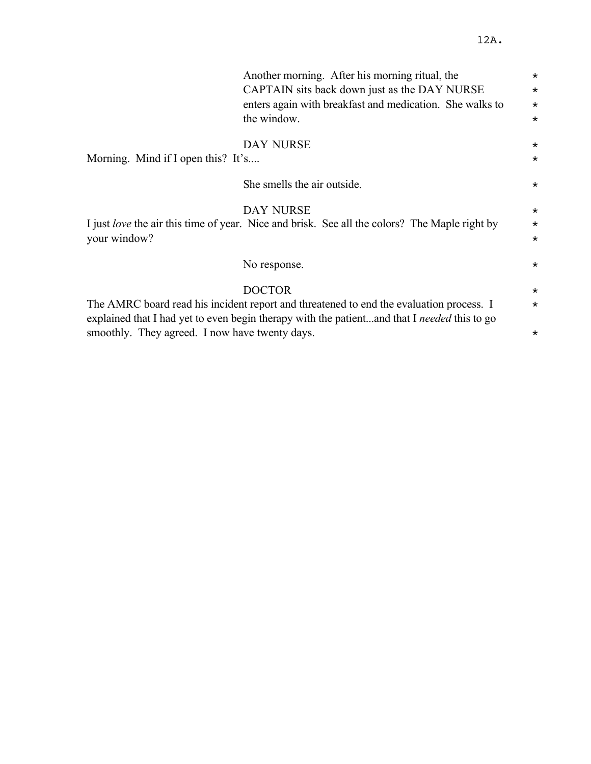Another morning. After his morning ritual, the CAPTAIN sits back down just as the DAY NURSE enters again with breakfast and medication. She walks to the window. *

DAY NURSE *

Morning. Mind if I open this? It's.... *

She smells the air outside. *

DAY NURSE *

I just *love* the air this time of year. Nice and brisk. See all the colors? The Maple right by your window? *

No response. *

DOCTOR *

The AMRC board read his incident report and threatened to end the evaluation process. I explained that I had yet to even begin therapy with the patient...and that I *needed* this to go smoothly. They agreed. I now have twenty days. *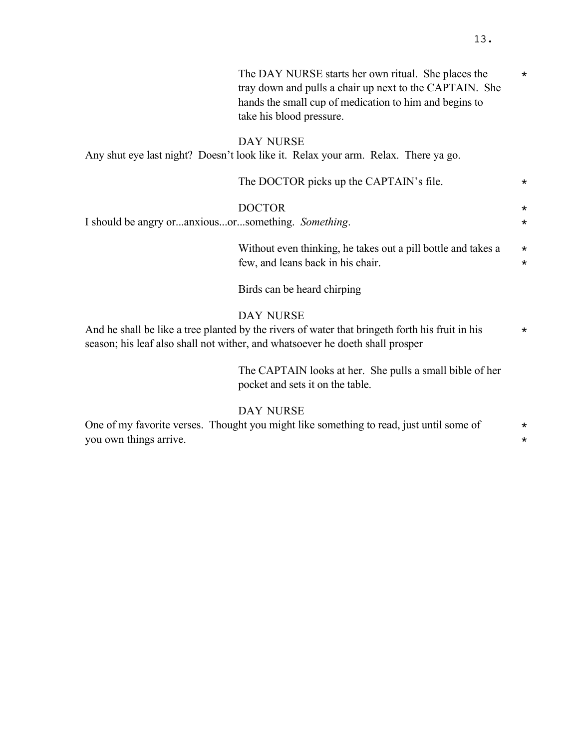The DAY NURSE starts her own ritual. She places the tray down and pulls a chair up next to the CAPTAIN. She hands the small cup of medication to him and begins to take his blood pressure. *

DAY NURSE
Any shut eye last night? Doesn't look like it. Relax your arm. Relax. There ya go.

The DOCTOR picks up the CAPTAIN's file. *

DOCTOR *
I should be angry or...anxious...or...something. *Something*. *

Without even thinking, he takes out a pill bottle and takes a few, and leans back in his chair. *

Birds can be heard chirping

DAY NURSE
And he shall be like a tree planted by the rivers of water that bringeth forth his fruit in his season; his leaf also shall not wither, and whatsoever he doeth shall prosper *

The CAPTAIN looks at her. She pulls a small bible of her pocket and sets it on the table.

DAY NURSE
One of my favorite verses. Thought you might like something to read, just until some of you own things arrive. *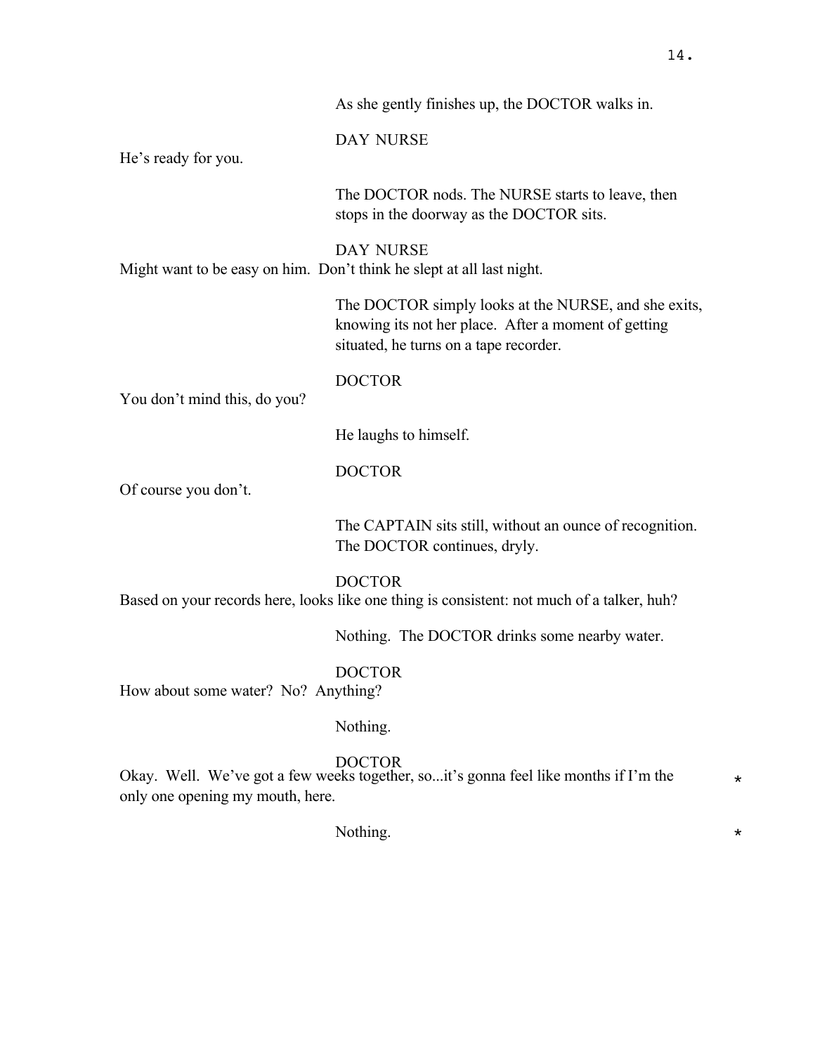As she gently finishes up, the DOCTOR walks in.

DAY NURSE

He's ready for you.

The DOCTOR nods. The NURSE starts to leave, then stops in the doorway as the DOCTOR sits.

DAY NURSE

Might want to be easy on him.  Don't think he slept at all last night.

The DOCTOR simply looks at the NURSE, and she exits, knowing its not her place.  After a moment of getting situated, he turns on a tape recorder.

DOCTOR

You don't mind this, do you?

He laughs to himself.

DOCTOR

Of course you don't.

The CAPTAIN sits still, without an ounce of recognition. The DOCTOR continues, dryly.

DOCTOR

Based on your records here, looks like one thing is consistent: not much of a talker, huh?

Nothing.  The DOCTOR drinks some nearby water.

DOCTOR

How about some water?  No?  Anything?

Nothing.

DOCTOR

Okay.  Well.  We've got a few weeks together, so...it's gonna feel like months if I'm the only one opening my mouth, here. *

Nothing. *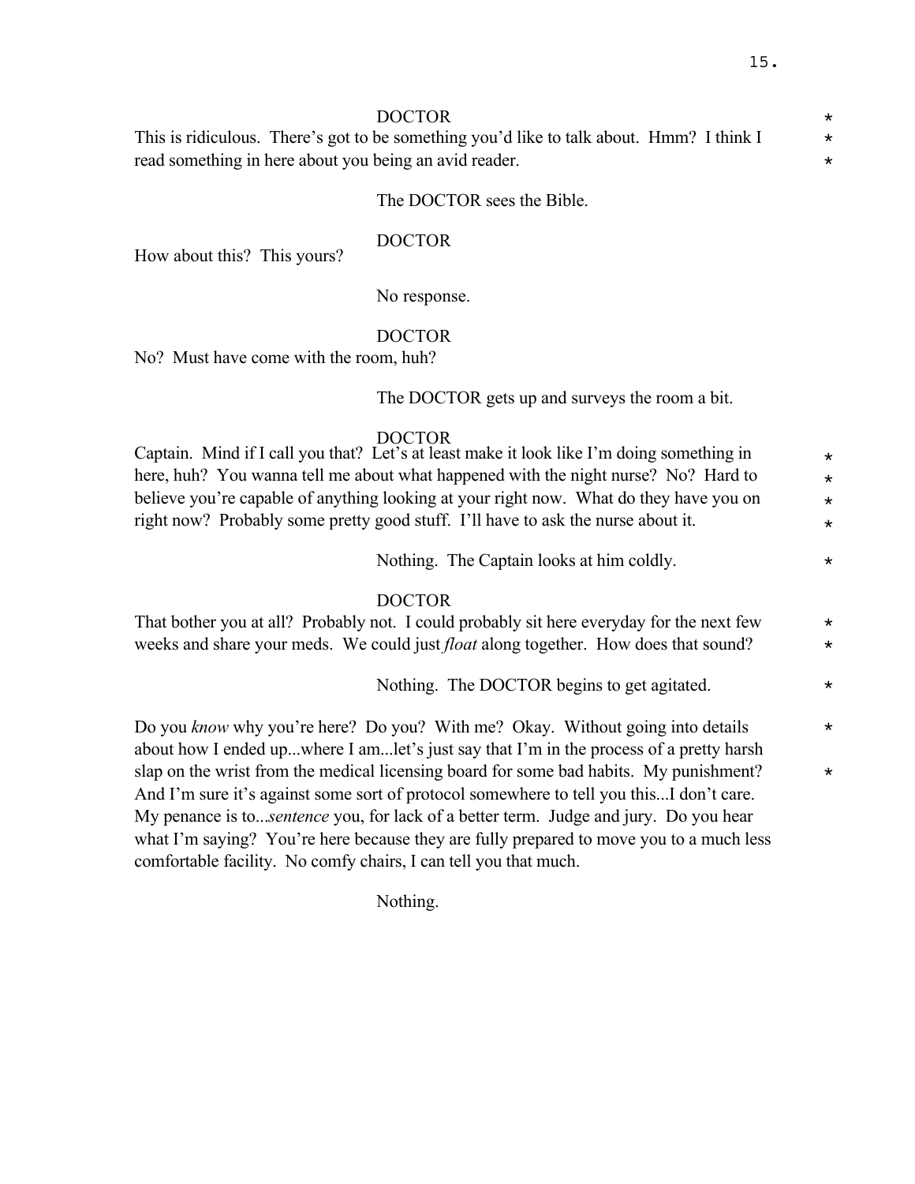DOCTOR

This is ridiculous. There's got to be something you'd like to talk about. Hmm? I think I read something in here about you being an avid reader.

The DOCTOR sees the Bible.

DOCTOR

How about this? This yours?

No response.

DOCTOR

No? Must have come with the room, huh?

The DOCTOR gets up and surveys the room a bit.

DOCTOR

Captain. Mind if I call you that? Let's at least make it look like I'm doing something in here, huh? You wanna tell me about what happened with the night nurse? No? Hard to believe you're capable of anything looking at your right now. What do they have you on right now? Probably some pretty good stuff. I'll have to ask the nurse about it.

Nothing. The Captain looks at him coldly.

DOCTOR

That bother you at all? Probably not. I could probably sit here everyday for the next few weeks and share your meds. We could just *float* along together. How does that sound?

Nothing. The DOCTOR begins to get agitated.

Do you *know* why you're here? Do you? With me? Okay. Without going into details about how I ended up...where I am...let's just say that I'm in the process of a pretty harsh slap on the wrist from the medical licensing board for some bad habits. My punishment? And I'm sure it's against some sort of protocol somewhere to tell you this...I don't care. My penance is to...*sentence* you, for lack of a better term. Judge and jury. Do you hear what I'm saying? You're here because they are fully prepared to move you to a much less comfortable facility. No comfy chairs, I can tell you that much.

Nothing.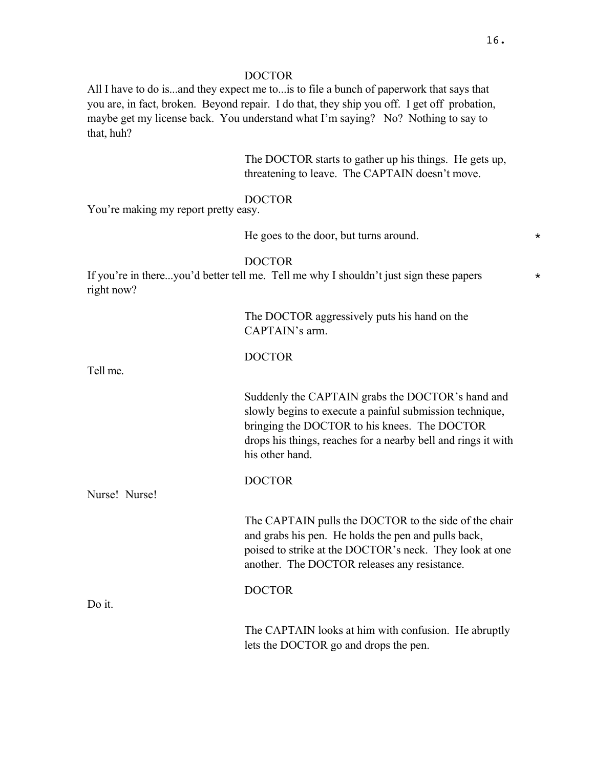DOCTOR

All I have to do is...and they expect me to...is to file a bunch of paperwork that says that you are, in fact, broken. Beyond repair. I do that, they ship you off. I get off probation, maybe get my license back. You understand what I'm saying? No? Nothing to say to that, huh?

The DOCTOR starts to gather up his things. He gets up, threatening to leave. The CAPTAIN doesn't move.

DOCTOR

You're making my report pretty easy.

He goes to the door, but turns around. *

DOCTOR

If you're in there...you'd better tell me. Tell me why I shouldn't just sign these papers right now? *

The DOCTOR aggressively puts his hand on the CAPTAIN's arm.

DOCTOR

Tell me.

Suddenly the CAPTAIN grabs the DOCTOR's hand and slowly begins to execute a painful submission technique, bringing the DOCTOR to his knees. The DOCTOR drops his things, reaches for a nearby bell and rings it with his other hand.

DOCTOR

Nurse! Nurse!

The CAPTAIN pulls the DOCTOR to the side of the chair and grabs his pen. He holds the pen and pulls back, poised to strike at the DOCTOR's neck. They look at one another. The DOCTOR releases any resistance.

DOCTOR

Do it.

The CAPTAIN looks at him with confusion. He abruptly lets the DOCTOR go and drops the pen.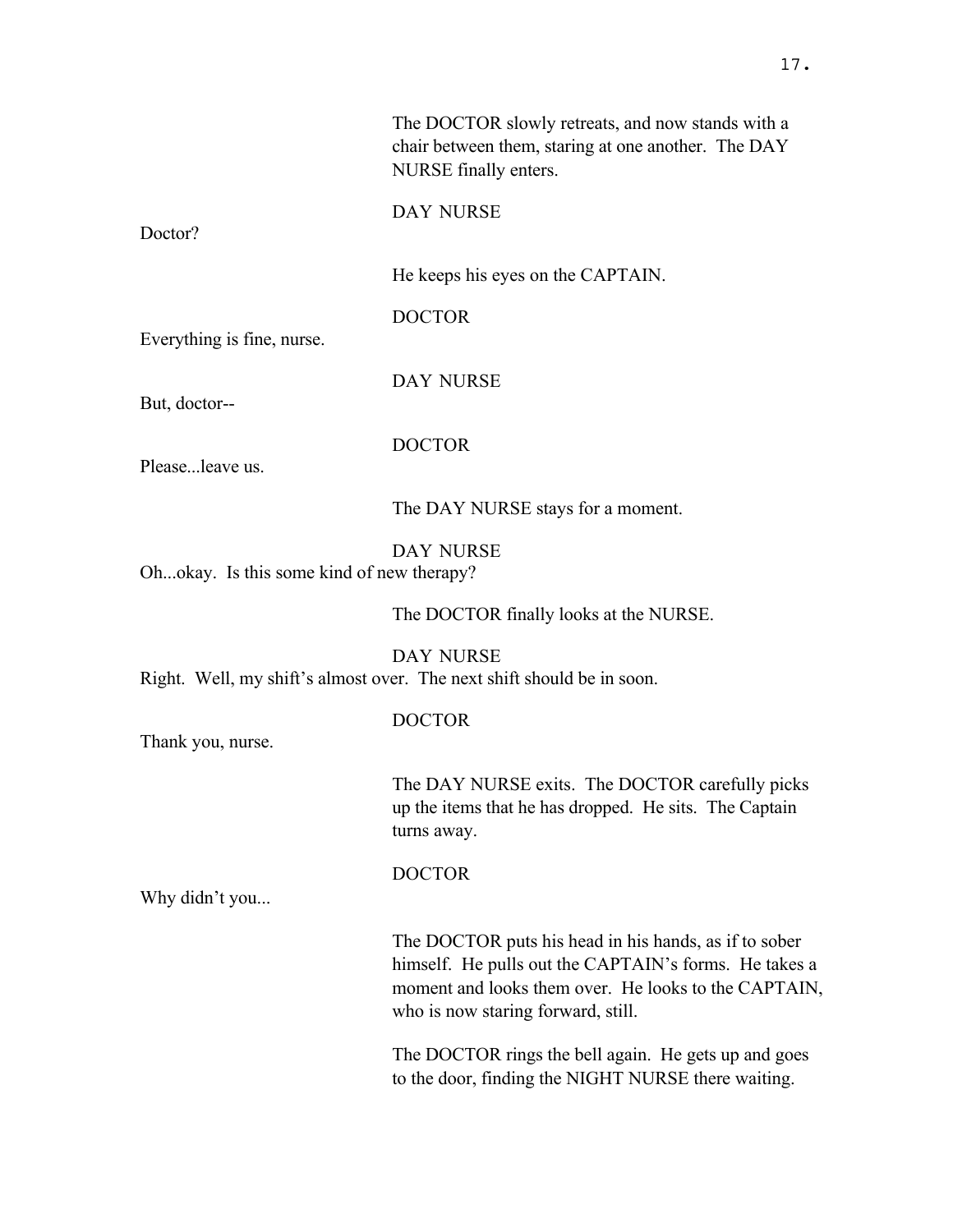The DOCTOR slowly retreats, and now stands with a chair between them, staring at one another. The DAY NURSE finally enters.

DAY NURSE

Doctor?

He keeps his eyes on the CAPTAIN.

DOCTOR

Everything is fine, nurse.

DAY NURSE

But, doctor--

DOCTOR

Please...leave us.

The DAY NURSE stays for a moment.

DAY NURSE

Oh...okay. Is this some kind of new therapy?

The DOCTOR finally looks at the NURSE.

DAY NURSE

Right. Well, my shift's almost over. The next shift should be in soon.

DOCTOR

Thank you, nurse.

The DAY NURSE exits. The DOCTOR carefully picks up the items that he has dropped. He sits. The Captain turns away.

DOCTOR

Why didn't you...

The DOCTOR puts his head in his hands, as if to sober himself. He pulls out the CAPTAIN's forms. He takes a moment and looks them over. He looks to the CAPTAIN, who is now staring forward, still.

The DOCTOR rings the bell again. He gets up and goes to the door, finding the NIGHT NURSE there waiting.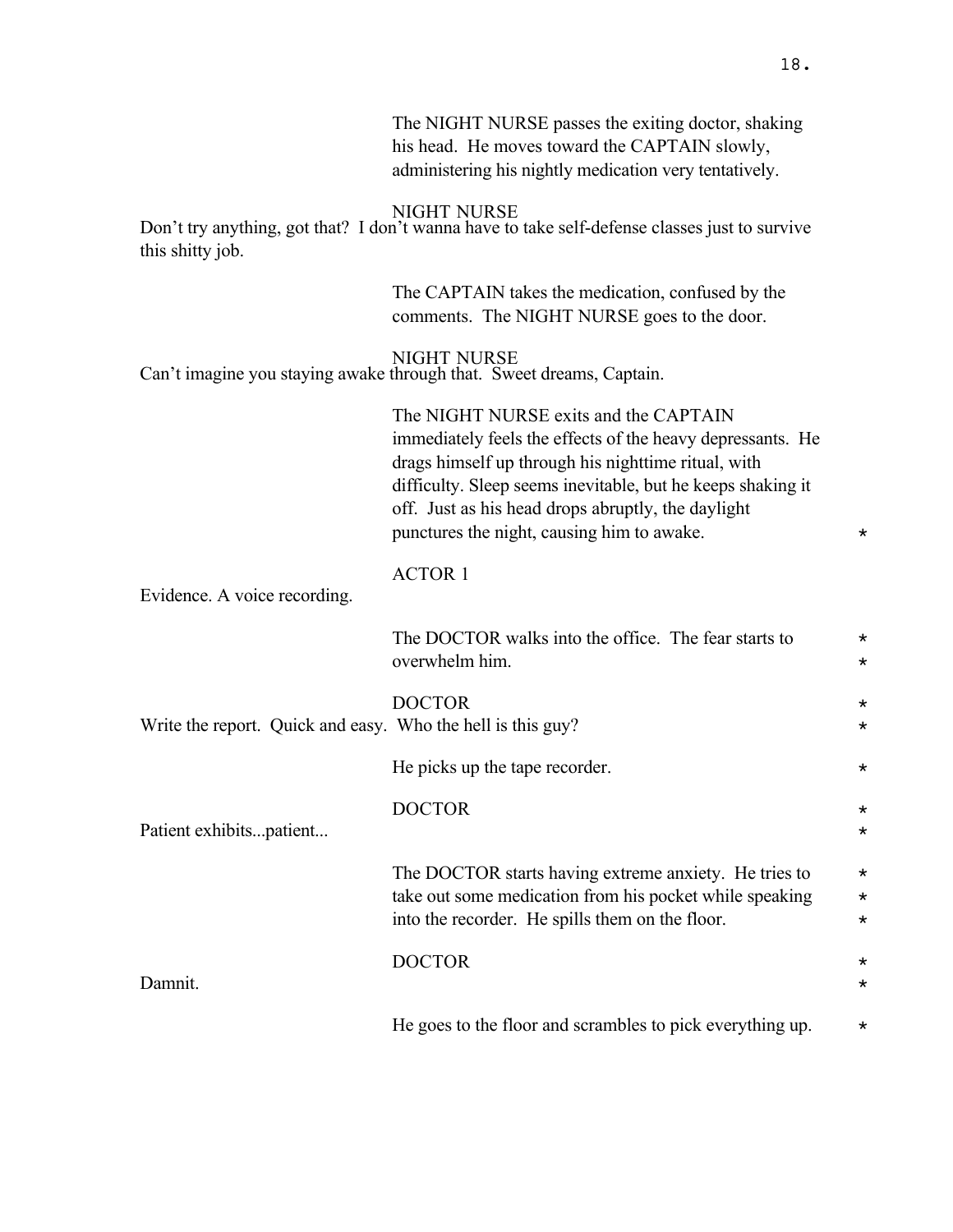The NIGHT NURSE passes the exiting doctor, shaking his head. He moves toward the CAPTAIN slowly, administering his nightly medication very tentatively.

NIGHT NURSE

Don't try anything, got that? I don't wanna have to take self-defense classes just to survive this shitty job.

The CAPTAIN takes the medication, confused by the comments. The NIGHT NURSE goes to the door.

NIGHT NURSE

Can't imagine you staying awake through that. Sweet dreams, Captain.

The NIGHT NURSE exits and the CAPTAIN immediately feels the effects of the heavy depressants. He drags himself up through his nighttime ritual, with difficulty. Sleep seems inevitable, but he keeps shaking it off. Just as his head drops abruptly, the daylight punctures the night, causing him to awake. *

ACTOR 1

Evidence. A voice recording.

The DOCTOR walks into the office. The fear starts to overwhelm him. *

DOCTOR *

Write the report. Quick and easy. Who the hell is this guy? *

He picks up the tape recorder. *

DOCTOR *

Patient exhibits...patient... *

The DOCTOR starts having extreme anxiety. He tries to take out some medication from his pocket while speaking into the recorder. He spills them on the floor. *

DOCTOR *

Damnit. *

He goes to the floor and scrambles to pick everything up. *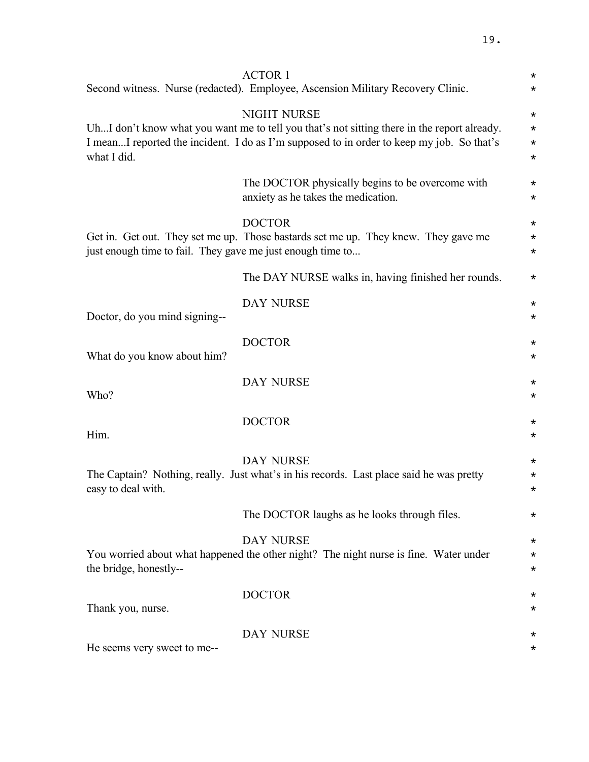ACTOR 1

Second witness. Nurse (redacted). Employee, Ascension Military Recovery Clinic.

NIGHT NURSE

Uh...I don't know what you want me to tell you that's not sitting there in the report already. I mean...I reported the incident. I do as I'm supposed to in order to keep my job. So that's what I did.

The DOCTOR physically begins to be overcome with anxiety as he takes the medication.

DOCTOR

Get in. Get out. They set me up. Those bastards set me up. They knew. They gave me just enough time to fail. They gave me just enough time to...

The DAY NURSE walks in, having finished her rounds.

DAY NURSE

Doctor, do you mind signing--

DOCTOR

What do you know about him?

DAY NURSE

Who?

DOCTOR

Him.

DAY NURSE

The Captain? Nothing, really. Just what's in his records. Last place said he was pretty easy to deal with.

The DOCTOR laughs as he looks through files.

DAY NURSE

You worried about what happened the other night? The night nurse is fine. Water under the bridge, honestly--

DOCTOR

Thank you, nurse.

DAY NURSE

He seems very sweet to me--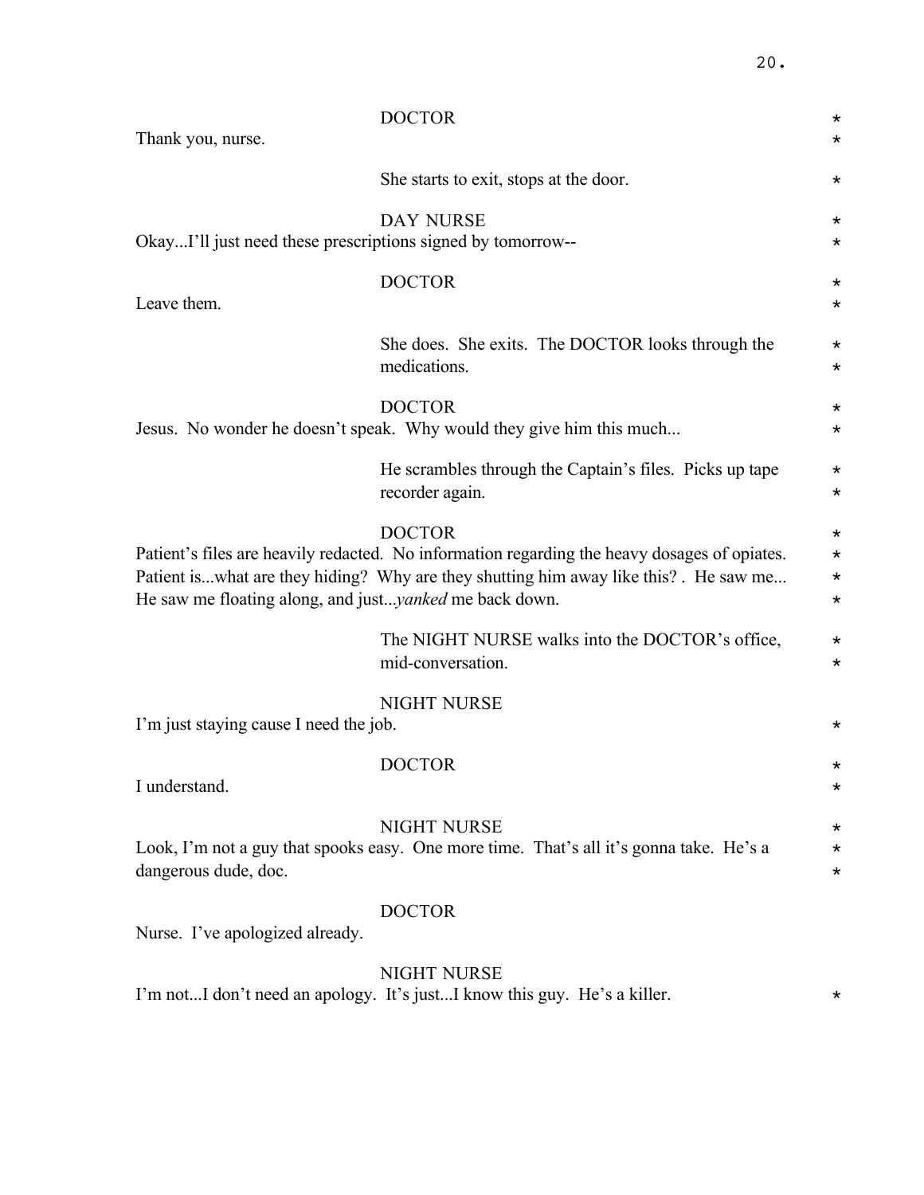DOCTOR

Thank you, nurse.

She starts to exit, stops at the door.

DAY NURSE

Okay...I'll just need these prescriptions signed by tomorrow--

DOCTOR

Leave them.

She does. She exits. The DOCTOR looks through the medications.

DOCTOR

Jesus. No wonder he doesn't speak. Why would they give him this much...

He scrambles through the Captain's files. Picks up tape recorder again.

DOCTOR

Patient's files are heavily redacted. No information regarding the heavy dosages of opiates. Patient is...what are they hiding? Why are they shutting him away like this? . He saw me... He saw me floating along, and just...*yanked* me back down.

The NIGHT NURSE walks into the DOCTOR's office, mid-conversation.

NIGHT NURSE

I'm just staying cause I need the job.

DOCTOR

I understand.

NIGHT NURSE

Look, I'm not a guy that spooks easy. One more time. That's all it's gonna take. He's a dangerous dude, doc.

DOCTOR

Nurse. I've apologized already.

NIGHT NURSE

I'm not...I don't need an apology. It's just...I know this guy. He's a killer.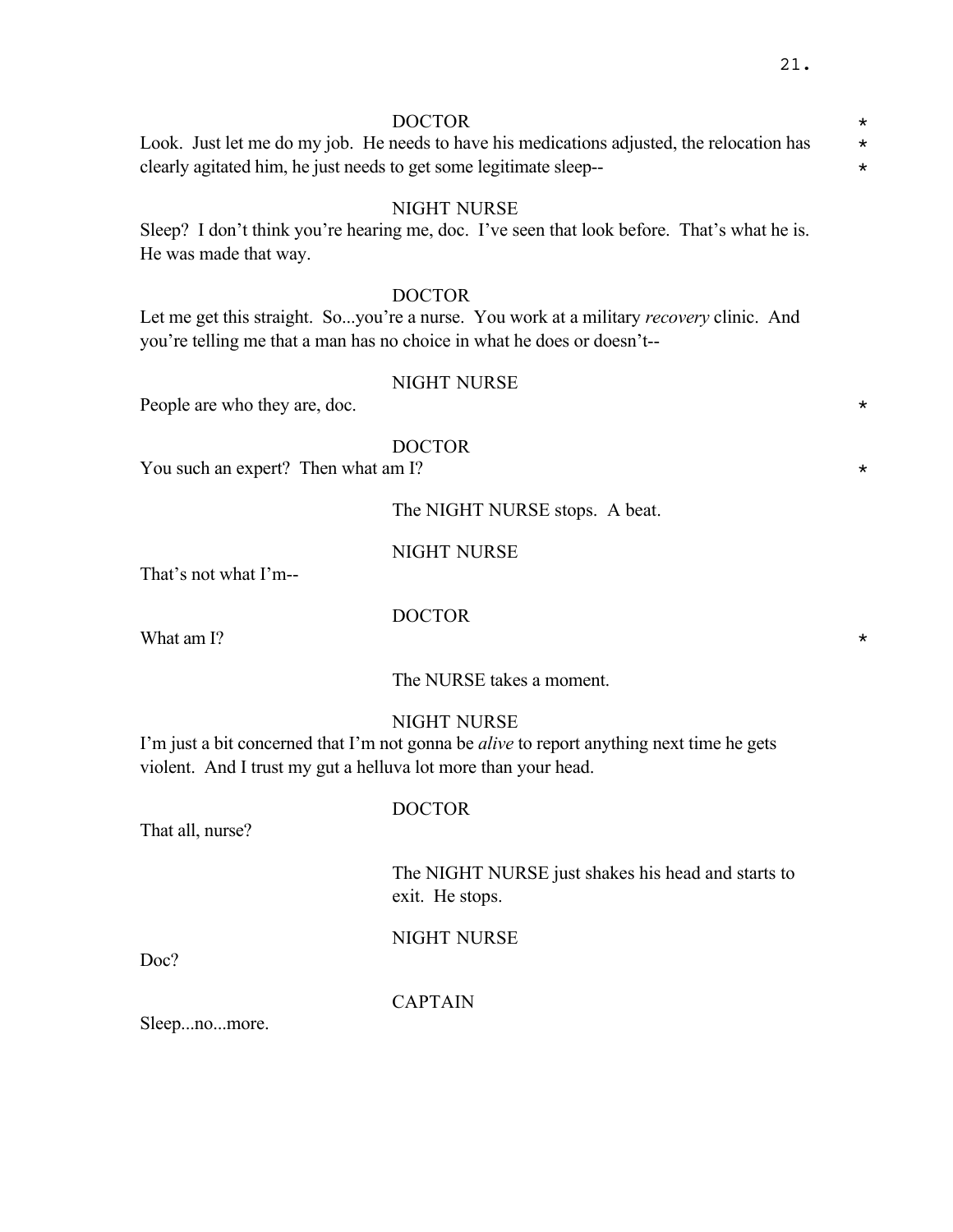DOCTOR

Look. Just let me do my job. He needs to have his medications adjusted, the relocation has clearly agitated him, he just needs to get some legitimate sleep-- *

NIGHT NURSE

Sleep? I don't think you're hearing me, doc. I've seen that look before. That's what he is. He was made that way.

DOCTOR

Let me get this straight. So...you're a nurse. You work at a military *recovery* clinic. And you're telling me that a man has no choice in what he does or doesn't--

NIGHT NURSE

People are who they are, doc. *

DOCTOR

You such an expert? Then what am I? *

The NIGHT NURSE stops. A beat.

NIGHT NURSE

That's not what I'm--

DOCTOR

What am I? *

The NURSE takes a moment.

NIGHT NURSE

I'm just a bit concerned that I'm not gonna be *alive* to report anything next time he gets violent. And I trust my gut a helluva lot more than your head.

DOCTOR

That all, nurse?

The NIGHT NURSE just shakes his head and starts to exit. He stops.

NIGHT NURSE

Doc?

CAPTAIN

Sleep...no...more.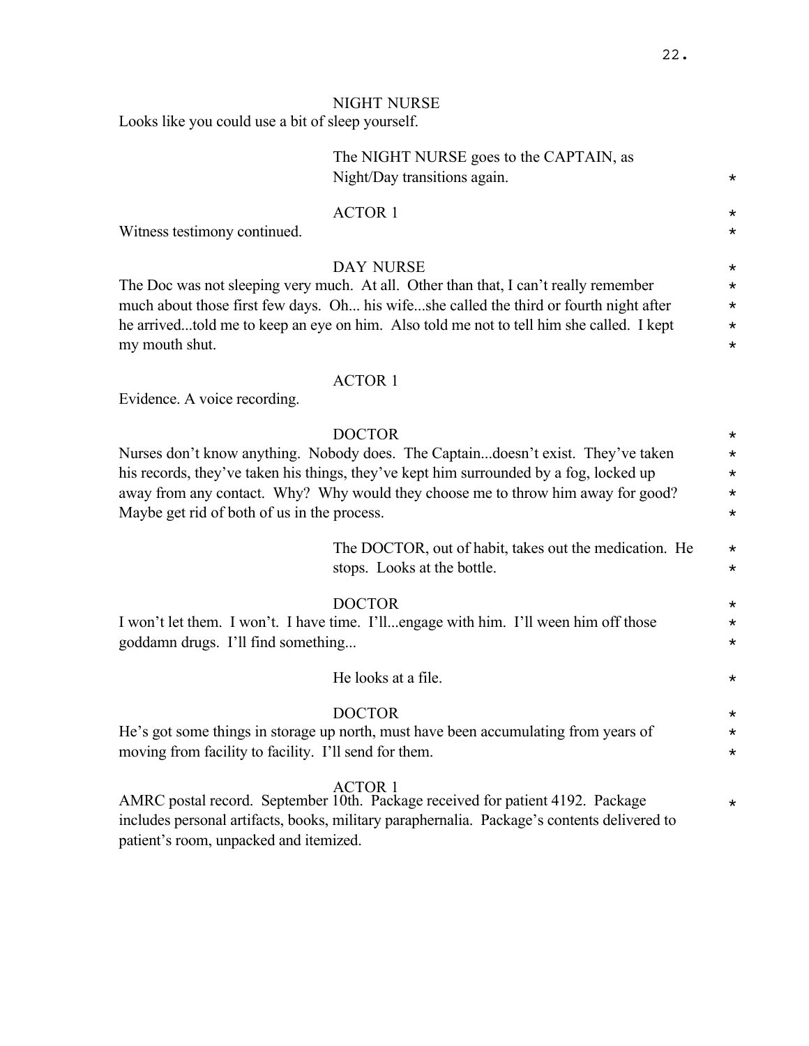NIGHT NURSE

Looks like you could use a bit of sleep yourself.

The NIGHT NURSE goes to the CAPTAIN, as Night/Day transitions again. *

ACTOR 1 *

Witness testimony continued. *

DAY NURSE *

The Doc was not sleeping very much. At all. Other than that, I can't really remember much about those first few days. Oh... his wife...she called the third or fourth night after he arrived...told me to keep an eye on him. Also told me not to tell him she called. I kept my mouth shut. *

ACTOR 1

Evidence. A voice recording.

DOCTOR *

Nurses don't know anything. Nobody does. The Captain...doesn't exist. They've taken his records, they've taken his things, they've kept him surrounded by a fog, locked up away from any contact. Why? Why would they choose me to throw him away for good? Maybe get rid of both of us in the process. *

The DOCTOR, out of habit, takes out the medication. He stops. Looks at the bottle. *

DOCTOR *

I won't let them. I won't. I have time. I'll...engage with him. I'll ween him off those goddamn drugs. I'll find something... *

He looks at a file. *

DOCTOR *

He's got some things in storage up north, must have been accumulating from years of moving from facility to facility. I'll send for them. *

ACTOR 1

AMRC postal record. September 10th. Package received for patient 4192. Package includes personal artifacts, books, military paraphernalia. Package's contents delivered to patient's room, unpacked and itemized. *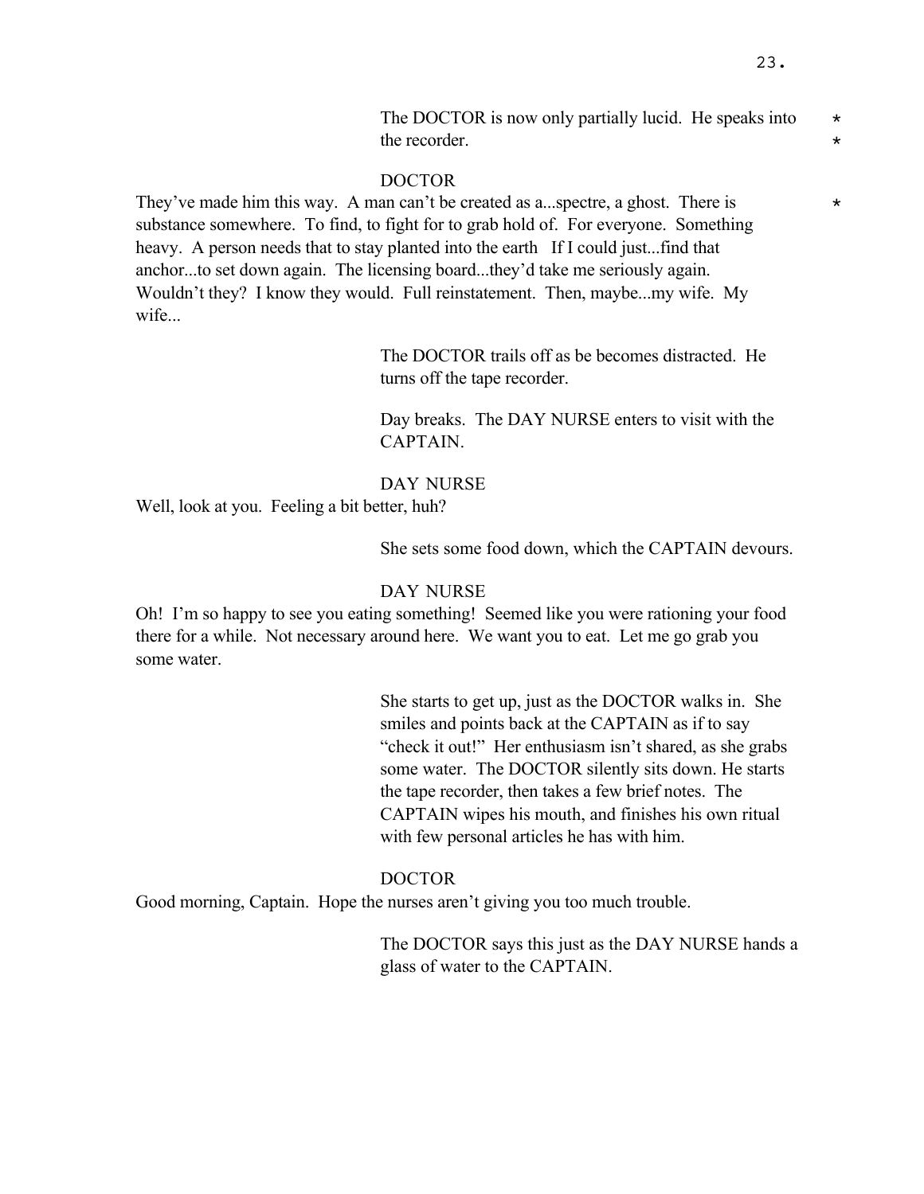The DOCTOR is now only partially lucid. He speaks into the recorder. *

DOCTOR

They've made him this way. A man can't be created as a...spectre, a ghost. There is substance somewhere. To find, to fight for to grab hold of. For everyone. Something heavy. A person needs that to stay planted into the earth If I could just...find that anchor...to set down again. The licensing board...they'd take me seriously again. Wouldn't they? I know they would. Full reinstatement. Then, maybe...my wife. My wife... *

The DOCTOR trails off as be becomes distracted. He turns off the tape recorder.

Day breaks. The DAY NURSE enters to visit with the CAPTAIN.

DAY NURSE

Well, look at you. Feeling a bit better, huh?

She sets some food down, which the CAPTAIN devours.

DAY NURSE

Oh! I'm so happy to see you eating something! Seemed like you were rationing your food there for a while. Not necessary around here. We want you to eat. Let me go grab you some water.

She starts to get up, just as the DOCTOR walks in. She smiles and points back at the CAPTAIN as if to say "check it out!" Her enthusiasm isn't shared, as she grabs some water. The DOCTOR silently sits down. He starts the tape recorder, then takes a few brief notes. The CAPTAIN wipes his mouth, and finishes his own ritual with few personal articles he has with him.

DOCTOR

Good morning, Captain. Hope the nurses aren't giving you too much trouble.

The DOCTOR says this just as the DAY NURSE hands a glass of water to the CAPTAIN.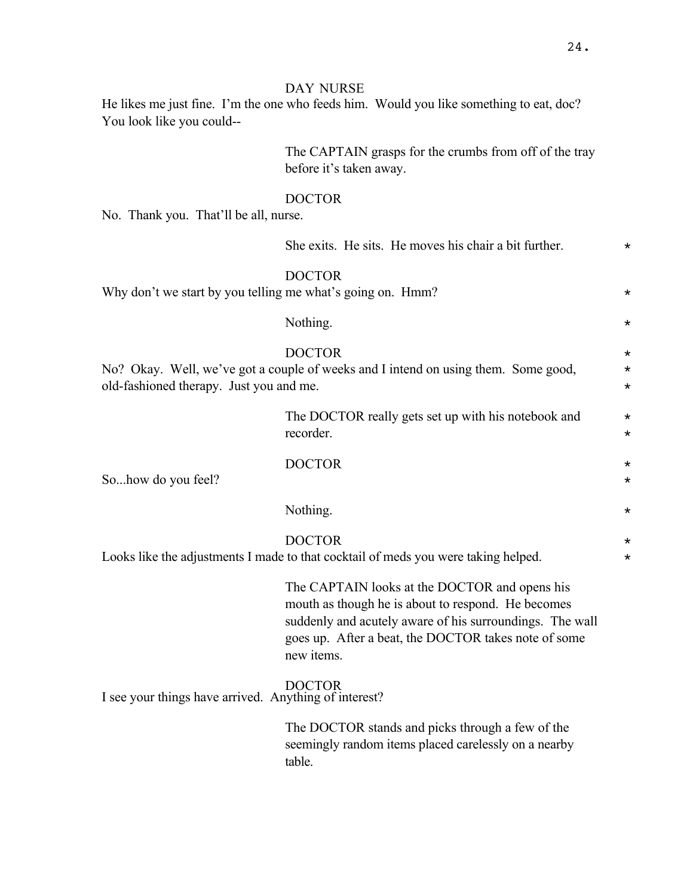DAY NURSE

He likes me just fine. I'm the one who feeds him. Would you like something to eat, doc? You look like you could--

The CAPTAIN grasps for the crumbs from off of the tray before it's taken away.

DOCTOR

No. Thank you. That'll be all, nurse.

She exits. He sits. He moves his chair a bit further. *

DOCTOR

Why don't we start by you telling me what's going on. Hmm? *

Nothing. *

DOCTOR *

No? Okay. Well, we've got a couple of weeks and I intend on using them. Some good, old-fashioned therapy. Just you and me. *

The DOCTOR really gets set up with his notebook and recorder. *

DOCTOR *

So...how do you feel? *

Nothing. *

DOCTOR *

Looks like the adjustments I made to that cocktail of meds you were taking helped. *

The CAPTAIN looks at the DOCTOR and opens his mouth as though he is about to respond. He becomes suddenly and acutely aware of his surroundings. The wall goes up. After a beat, the DOCTOR takes note of some new items.

DOCTOR

I see your things have arrived. Anything of interest?

The DOCTOR stands and picks through a few of the seemingly random items placed carelessly on a nearby table.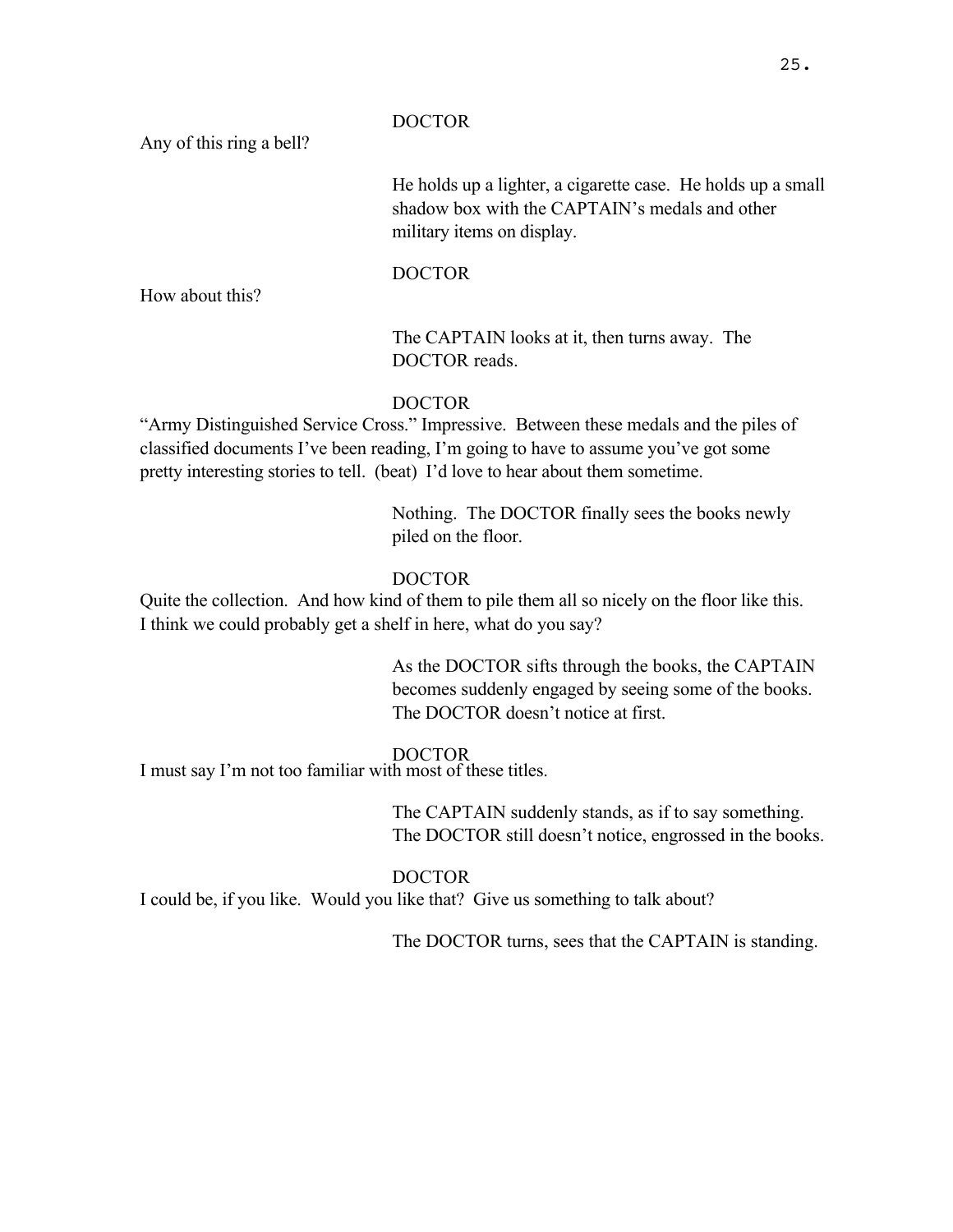DOCTOR

Any of this ring a bell?

He holds up a lighter, a cigarette case. He holds up a small shadow box with the CAPTAIN's medals and other military items on display.

DOCTOR

How about this?

The CAPTAIN looks at it, then turns away. The DOCTOR reads.

DOCTOR

"Army Distinguished Service Cross." Impressive. Between these medals and the piles of classified documents I've been reading, I'm going to have to assume you've got some pretty interesting stories to tell. (beat) I'd love to hear about them sometime.

Nothing. The DOCTOR finally sees the books newly piled on the floor.

DOCTOR

Quite the collection. And how kind of them to pile them all so nicely on the floor like this. I think we could probably get a shelf in here, what do you say?

As the DOCTOR sifts through the books, the CAPTAIN becomes suddenly engaged by seeing some of the books. The DOCTOR doesn't notice at first.

DOCTOR

I must say I'm not too familiar with most of these titles.

The CAPTAIN suddenly stands, as if to say something. The DOCTOR still doesn't notice, engrossed in the books.

DOCTOR

I could be, if you like. Would you like that? Give us something to talk about?

The DOCTOR turns, sees that the CAPTAIN is standing.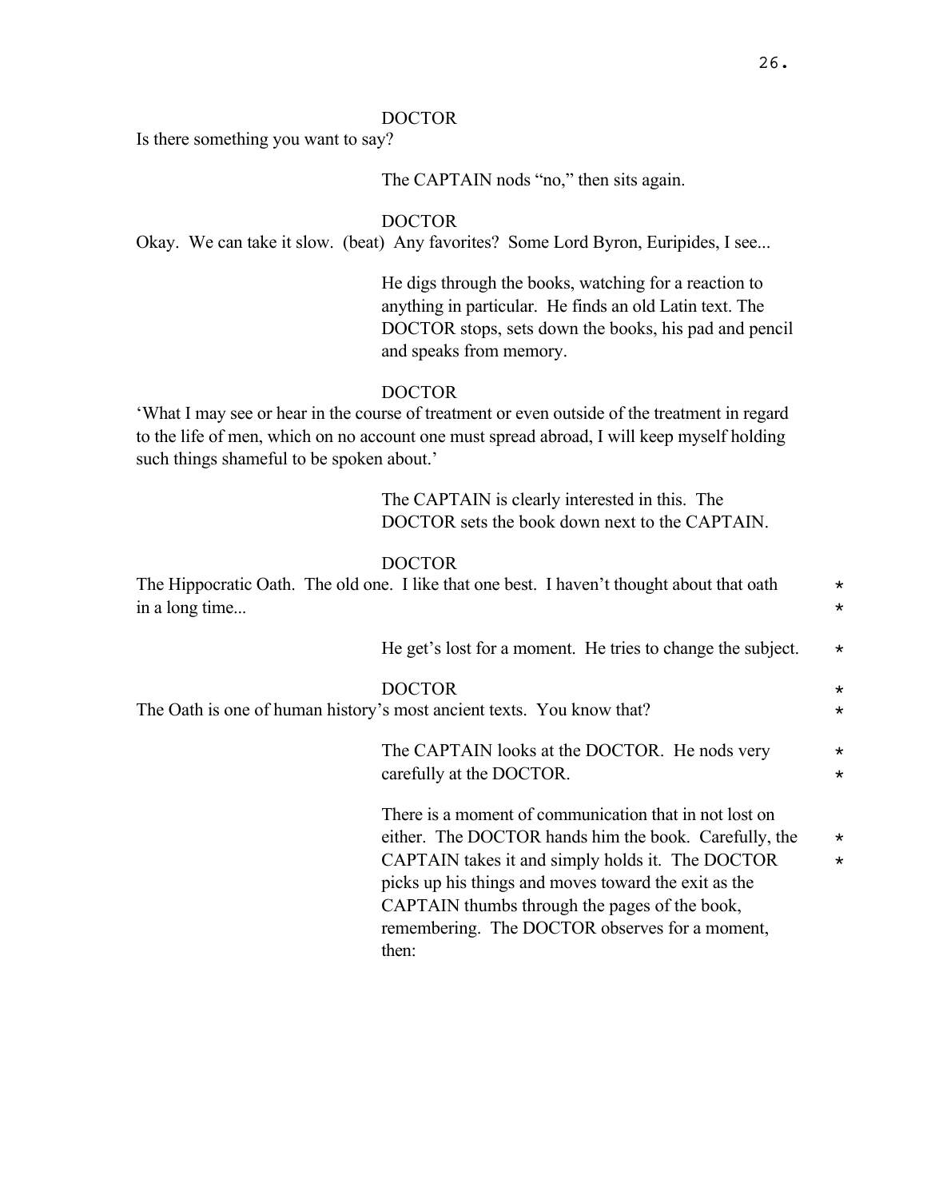DOCTOR

Is there something you want to say?

The CAPTAIN nods “no,” then sits again.

DOCTOR

Okay. We can take it slow. (beat) Any favorites? Some Lord Byron, Euripides, I see...

He digs through the books, watching for a reaction to anything in particular. He finds an old Latin text. The DOCTOR stops, sets down the books, his pad and pencil and speaks from memory.

DOCTOR

‘What I may see or hear in the course of treatment or even outside of the treatment in regard to the life of men, which on no account one must spread abroad, I will keep myself holding such things shameful to be spoken about.’

The CAPTAIN is clearly interested in this. The DOCTOR sets the book down next to the CAPTAIN.

DOCTOR

The Hippocratic Oath. The old one. I like that one best. I haven’t thought about that oath in a long time... *

He get’s lost for a moment. He tries to change the subject. *

DOCTOR *

The Oath is one of human history’s most ancient texts. You know that? *

The CAPTAIN looks at the DOCTOR. He nods very carefully at the DOCTOR. *

There is a moment of communication that in not lost on either. The DOCTOR hands him the book. Carefully, the CAPTAIN takes it and simply holds it. The DOCTOR picks up his things and moves toward the exit as the CAPTAIN thumbs through the pages of the book, remembering. The DOCTOR observes for a moment, then: *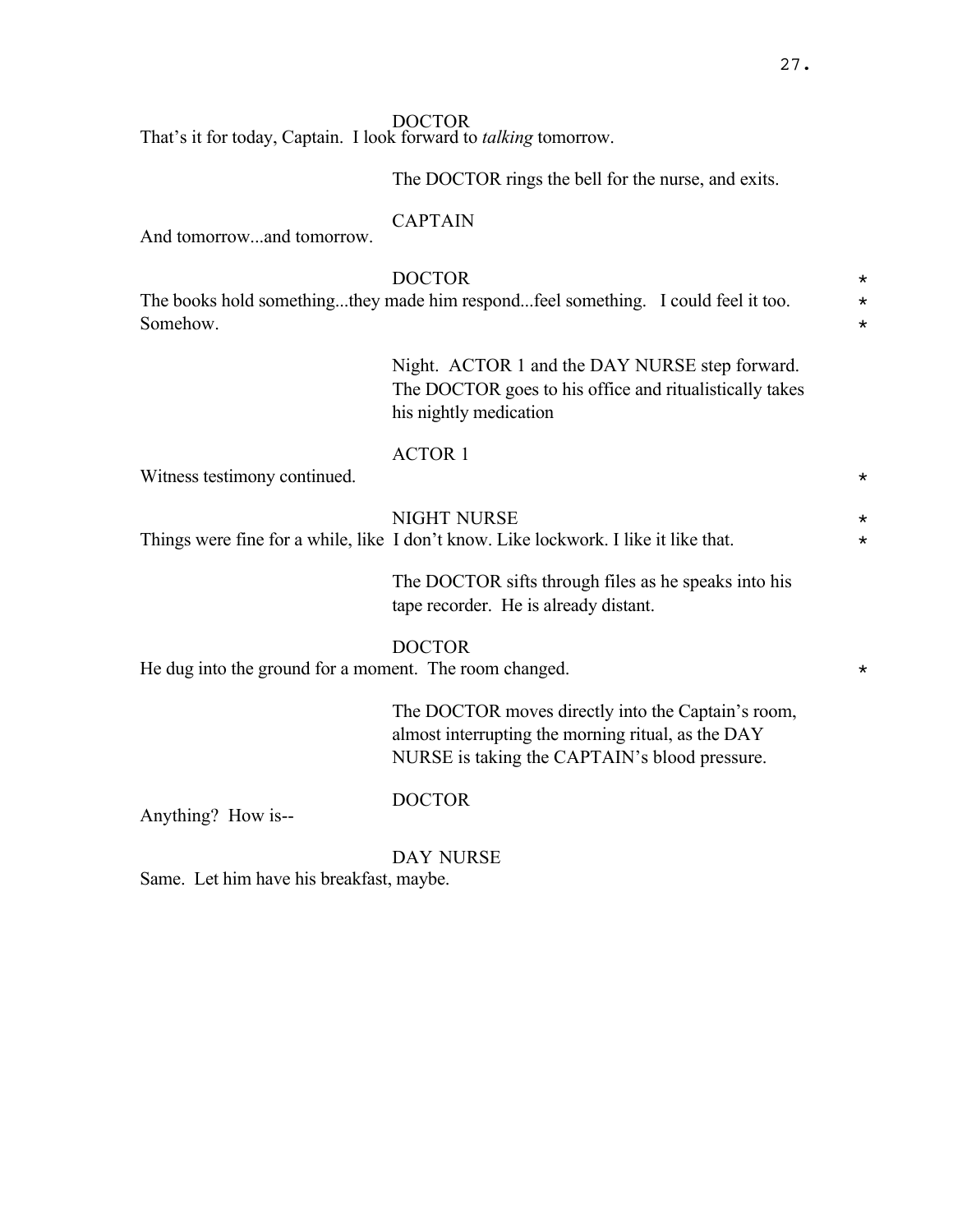DOCTOR
That's it for today, Captain. I look forward to *talking* tomorrow.

The DOCTOR rings the bell for the nurse, and exits.

CAPTAIN
And tomorrow...and tomorrow.

DOCTOR
The books hold something...they made him respond...feel something. I could feel it too. Somehow. *

Night. ACTOR 1 and the DAY NURSE step forward. The DOCTOR goes to his office and ritualistically takes his nightly medication

ACTOR 1
Witness testimony continued. *

NIGHT NURSE
Things were fine for a while, like I don't know. Like lockwork. I like it like that. *

The DOCTOR sifts through files as he speaks into his tape recorder. He is already distant.

DOCTOR
He dug into the ground for a moment. The room changed. *

The DOCTOR moves directly into the Captain's room, almost interrupting the morning ritual, as the DAY NURSE is taking the CAPTAIN's blood pressure.

DOCTOR
Anything? How is--

DAY NURSE
Same. Let him have his breakfast, maybe.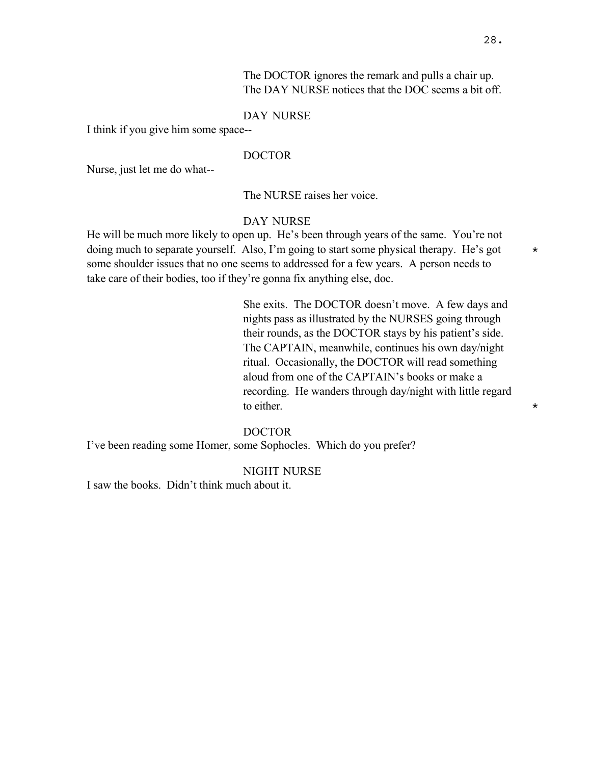The DOCTOR ignores the remark and pulls a chair up. The DAY NURSE notices that the DOC seems a bit off.

DAY NURSE

I think if you give him some space--

DOCTOR

Nurse, just let me do what--

The NURSE raises her voice.

DAY NURSE

He will be much more likely to open up. He's been through years of the same. You're not doing much to separate yourself. Also, I'm going to start some physical therapy. He's got some shoulder issues that no one seems to addressed for a few years. A person needs to take care of their bodies, too if they're gonna fix anything else, doc. *

She exits. The DOCTOR doesn't move. A few days and nights pass as illustrated by the NURSES going through their rounds, as the DOCTOR stays by his patient's side. The CAPTAIN, meanwhile, continues his own day/night ritual. Occasionally, the DOCTOR will read something aloud from one of the CAPTAIN's books or make a recording. He wanders through day/night with little regard to either. *

DOCTOR

I've been reading some Homer, some Sophocles. Which do you prefer?

NIGHT NURSE

I saw the books. Didn't think much about it.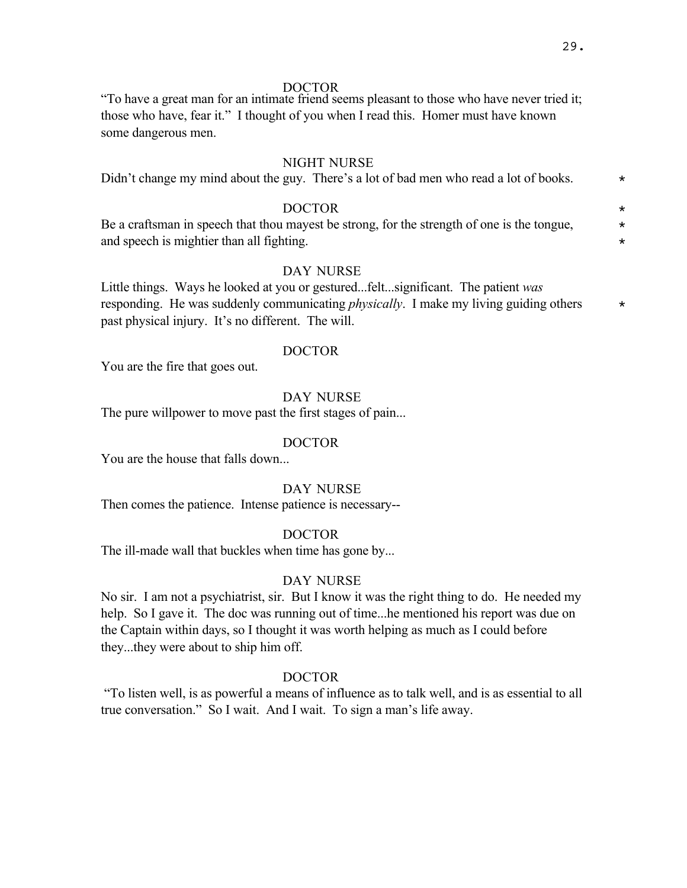DOCTOR

"To have a great man for an intimate friend seems pleasant to those who have never tried it; those who have, fear it." I thought of you when I read this. Homer must have known some dangerous men.

NIGHT NURSE

Didn't change my mind about the guy. There's a lot of bad men who read a lot of books. *

DOCTOR *

Be a craftsman in speech that thou mayest be strong, for the strength of one is the tongue, and speech is mightier than all fighting. *

DAY NURSE

Little things. Ways he looked at you or gestured...felt...significant. The patient *was* responding. He was suddenly communicating *physically*. I make my living guiding others past physical injury. It's no different. The will. *

DOCTOR

You are the fire that goes out.

DAY NURSE

The pure willpower to move past the first stages of pain...

DOCTOR

You are the house that falls down...

DAY NURSE

Then comes the patience. Intense patience is necessary--

DOCTOR

The ill-made wall that buckles when time has gone by...

DAY NURSE

No sir. I am not a psychiatrist, sir. But I know it was the right thing to do. He needed my help. So I gave it. The doc was running out of time...he mentioned his report was due on the Captain within days, so I thought it was worth helping as much as I could before they...they were about to ship him off.

DOCTOR

"To listen well, is as powerful a means of influence as to talk well, and is as essential to all true conversation." So I wait. And I wait. To sign a man's life away.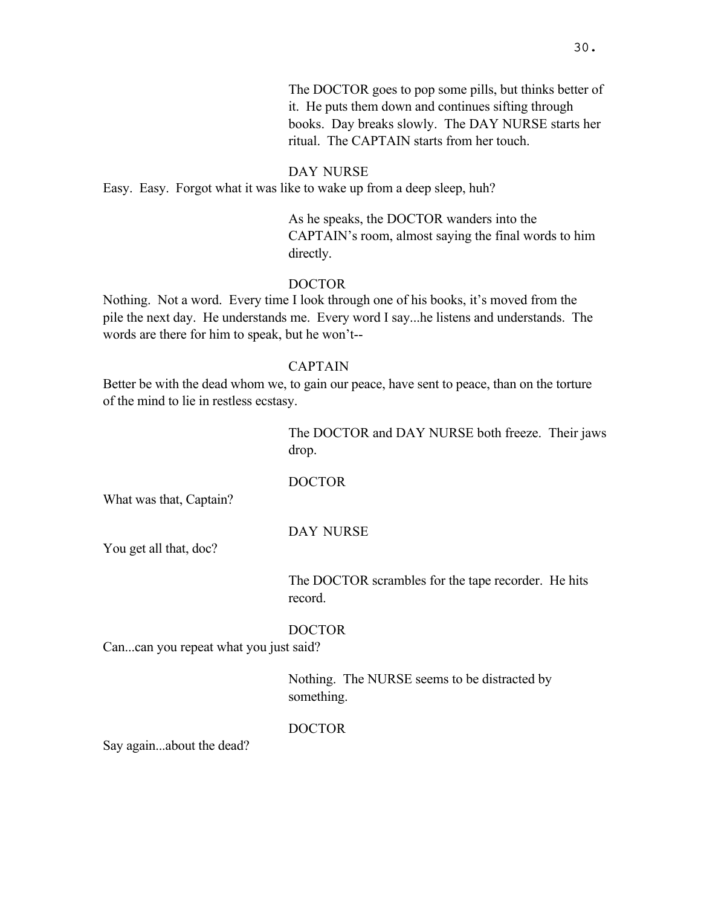The DOCTOR goes to pop some pills, but thinks better of it. He puts them down and continues sifting through books. Day breaks slowly. The DAY NURSE starts her ritual. The CAPTAIN starts from her touch.

DAY NURSE

Easy. Easy. Forgot what it was like to wake up from a deep sleep, huh?

As he speaks, the DOCTOR wanders into the CAPTAIN's room, almost saying the final words to him directly.

DOCTOR

Nothing. Not a word. Every time I look through one of his books, it's moved from the pile the next day. He understands me. Every word I say...he listens and understands. The words are there for him to speak, but he won't--

CAPTAIN

Better be with the dead whom we, to gain our peace, have sent to peace, than on the torture of the mind to lie in restless ecstasy.

The DOCTOR and DAY NURSE both freeze. Their jaws drop.

DOCTOR

What was that, Captain?

DAY NURSE

You get all that, doc?

The DOCTOR scrambles for the tape recorder. He hits record.

DOCTOR

Can...can you repeat what you just said?

Nothing. The NURSE seems to be distracted by something.

DOCTOR

Say again...about the dead?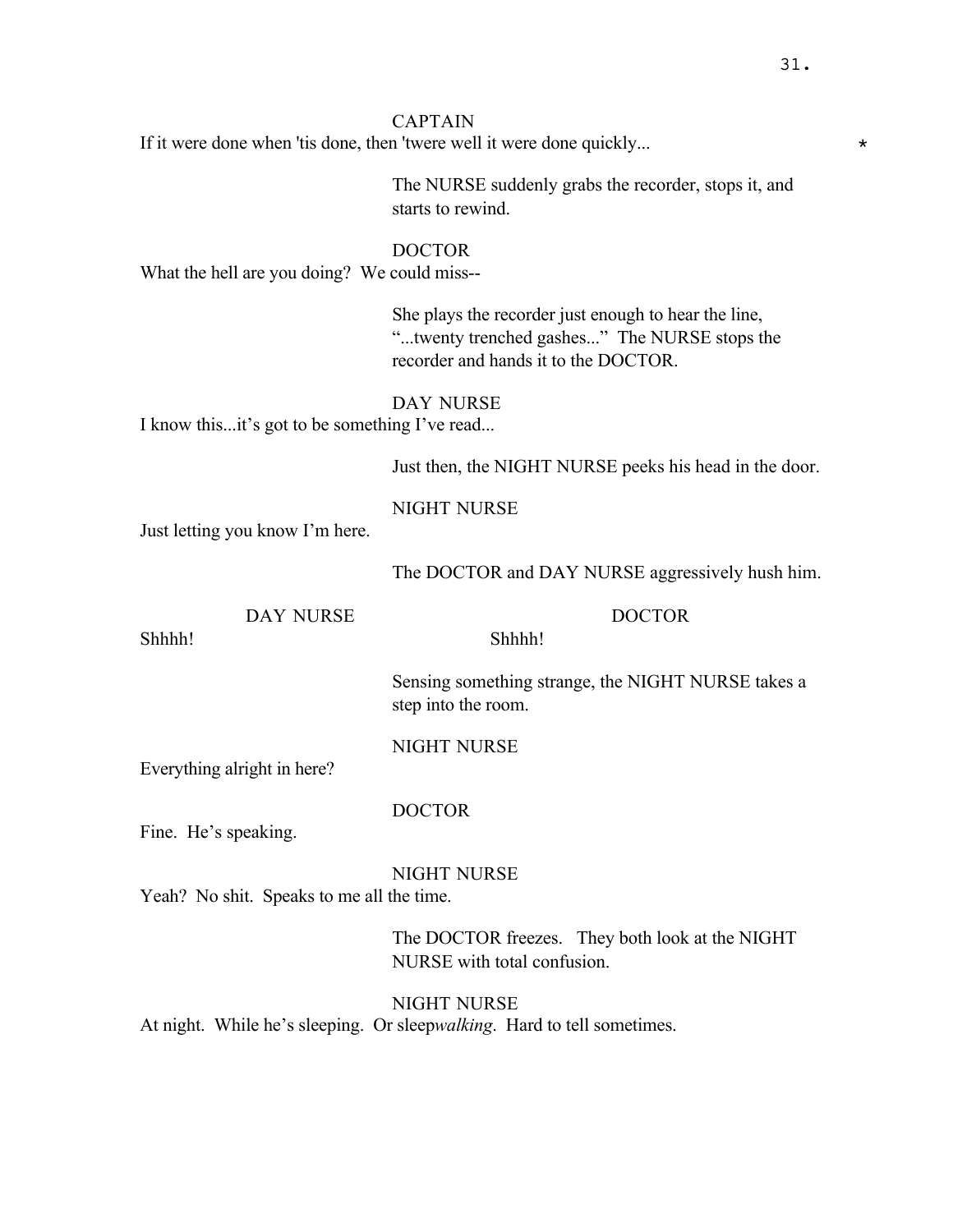CAPTAIN

If it were done when 'tis done, then 'twere well it were done quickly... *

The NURSE suddenly grabs the recorder, stops it, and starts to rewind.

DOCTOR

What the hell are you doing? We could miss--

She plays the recorder just enough to hear the line, "...twenty trenched gashes..." The NURSE stops the recorder and hands it to the DOCTOR.

DAY NURSE

I know this...it's got to be something I've read...

Just then, the NIGHT NURSE peeks his head in the door.

NIGHT NURSE

Just letting you know I'm here.

The DOCTOR and DAY NURSE aggressively hush him.

DAY NURSE

Shhhh!

DOCTOR

Shhhh!

Sensing something strange, the NIGHT NURSE takes a step into the room.

NIGHT NURSE

Everything alright in here?

DOCTOR

Fine. He's speaking.

NIGHT NURSE

Yeah? No shit. Speaks to me all the time.

The DOCTOR freezes. They both look at the NIGHT NURSE with total confusion.

NIGHT NURSE

At night. While he's sleeping. Or sleep*walking*. Hard to tell sometimes.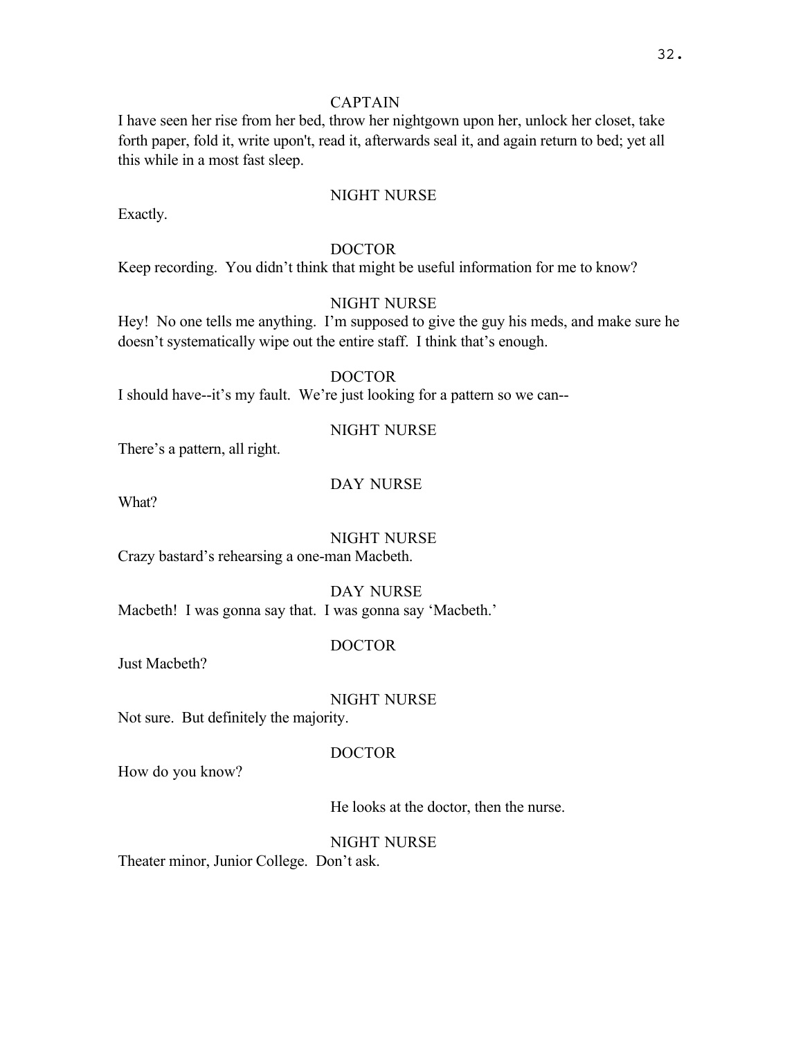CAPTAIN

I have seen her rise from her bed, throw her nightgown upon her, unlock her closet, take forth paper, fold it, write upon't, read it, afterwards seal it, and again return to bed; yet all this while in a most fast sleep.

NIGHT NURSE

Exactly.

DOCTOR

Keep recording. You didn't think that might be useful information for me to know?

NIGHT NURSE

Hey! No one tells me anything. I'm supposed to give the guy his meds, and make sure he doesn't systematically wipe out the entire staff. I think that's enough.

DOCTOR

I should have--it's my fault. We're just looking for a pattern so we can--

NIGHT NURSE

There's a pattern, all right.

DAY NURSE

What?

NIGHT NURSE

Crazy bastard's rehearsing a one-man Macbeth.

DAY NURSE

Macbeth! I was gonna say that. I was gonna say 'Macbeth.'

DOCTOR

Just Macbeth?

NIGHT NURSE

Not sure. But definitely the majority.

DOCTOR

How do you know?

He looks at the doctor, then the nurse.

NIGHT NURSE

Theater minor, Junior College. Don't ask.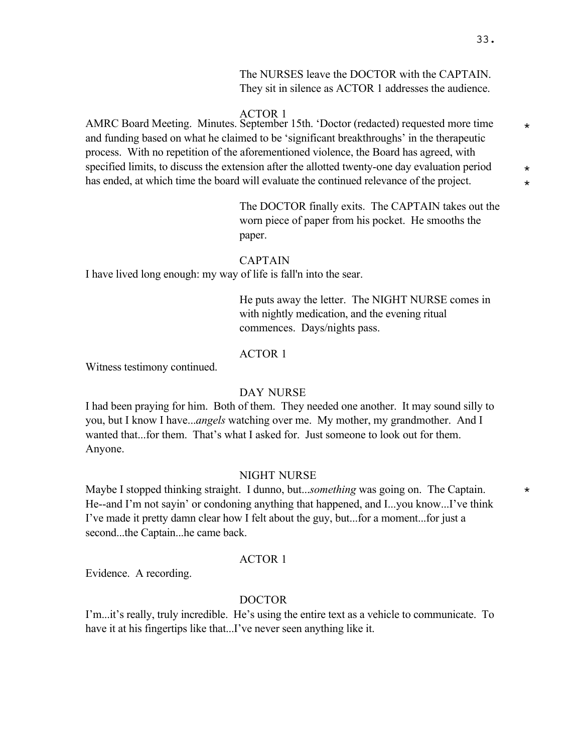The NURSES leave the DOCTOR with the CAPTAIN. They sit in silence as ACTOR 1 addresses the audience.

ACTOR 1

AMRC Board Meeting. Minutes. September 15th. 'Doctor (redacted) requested more time and funding based on what he claimed to be 'significant breakthroughs' in the therapeutic process. With no repetition of the aforementioned violence, the Board has agreed, with specified limits, to discuss the extension after the allotted twenty-one day evaluation period has ended, at which time the board will evaluate the continued relevance of the project. * * *

The DOCTOR finally exits. The CAPTAIN takes out the worn piece of paper from his pocket. He smooths the paper.

CAPTAIN

I have lived long enough: my way of life is fall'n into the sear.

He puts away the letter. The NIGHT NURSE comes in with nightly medication, and the evening ritual commences. Days/nights pass.

ACTOR 1

Witness testimony continued.

DAY NURSE

I had been praying for him. Both of them. They needed one another. It may sound silly to you, but I know I have...*angels* watching over me. My mother, my grandmother. And I wanted that...for them. That's what I asked for. Just someone to look out for them. Anyone.

NIGHT NURSE

Maybe I stopped thinking straight. I dunno, but...*something* was going on. The Captain. He--and I'm not sayin' or condoning anything that happened, and I...you know...I've think I've made it pretty damn clear how I felt about the guy, but...for a moment...for just a second...the Captain...he came back. *

ACTOR 1

Evidence. A recording.

DOCTOR

I'm...it's really, truly incredible. He's using the entire text as a vehicle to communicate. To have it at his fingertips like that...I've never seen anything like it.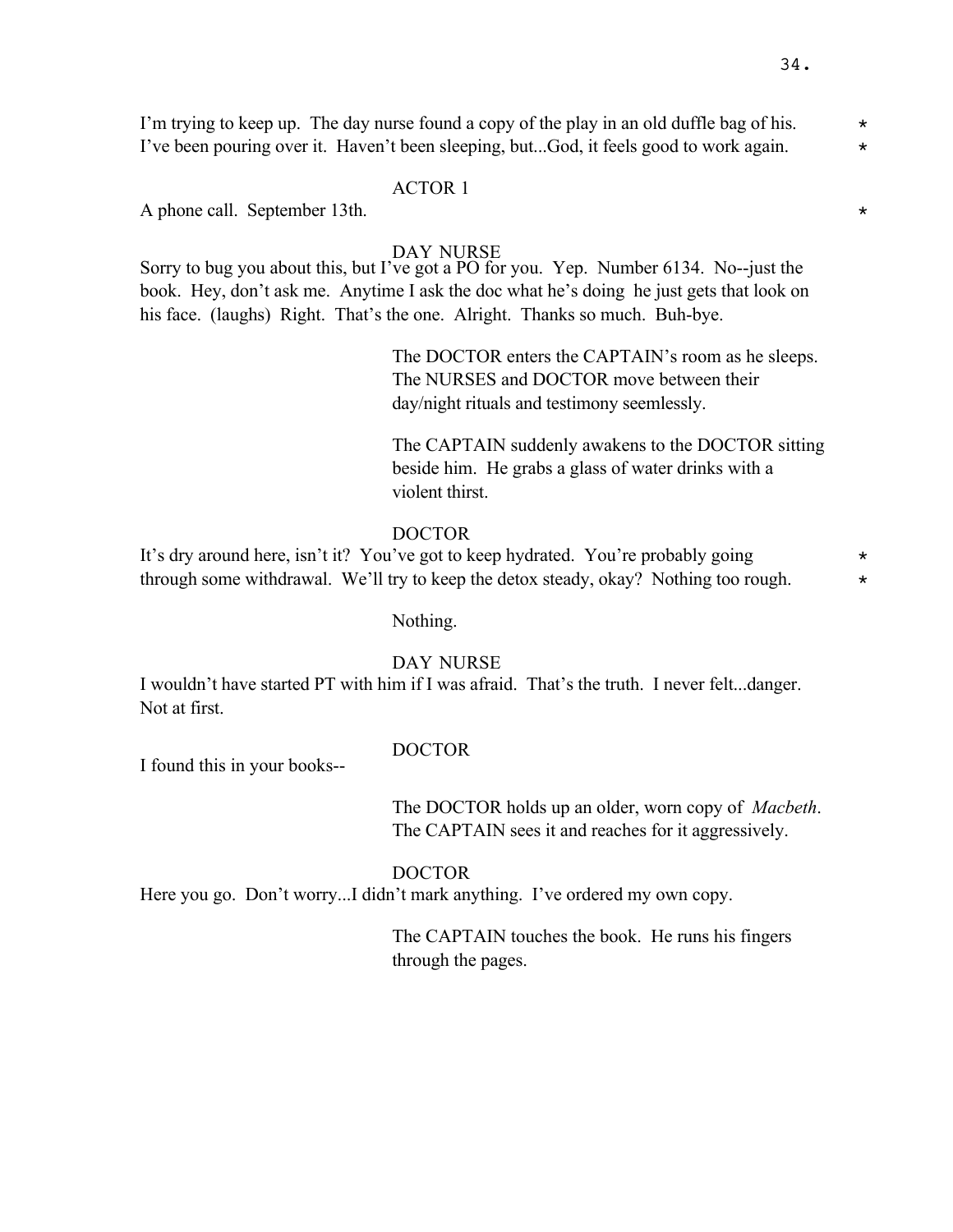I'm trying to keep up. The day nurse found a copy of the play in an old duffle bag of his. *
I've been pouring over it. Haven't been sleeping, but...God, it feels good to work again. *

ACTOR 1

A phone call. September 13th. *

DAY NURSE

Sorry to bug you about this, but I've got a PO for you. Yep. Number 6134. No--just the book. Hey, don't ask me. Anytime I ask the doc what he's doing he just gets that look on his face. (laughs) Right. That's the one. Alright. Thanks so much. Buh-bye.

The DOCTOR enters the CAPTAIN's room as he sleeps. The NURSES and DOCTOR move between their day/night rituals and testimony seemlessly.

The CAPTAIN suddenly awakens to the DOCTOR sitting beside him. He grabs a glass of water drinks with a violent thirst.

DOCTOR

It's dry around here, isn't it? You've got to keep hydrated. You're probably going *
through some withdrawal. We'll try to keep the detox steady, okay? Nothing too rough. *

Nothing.

DAY NURSE

I wouldn't have started PT with him if I was afraid. That's the truth. I never felt...danger. Not at first.

DOCTOR

I found this in your books--

The DOCTOR holds up an older, worn copy of *Macbeth*. The CAPTAIN sees it and reaches for it aggressively.

DOCTOR

Here you go. Don't worry...I didn't mark anything. I've ordered my own copy.

The CAPTAIN touches the book. He runs his fingers through the pages.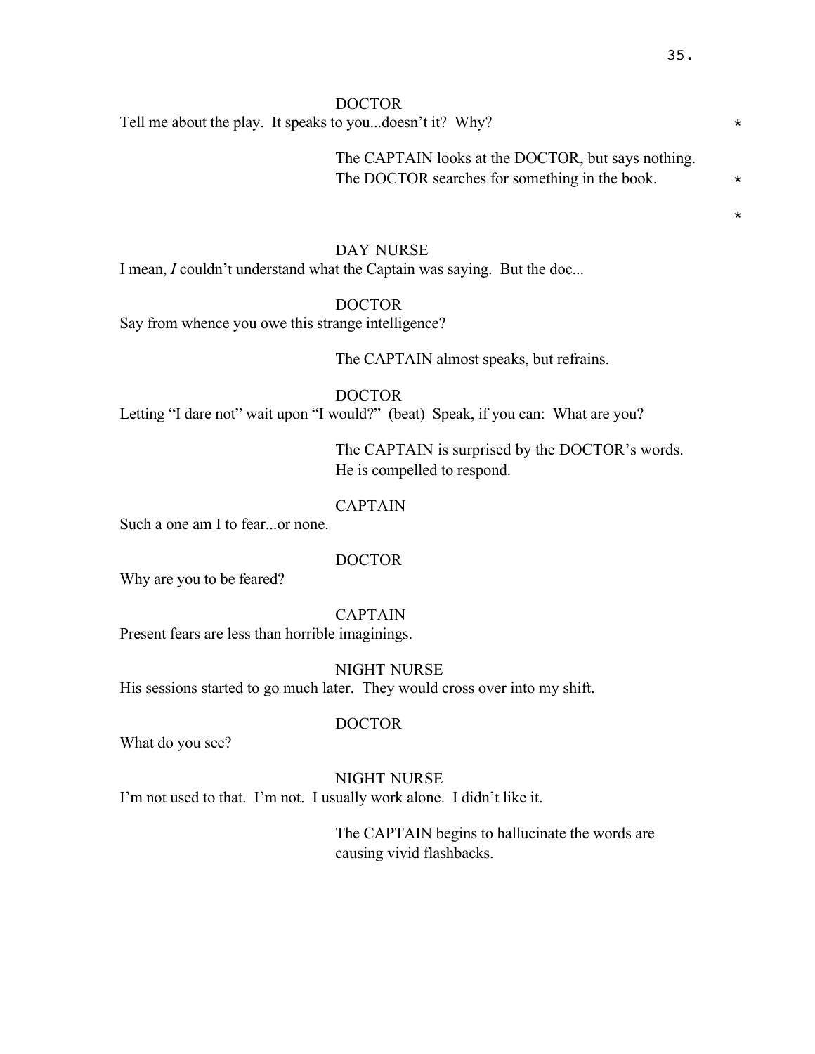DOCTOR

Tell me about the play. It speaks to you...doesn't it? Why? *

The CAPTAIN looks at the DOCTOR, but says nothing. The DOCTOR searches for something in the book. *

*

DAY NURSE

I mean, *I* couldn't understand what the Captain was saying. But the doc...

DOCTOR

Say from whence you owe this strange intelligence?

The CAPTAIN almost speaks, but refrains.

DOCTOR

Letting "I dare not" wait upon "I would?" (beat) Speak, if you can: What are you?

The CAPTAIN is surprised by the DOCTOR's words. He is compelled to respond.

CAPTAIN

Such a one am I to fear...or none.

DOCTOR

Why are you to be feared?

CAPTAIN

Present fears are less than horrible imaginings.

NIGHT NURSE

His sessions started to go much later. They would cross over into my shift.

DOCTOR

What do you see?

NIGHT NURSE

I'm not used to that. I'm not. I usually work alone. I didn't like it.

The CAPTAIN begins to hallucinate the words are causing vivid flashbacks.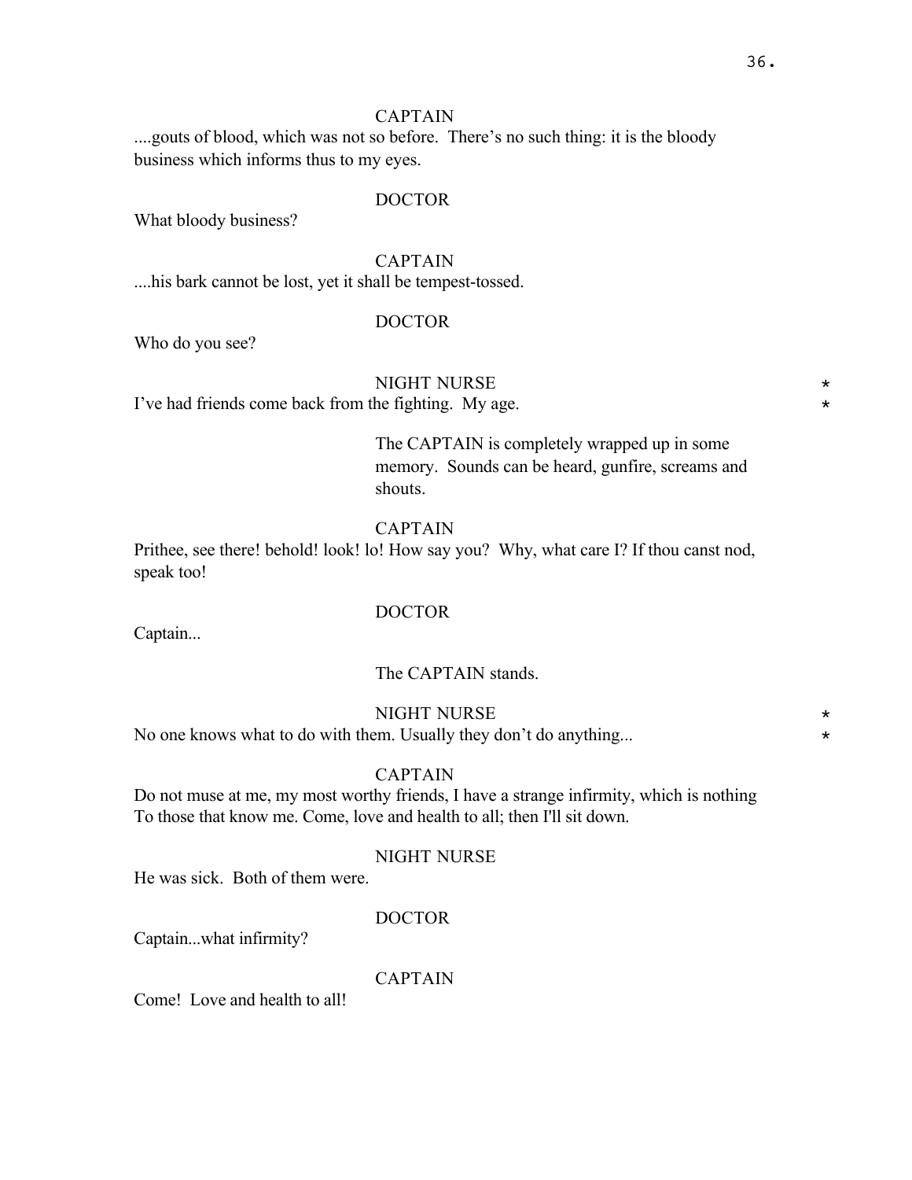CAPTAIN

....gouts of blood, which was not so before. There's no such thing: it is the bloody business which informs thus to my eyes.

DOCTOR

What bloody business?

CAPTAIN

....his bark cannot be lost, yet it shall be tempest-tossed.

DOCTOR

Who do you see?

NIGHT NURSE *

I've had friends come back from the fighting. My age. *

The CAPTAIN is completely wrapped up in some memory. Sounds can be heard, gunfire, screams and shouts.

CAPTAIN

Prithee, see there! behold! look! lo! How say you? Why, what care I? If thou canst nod, speak too!

DOCTOR

Captain...

The CAPTAIN stands.

NIGHT NURSE *

No one knows what to do with them. Usually they don't do anything... *

CAPTAIN

Do not muse at me, my most worthy friends, I have a strange infirmity, which is nothing To those that know me. Come, love and health to all; then I'll sit down.

NIGHT NURSE

He was sick. Both of them were.

DOCTOR

Captain...what infirmity?

CAPTAIN

Come! Love and health to all!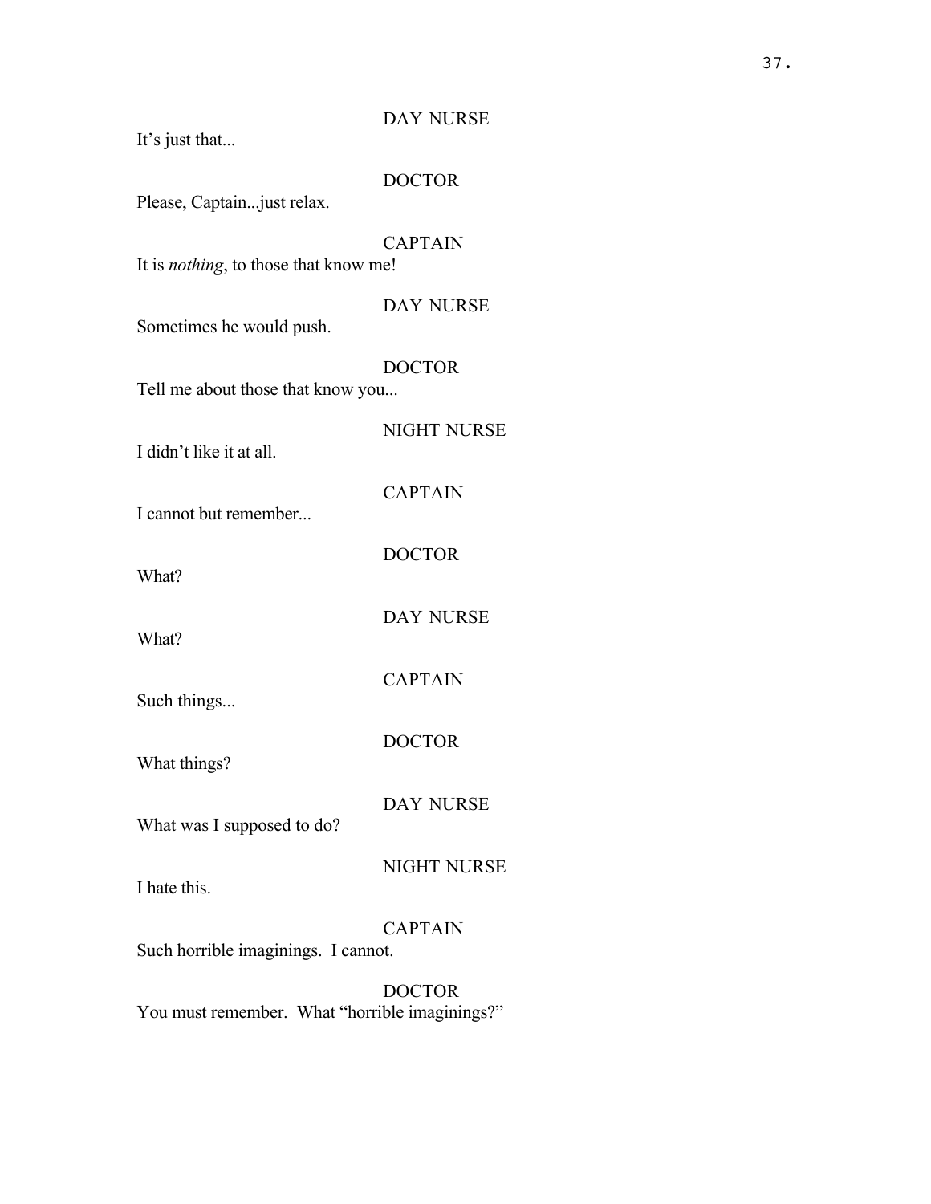DAY NURSE

It's just that...

DOCTOR

Please, Captain...just relax.

CAPTAIN

It is *nothing*, to those that know me!

DAY NURSE

Sometimes he would push.

DOCTOR

Tell me about those that know you...

NIGHT NURSE

I didn't like it at all.

CAPTAIN

I cannot but remember...

DOCTOR

What?

DAY NURSE

What?

CAPTAIN

Such things...

DOCTOR

What things?

DAY NURSE

What was I supposed to do?

NIGHT NURSE

I hate this.

CAPTAIN

Such horrible imaginings. I cannot.

DOCTOR

You must remember. What "horrible imaginings?"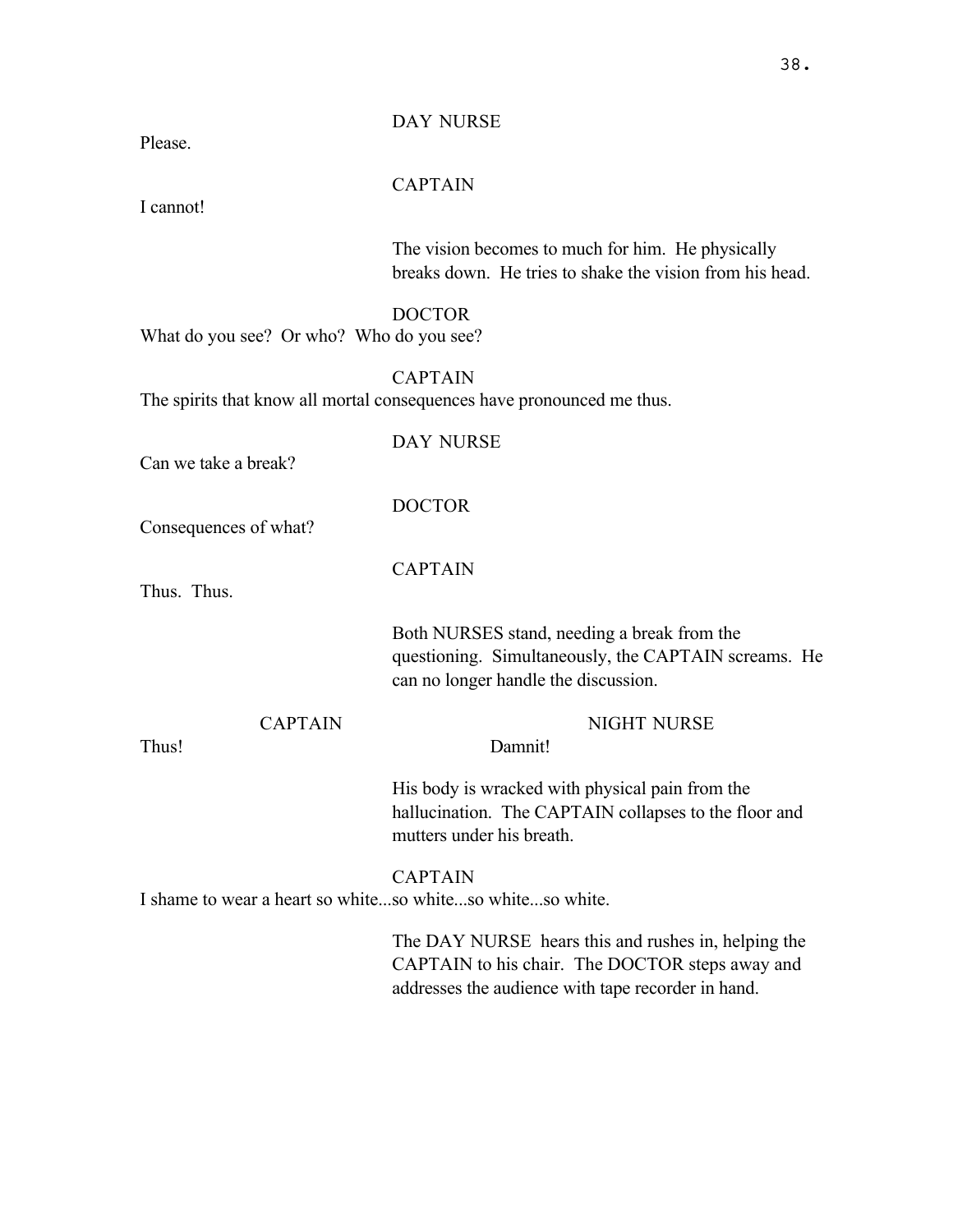DAY NURSE

Please.

CAPTAIN

I cannot!

The vision becomes to much for him. He physically breaks down. He tries to shake the vision from his head.

DOCTOR

What do you see? Or who? Who do you see?

CAPTAIN

The spirits that know all mortal consequences have pronounced me thus.

DAY NURSE

Can we take a break?

DOCTOR

Consequences of what?

CAPTAIN

Thus. Thus.

Both NURSES stand, needing a break from the questioning. Simultaneously, the CAPTAIN screams. He can no longer handle the discussion.

CAPTAIN

Thus!

NIGHT NURSE

Damnit!

His body is wracked with physical pain from the hallucination. The CAPTAIN collapses to the floor and mutters under his breath.

CAPTAIN

I shame to wear a heart so white...so white...so white...so white.

The DAY NURSE hears this and rushes in, helping the CAPTAIN to his chair. The DOCTOR steps away and addresses the audience with tape recorder in hand.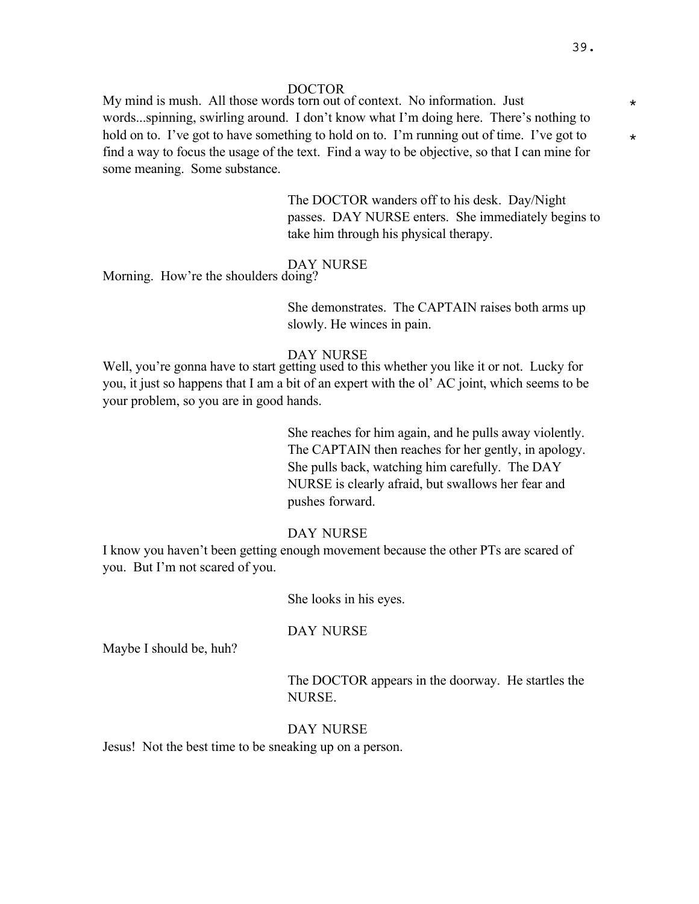DOCTOR

My mind is mush.  All those words torn out of context.  No information.  Just words...spinning, swirling around.  I don't know what I'm doing here.  There's nothing to hold on to.  I've got to have something to hold on to.  I'm running out of time.  I've got to find a way to focus the usage of the text.  Find a way to be objective, so that I can mine for some meaning.  Some substance. * *

The DOCTOR wanders off to his desk.  Day/Night passes.  DAY NURSE enters.  She immediately begins to take him through his physical therapy.

DAY NURSE

Morning.  How're the shoulders doing?

She demonstrates.  The CAPTAIN raises both arms up slowly. He winces in pain.

DAY NURSE

Well, you're gonna have to start getting used to this whether you like it or not.  Lucky for you, it just so happens that I am a bit of an expert with the ol' AC joint, which seems to be your problem, so you are in good hands.

She reaches for him again, and he pulls away violently. The CAPTAIN then reaches for her gently, in apology. She pulls back, watching him carefully.  The DAY NURSE is clearly afraid, but swallows her fear and pushes forward.

DAY NURSE

I know you haven't been getting enough movement because the other PTs are scared of you.  But I'm not scared of you.

She looks in his eyes.

DAY NURSE

Maybe I should be, huh?

The DOCTOR appears in the doorway.  He startles the NURSE.

DAY NURSE

Jesus!  Not the best time to be sneaking up on a person.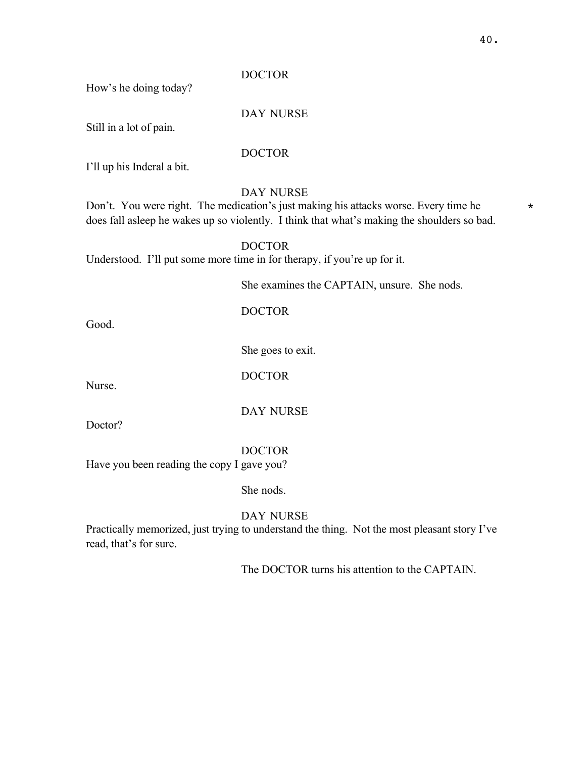DOCTOR

How's he doing today?

DAY NURSE

Still in a lot of pain.

DOCTOR

I'll up his Inderal a bit.

DAY NURSE

Don't. You were right. The medication's just making his attacks worse. Every time he does fall asleep he wakes up so violently. I think that what's making the shoulders so bad. *

DOCTOR

Understood. I'll put some more time in for therapy, if you're up for it.

She examines the CAPTAIN, unsure. She nods.

DOCTOR

Good.

She goes to exit.

DOCTOR

Nurse.

DAY NURSE

Doctor?

DOCTOR

Have you been reading the copy I gave you?

She nods.

DAY NURSE

Practically memorized, just trying to understand the thing. Not the most pleasant story I've read, that's for sure.

The DOCTOR turns his attention to the CAPTAIN.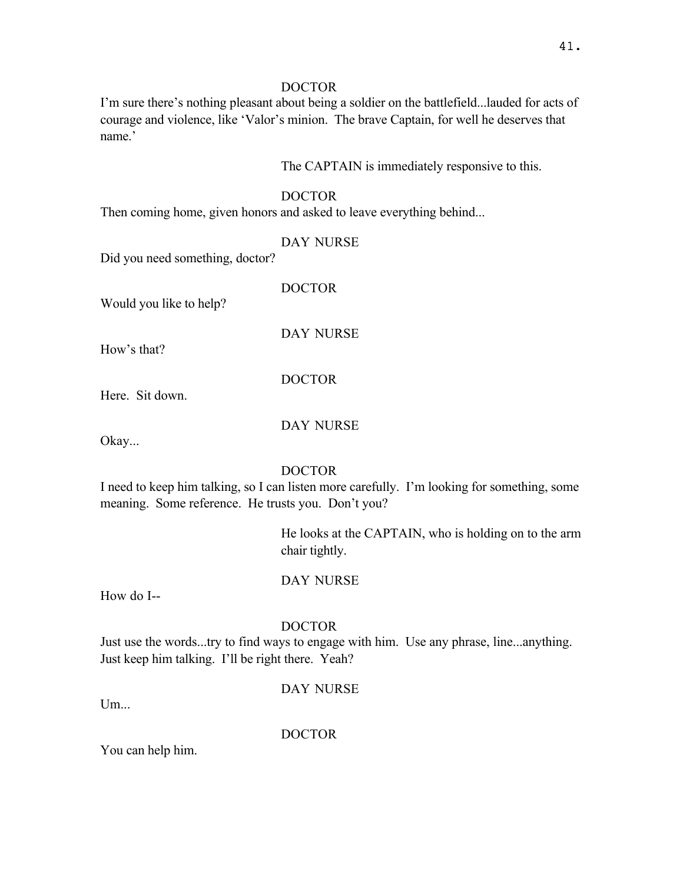DOCTOR

I'm sure there's nothing pleasant about being a soldier on the battlefield...lauded for acts of courage and violence, like 'Valor's minion. The brave Captain, for well he deserves that name.'

The CAPTAIN is immediately responsive to this.

DOCTOR

Then coming home, given honors and asked to leave everything behind...

DAY NURSE

Did you need something, doctor?

DOCTOR

Would you like to help?

DAY NURSE

How's that?

DOCTOR

Here. Sit down.

DAY NURSE

Okay...

DOCTOR

I need to keep him talking, so I can listen more carefully. I'm looking for something, some meaning. Some reference. He trusts you. Don't you?

He looks at the CAPTAIN, who is holding on to the arm chair tightly.

DAY NURSE

How do I--

DOCTOR

Just use the words...try to find ways to engage with him. Use any phrase, line...anything. Just keep him talking. I'll be right there. Yeah?

DAY NURSE

Um...

DOCTOR

You can help him.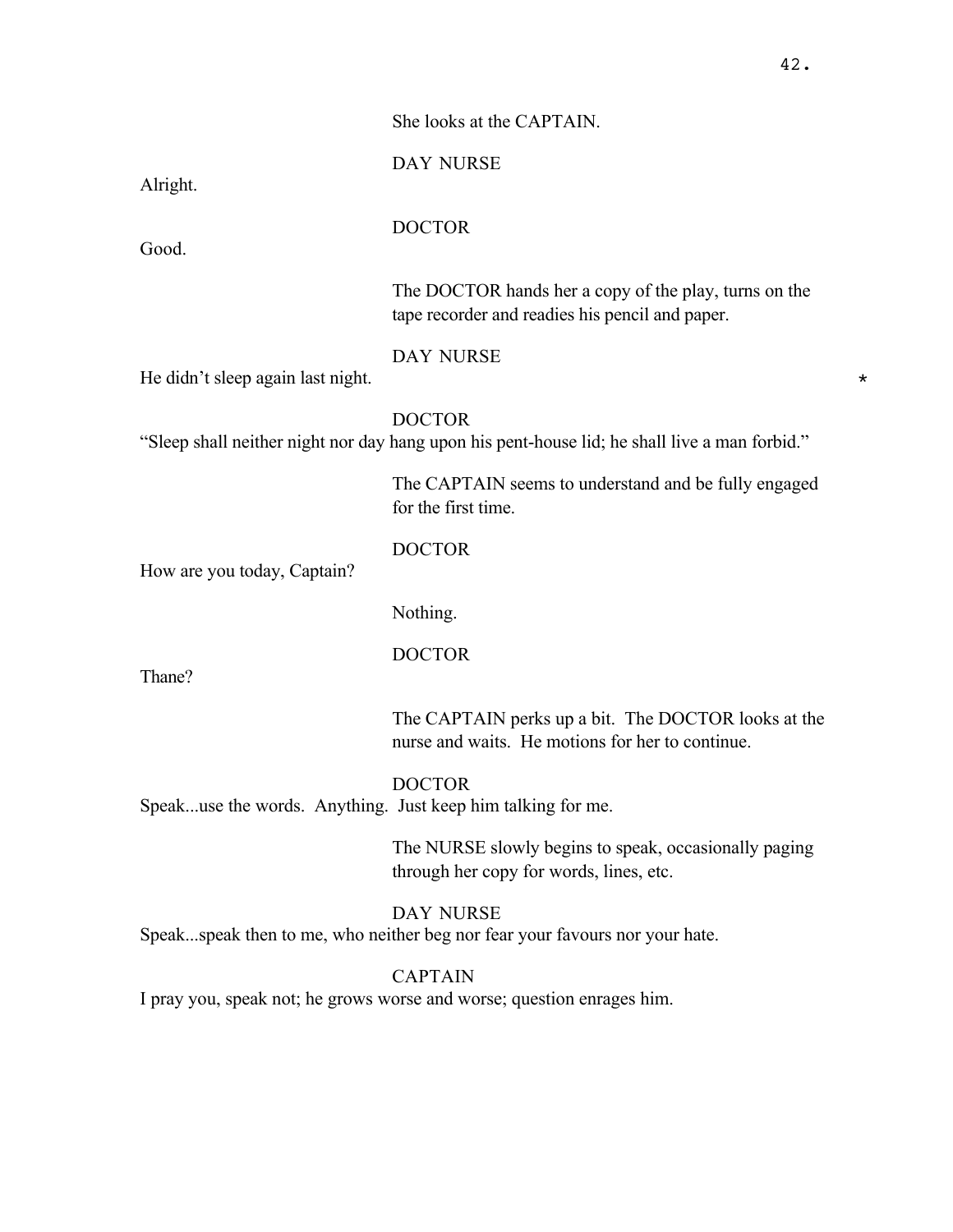She looks at the CAPTAIN.

DAY NURSE

Alright.

DOCTOR

Good.

The DOCTOR hands her a copy of the play, turns on the tape recorder and readies his pencil and paper.

DAY NURSE

He didn't sleep again last night. *

DOCTOR

"Sleep shall neither night nor day hang upon his pent-house lid; he shall live a man forbid."

The CAPTAIN seems to understand and be fully engaged for the first time.

DOCTOR

How are you today, Captain?

Nothing.

DOCTOR

Thane?

The CAPTAIN perks up a bit. The DOCTOR looks at the nurse and waits. He motions for her to continue.

DOCTOR

Speak...use the words. Anything. Just keep him talking for me.

The NURSE slowly begins to speak, occasionally paging through her copy for words, lines, etc.

DAY NURSE

Speak...speak then to me, who neither beg nor fear your favours nor your hate.

CAPTAIN

I pray you, speak not; he grows worse and worse; question enrages him.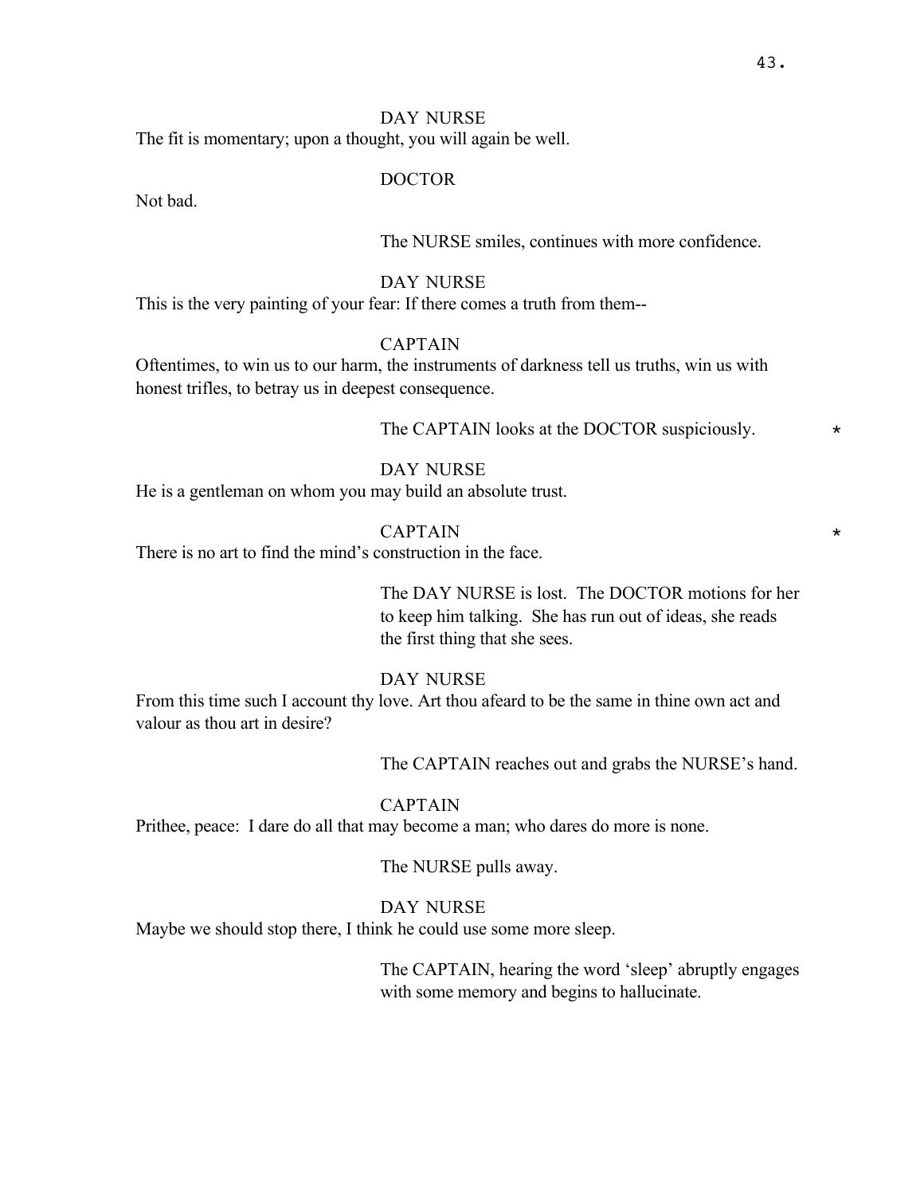DAY NURSE

The fit is momentary; upon a thought, you will again be well.

DOCTOR

Not bad.

The NURSE smiles, continues with more confidence.

DAY NURSE

This is the very painting of your fear: If there comes a truth from them--

CAPTAIN

Oftentimes, to win us to our harm, the instruments of darkness tell us truths, win us with honest trifles, to betray us in deepest consequence.

The CAPTAIN looks at the DOCTOR suspiciously. *

DAY NURSE

He is a gentleman on whom you may build an absolute trust.

CAPTAIN *

There is no art to find the mind's construction in the face.

The DAY NURSE is lost. The DOCTOR motions for her to keep him talking. She has run out of ideas, she reads the first thing that she sees.

DAY NURSE

From this time such I account thy love. Art thou afeard to be the same in thine own act and valour as thou art in desire?

The CAPTAIN reaches out and grabs the NURSE's hand.

CAPTAIN

Prithee, peace: I dare do all that may become a man; who dares do more is none.

The NURSE pulls away.

DAY NURSE

Maybe we should stop there, I think he could use some more sleep.

The CAPTAIN, hearing the word 'sleep' abruptly engages with some memory and begins to hallucinate.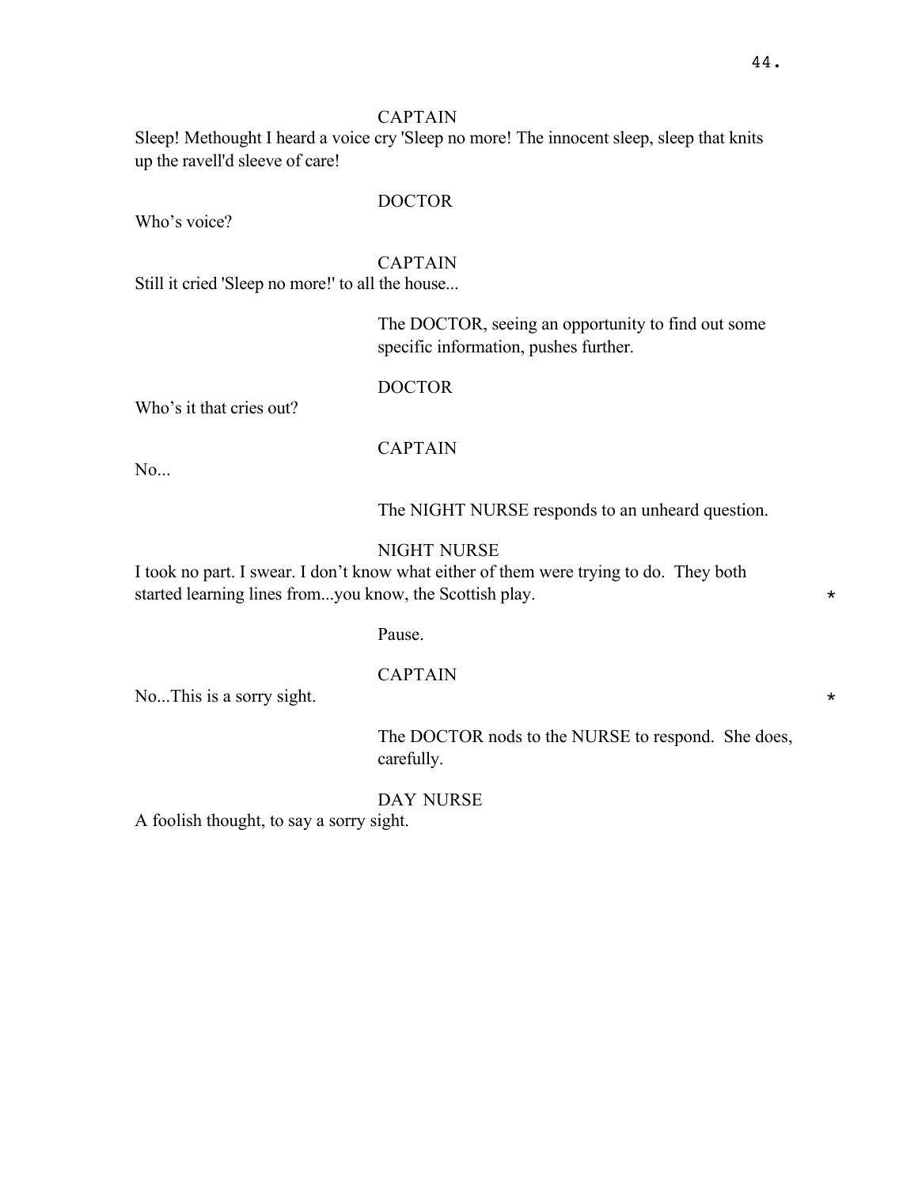CAPTAIN

Sleep! Methought I heard a voice cry 'Sleep no more! The innocent sleep, sleep that knits up the ravell'd sleeve of care!

DOCTOR

Who's voice?

CAPTAIN

Still it cried 'Sleep no more!' to all the house...

The DOCTOR, seeing an opportunity to find out some specific information, pushes further.

DOCTOR

Who's it that cries out?

CAPTAIN

No...

The NIGHT NURSE responds to an unheard question.

NIGHT NURSE

I took no part. I swear. I don't know what either of them were trying to do. They both started learning lines from...you know, the Scottish play. *

Pause.

CAPTAIN

No...This is a sorry sight. *

The DOCTOR nods to the NURSE to respond. She does, carefully.

DAY NURSE

A foolish thought, to say a sorry sight.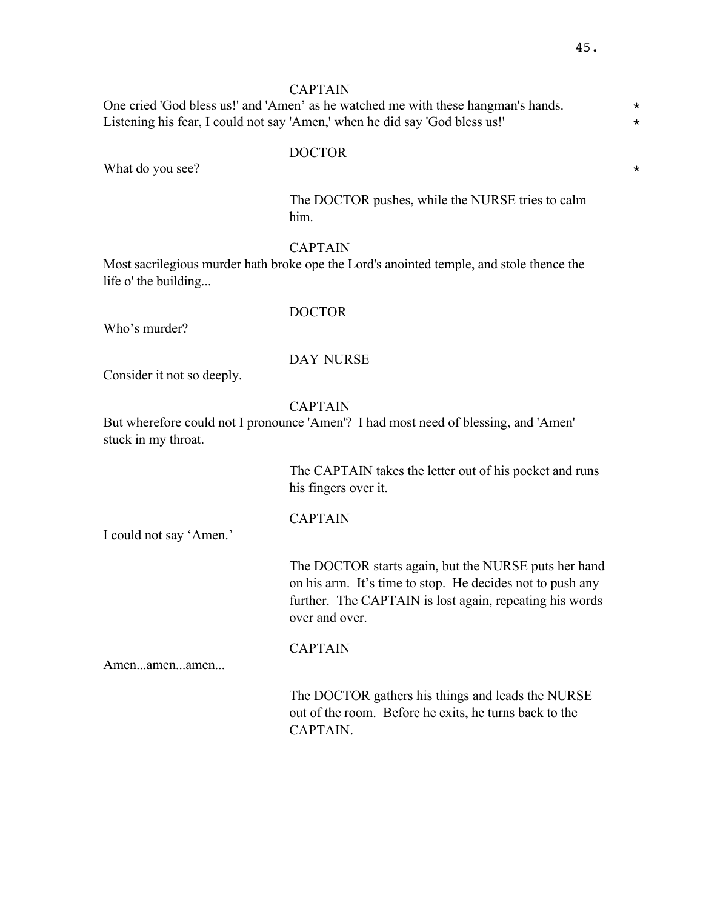CAPTAIN

One cried 'God bless us!' and 'Amen' as he watched me with these hangman's hands. *
Listening his fear, I could not say 'Amen,' when he did say 'God bless us!' *

DOCTOR

What do you see? *

The DOCTOR pushes, while the NURSE tries to calm him.

CAPTAIN

Most sacrilegious murder hath broke ope the Lord's anointed temple, and stole thence the life o' the building...

DOCTOR

Who's murder?

DAY NURSE

Consider it not so deeply.

CAPTAIN

But wherefore could not I pronounce 'Amen'? I had most need of blessing, and 'Amen' stuck in my throat.

The CAPTAIN takes the letter out of his pocket and runs his fingers over it.

CAPTAIN

I could not say 'Amen.'

The DOCTOR starts again, but the NURSE puts her hand on his arm. It's time to stop. He decides not to push any further. The CAPTAIN is lost again, repeating his words over and over.

CAPTAIN

Amen...amen...amen...

The DOCTOR gathers his things and leads the NURSE out of the room. Before he exits, he turns back to the CAPTAIN.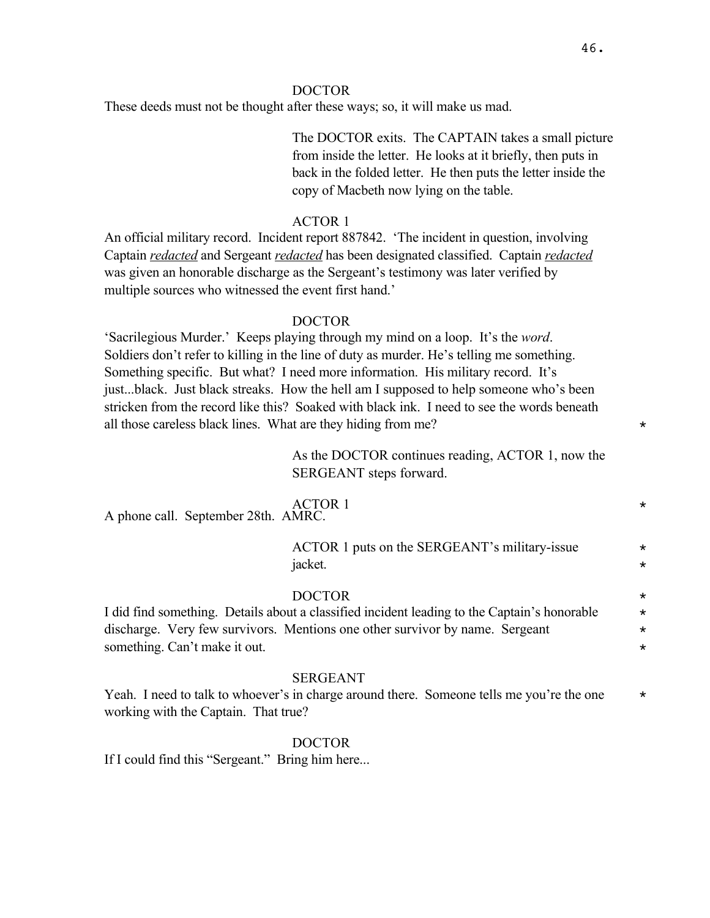DOCTOR

These deeds must not be thought after these ways; so, it will make us mad.

The DOCTOR exits. The CAPTAIN takes a small picture from inside the letter. He looks at it briefly, then puts in back in the folded letter. He then puts the letter inside the copy of Macbeth now lying on the table.

ACTOR 1

An official military record. Incident report 887842. 'The incident in question, involving Captain *redacted* and Sergeant *redacted* has been designated classified. Captain *redacted* was given an honorable discharge as the Sergeant's testimony was later verified by multiple sources who witnessed the event first hand.'

DOCTOR

'Sacrilegious Murder.' Keeps playing through my mind on a loop. It's the *word*. Soldiers don't refer to killing in the line of duty as murder. He's telling me something. Something specific. But what? I need more information. His military record. It's just...black. Just black streaks. How the hell am I supposed to help someone who's been stricken from the record like this? Soaked with black ink. I need to see the words beneath all those careless black lines. What are they hiding from me? *

As the DOCTOR continues reading, ACTOR 1, now the SERGEANT steps forward.

ACTOR 1 *

A phone call. September 28th. AMRC.

ACTOR 1 puts on the SERGEANT's military-issue jacket. *

DOCTOR *

I did find something. Details about a classified incident leading to the Captain's honorable discharge. Very few survivors. Mentions one other survivor by name. Sergeant something. Can't make it out. *

SERGEANT

Yeah. I need to talk to whoever's in charge around there. Someone tells me you're the one working with the Captain. That true? *

DOCTOR

If I could find this "Sergeant." Bring him here...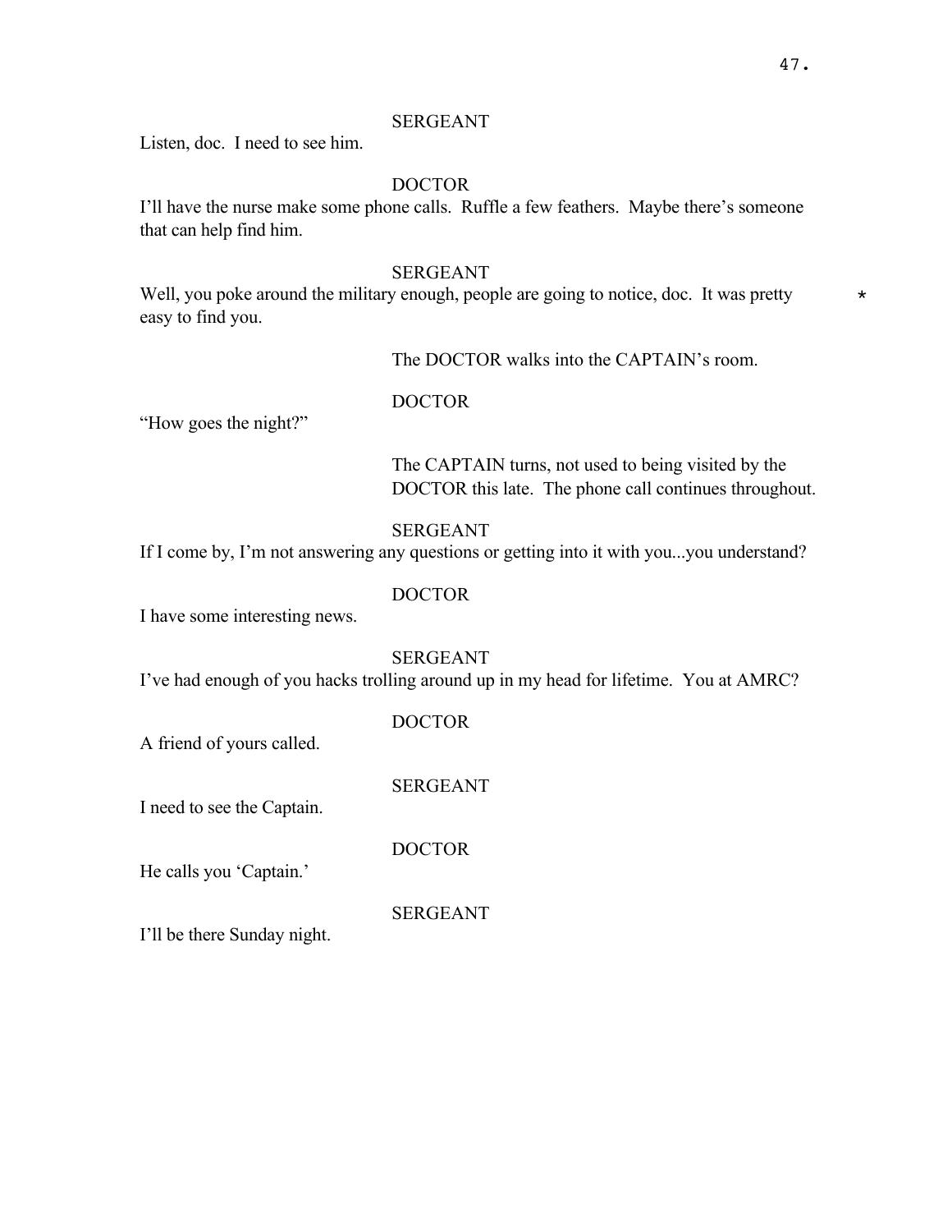SERGEANT

Listen, doc. I need to see him.

DOCTOR

I'll have the nurse make some phone calls. Ruffle a few feathers. Maybe there's someone that can help find him.

SERGEANT

Well, you poke around the military enough, people are going to notice, doc. It was pretty easy to find you. *

The DOCTOR walks into the CAPTAIN's room.

DOCTOR

"How goes the night?"

The CAPTAIN turns, not used to being visited by the DOCTOR this late. The phone call continues throughout.

SERGEANT

If I come by, I'm not answering any questions or getting into it with you...you understand?

DOCTOR

I have some interesting news.

SERGEANT

I've had enough of you hacks trolling around up in my head for lifetime. You at AMRC?

DOCTOR

A friend of yours called.

SERGEANT

I need to see the Captain.

DOCTOR

He calls you 'Captain.'

SERGEANT

I'll be there Sunday night.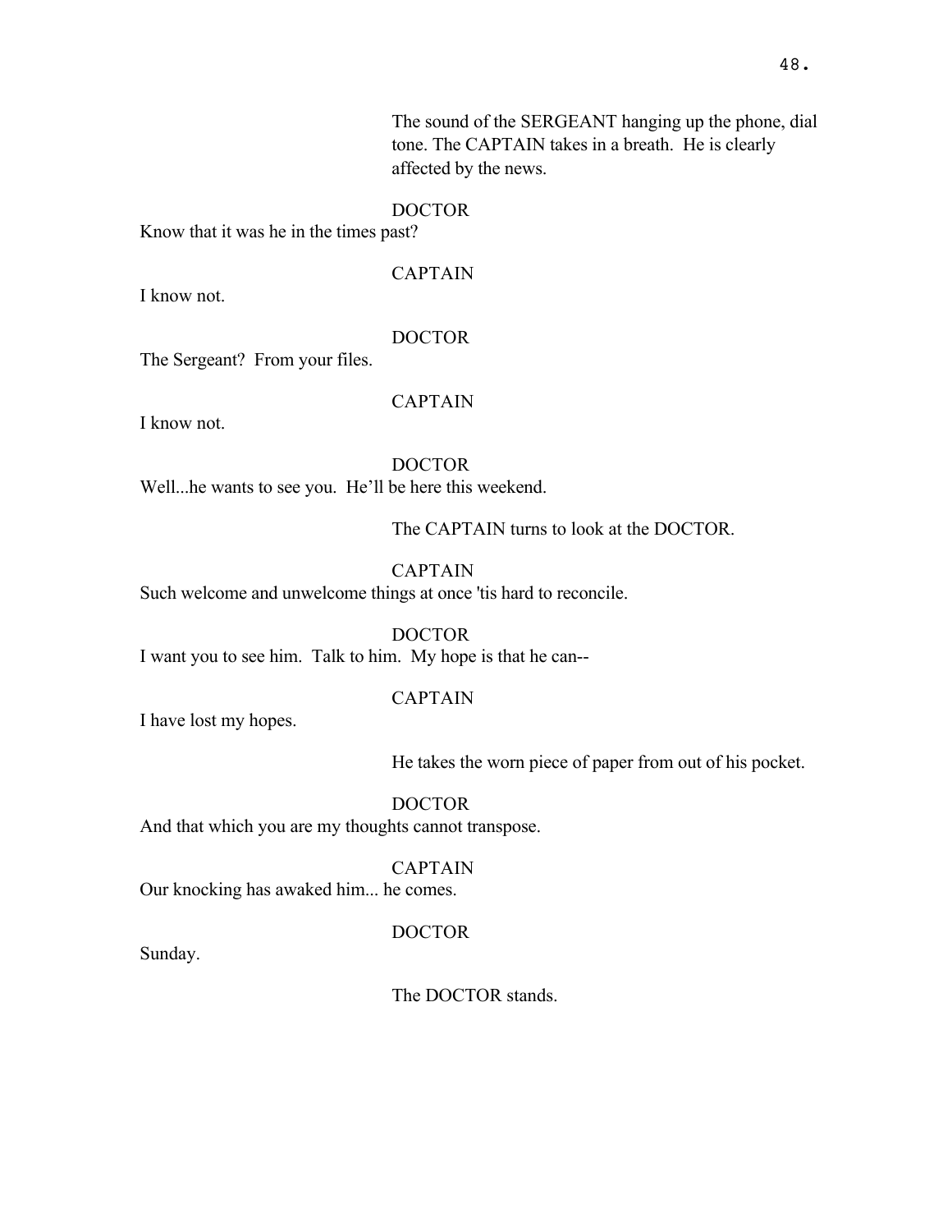The sound of the SERGEANT hanging up the phone, dial tone. The CAPTAIN takes in a breath. He is clearly affected by the news.

DOCTOR
Know that it was he in the times past?

CAPTAIN
I know not.

DOCTOR
The Sergeant? From your files.

CAPTAIN
I know not.

DOCTOR
Well...he wants to see you. He'll be here this weekend.

The CAPTAIN turns to look at the DOCTOR.

CAPTAIN
Such welcome and unwelcome things at once 'tis hard to reconcile.

DOCTOR
I want you to see him. Talk to him. My hope is that he can--

CAPTAIN
I have lost my hopes.

He takes the worn piece of paper from out of his pocket.

DOCTOR
And that which you are my thoughts cannot transpose.

CAPTAIN
Our knocking has awaked him... he comes.

DOCTOR
Sunday.

The DOCTOR stands.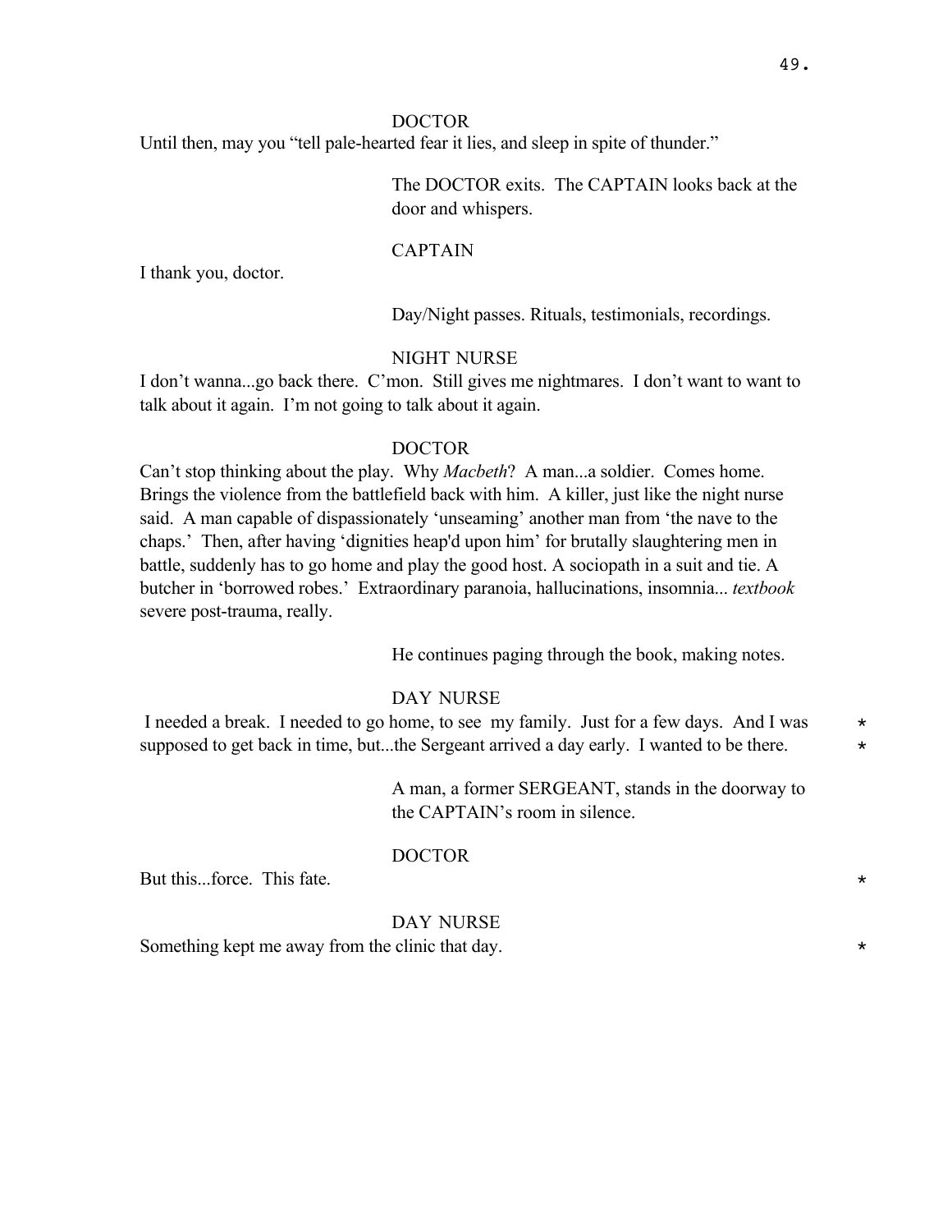DOCTOR

Until then, may you "tell pale-hearted fear it lies, and sleep in spite of thunder."

The DOCTOR exits. The CAPTAIN looks back at the door and whispers.

CAPTAIN

I thank you, doctor.

Day/Night passes. Rituals, testimonials, recordings.

NIGHT NURSE

I don't wanna...go back there. C'mon. Still gives me nightmares. I don't want to want to talk about it again. I'm not going to talk about it again.

DOCTOR

Can't stop thinking about the play. Why *Macbeth*? A man...a soldier. Comes home. Brings the violence from the battlefield back with him. A killer, just like the night nurse said. A man capable of dispassionately 'unseaming' another man from 'the nave to the chaps.' Then, after having 'dignities heap'd upon him' for brutally slaughtering men in battle, suddenly has to go home and play the good host. A sociopath in a suit and tie. A butcher in 'borrowed robes.' Extraordinary paranoia, hallucinations, insomnia... *textbook* severe post-trauma, really.

He continues paging through the book, making notes.

DAY NURSE

I needed a break. I needed to go home, to see my family. Just for a few days. And I was supposed to get back in time, but...the Sergeant arrived a day early. I wanted to be there. *

A man, a former SERGEANT, stands in the doorway to the CAPTAIN's room in silence.

DOCTOR

But this...force. This fate. *

DAY NURSE

Something kept me away from the clinic that day. *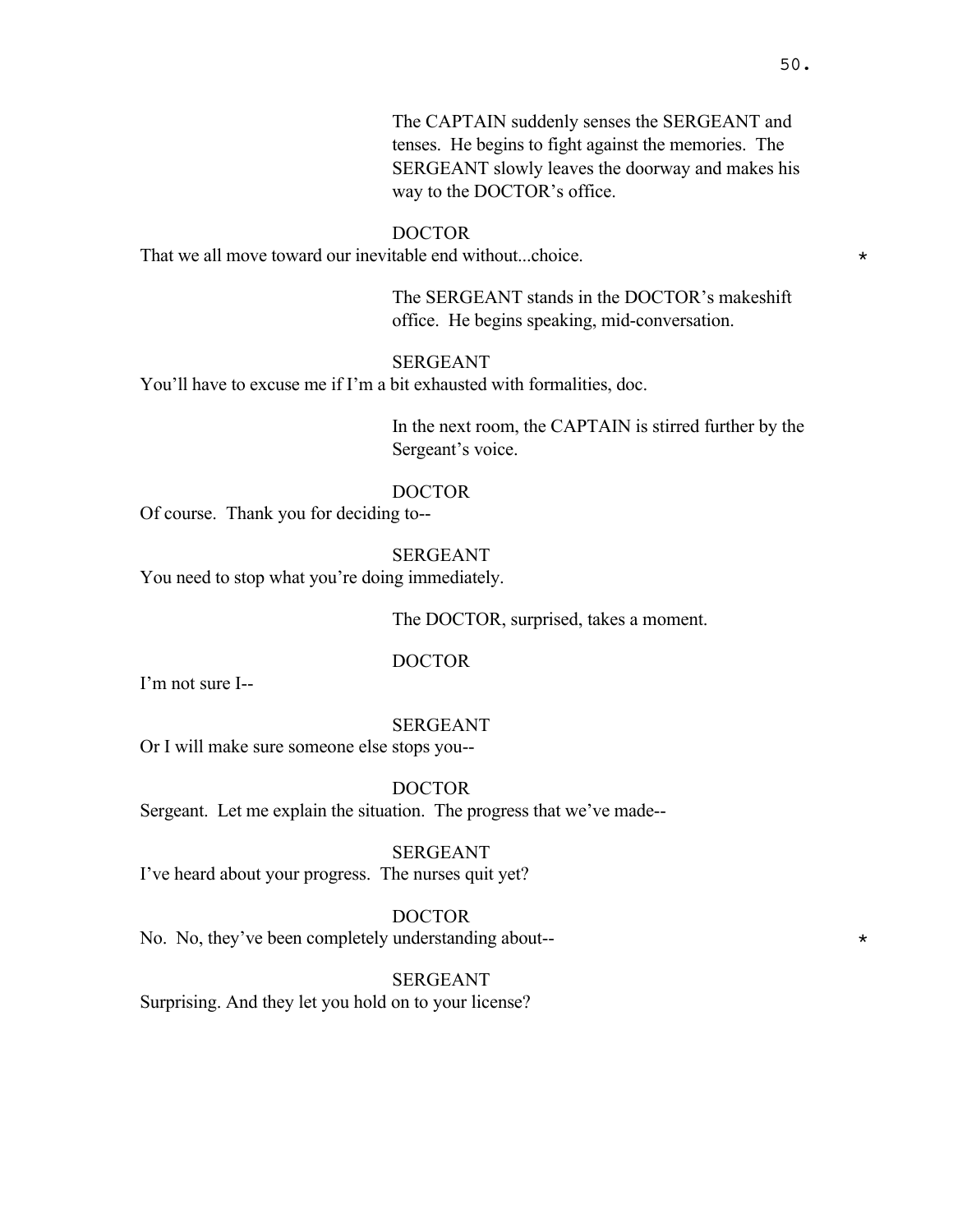The CAPTAIN suddenly senses the SERGEANT and tenses. He begins to fight against the memories. The SERGEANT slowly leaves the doorway and makes his way to the DOCTOR's office.

DOCTOR

That we all move toward our inevitable end without...choice. *

The SERGEANT stands in the DOCTOR's makeshift office. He begins speaking, mid-conversation.

SERGEANT

You'll have to excuse me if I'm a bit exhausted with formalities, doc.

In the next room, the CAPTAIN is stirred further by the Sergeant's voice.

DOCTOR

Of course. Thank you for deciding to--

SERGEANT

You need to stop what you're doing immediately.

The DOCTOR, surprised, takes a moment.

DOCTOR

I'm not sure I--

SERGEANT

Or I will make sure someone else stops you--

DOCTOR

Sergeant. Let me explain the situation. The progress that we've made--

SERGEANT

I've heard about your progress. The nurses quit yet?

DOCTOR

No. No, they've been completely understanding about-- *

SERGEANT

Surprising. And they let you hold on to your license?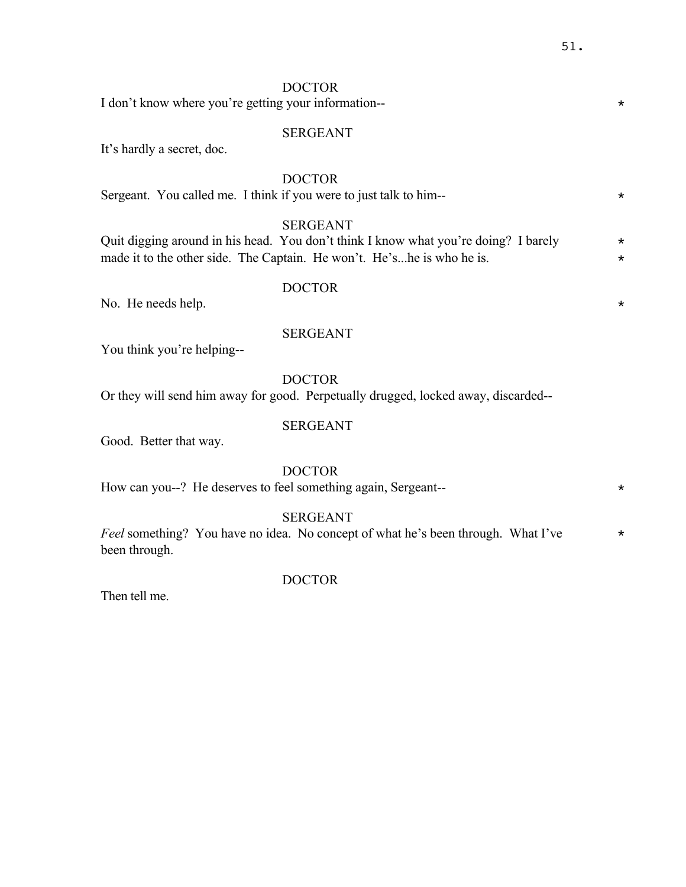DOCTOR
I don't know where you're getting your information-- *

SERGEANT
It's hardly a secret, doc.

DOCTOR
Sergeant. You called me. I think if you were to just talk to him-- *

SERGEANT
Quit digging around in his head. You don't think I know what you're doing? I barely made it to the other side. The Captain. He won't. He's...he is who he is. *

DOCTOR
No. He needs help. *

SERGEANT
You think you're helping--

DOCTOR
Or they will send him away for good. Perpetually drugged, locked away, discarded--

SERGEANT
Good. Better that way.

DOCTOR
How can you--? He deserves to feel something again, Sergeant-- *

SERGEANT
*Feel* something? You have no idea. No concept of what he's been through. What I've been through. *

DOCTOR
Then tell me.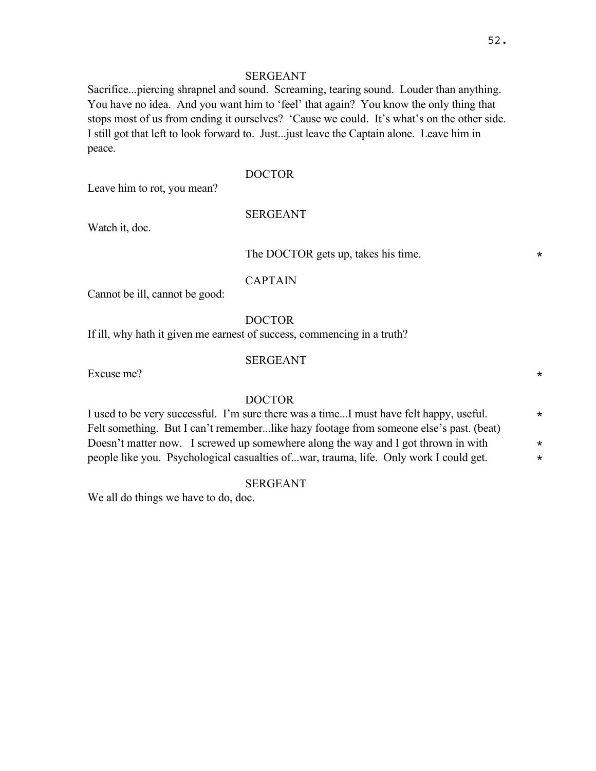SERGEANT

Sacrifice...piercing shrapnel and sound. Screaming, tearing sound. Louder than anything. You have no idea. And you want him to 'feel' that again? You know the only thing that stops most of us from ending it ourselves? 'Cause we could. It's what's on the other side. I still got that left to look forward to. Just...just leave the Captain alone. Leave him in peace.

DOCTOR

Leave him to rot, you mean?

SERGEANT

Watch it, doc.

The DOCTOR gets up, takes his time. *

CAPTAIN

Cannot be ill, cannot be good:

DOCTOR

If ill, why hath it given me earnest of success, commencing in a truth?

SERGEANT

Excuse me? *

DOCTOR

I used to be very successful. I'm sure there was a time...I must have felt happy, useful. * Felt something. But I can't remember...like hazy footage from someone else's past. (beat) Doesn't matter now. I screwed up somewhere along the way and I got thrown in with * people like you. Psychological casualties of...war, trauma, life. Only work I could get. *

SERGEANT

We all do things we have to do, doc.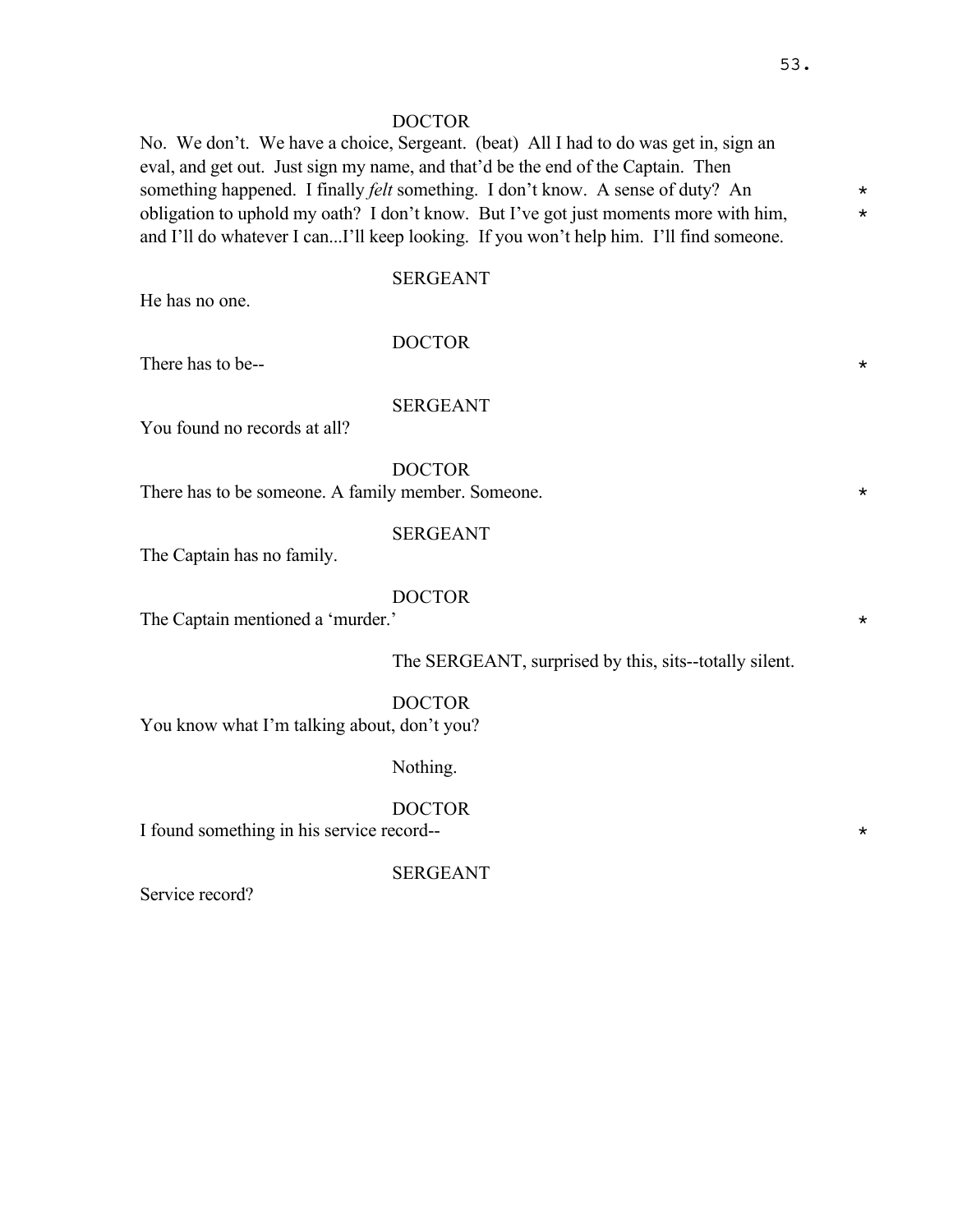DOCTOR

No. We don't. We have a choice, Sergeant. (beat) All I had to do was get in, sign an eval, and get out. Just sign my name, and that'd be the end of the Captain. Then something happened. I finally *felt* something. I don't know. A sense of duty? An obligation to uphold my oath? I don't know. But I've got just moments more with him, and I'll do whatever I can...I'll keep looking. If you won't help him. I'll find someone. *

SERGEANT

He has no one.

DOCTOR

There has to be-- *

SERGEANT

You found no records at all?

DOCTOR

There has to be someone. A family member. Someone. *

SERGEANT

The Captain has no family.

DOCTOR

The Captain mentioned a 'murder.' *

The SERGEANT, surprised by this, sits--totally silent.

DOCTOR

You know what I'm talking about, don't you?

Nothing.

DOCTOR

I found something in his service record-- *

SERGEANT

Service record?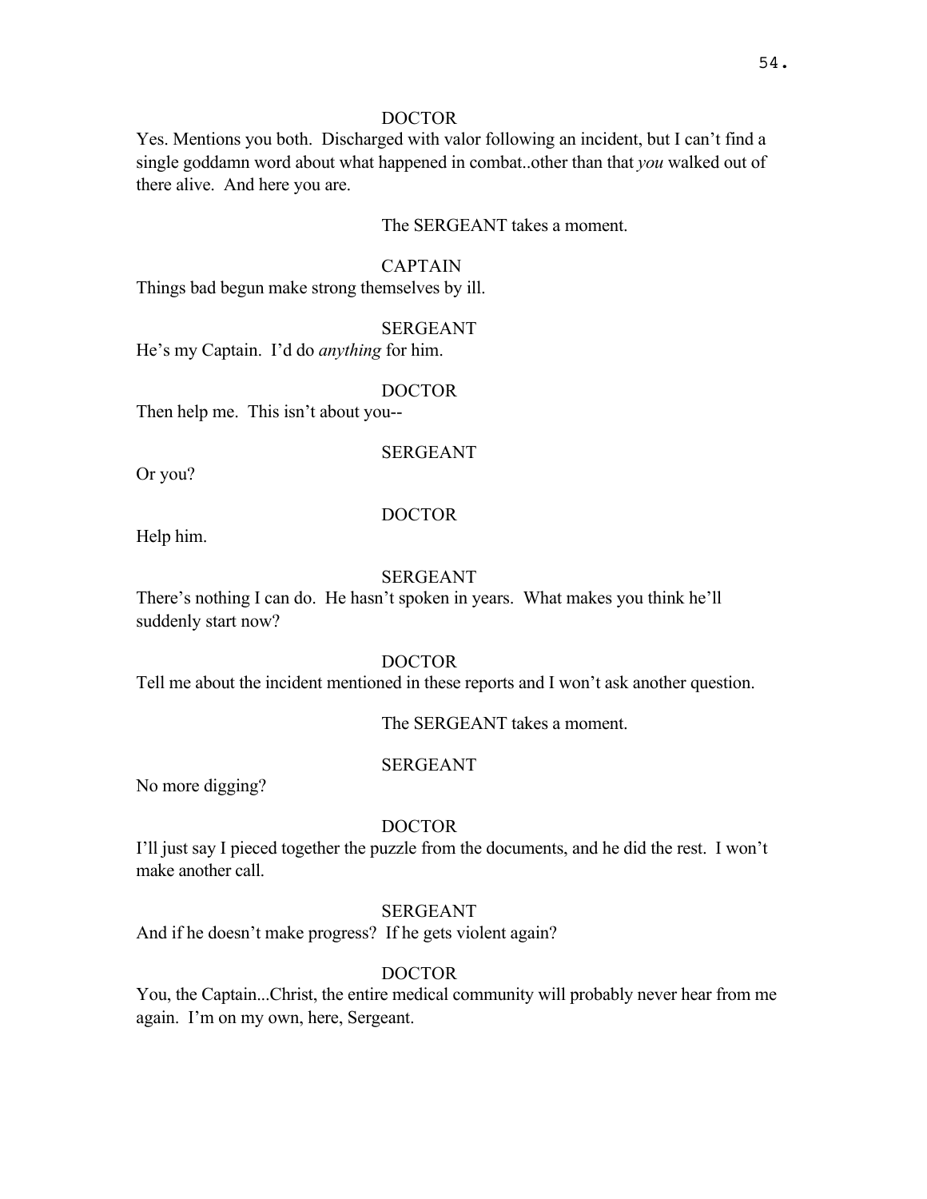DOCTOR

Yes. Mentions you both. Discharged with valor following an incident, but I can't find a single goddamn word about what happened in combat..other than that *you* walked out of there alive. And here you are.

The SERGEANT takes a moment.

CAPTAIN

Things bad begun make strong themselves by ill.

SERGEANT

He's my Captain. I'd do *anything* for him.

DOCTOR

Then help me. This isn't about you--

SERGEANT

Or you?

DOCTOR

Help him.

SERGEANT

There's nothing I can do. He hasn't spoken in years. What makes you think he'll suddenly start now?

DOCTOR

Tell me about the incident mentioned in these reports and I won't ask another question.

The SERGEANT takes a moment.

SERGEANT

No more digging?

DOCTOR

I'll just say I pieced together the puzzle from the documents, and he did the rest. I won't make another call.

SERGEANT

And if he doesn't make progress? If he gets violent again?

DOCTOR

You, the Captain...Christ, the entire medical community will probably never hear from me again. I'm on my own, here, Sergeant.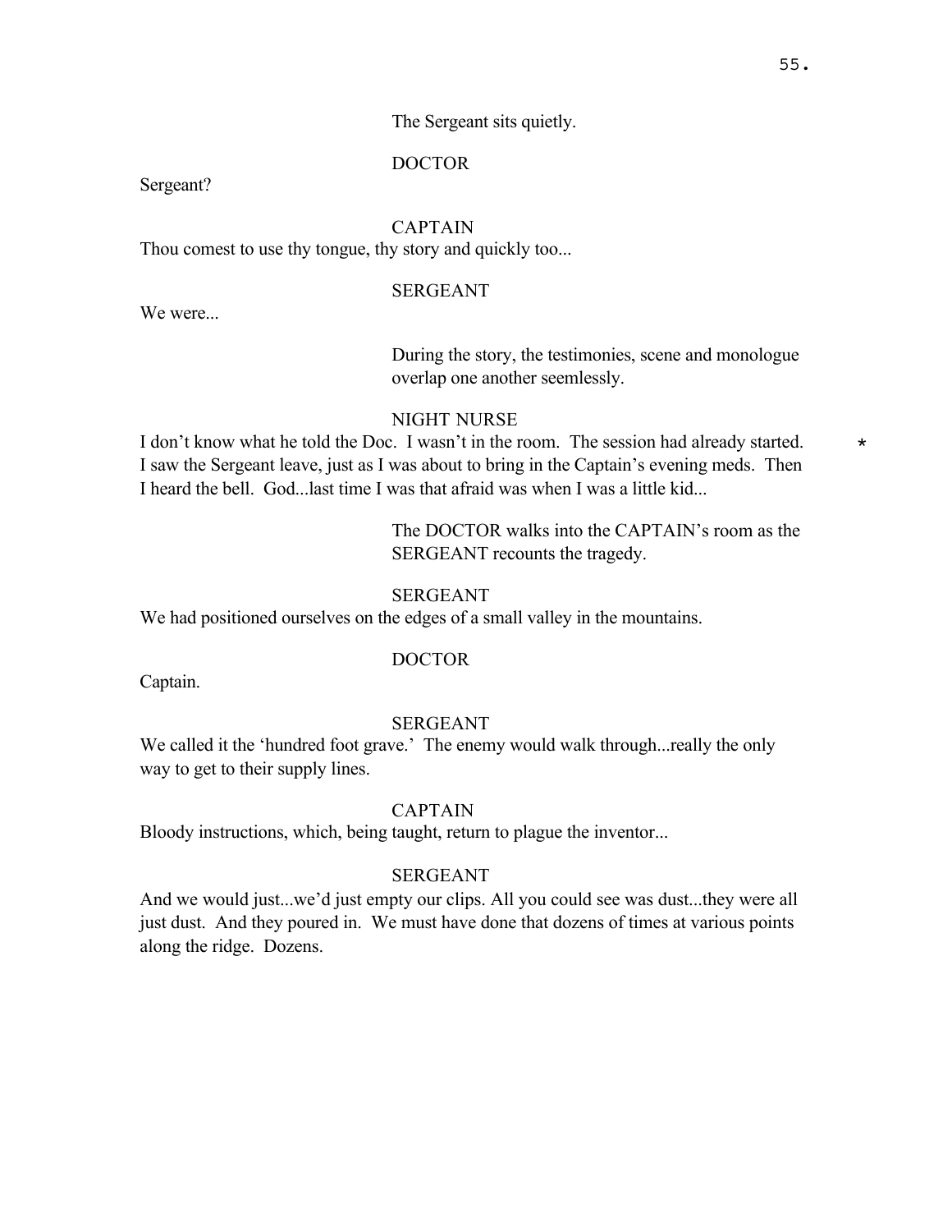The Sergeant sits quietly.

DOCTOR

Sergeant?

CAPTAIN

Thou comest to use thy tongue, thy story and quickly too...

SERGEANT

We were...

During the story, the testimonies, scene and monologue overlap one another seemlessly.

NIGHT NURSE

I don't know what he told the Doc. I wasn't in the room. The session had already started. I saw the Sergeant leave, just as I was about to bring in the Captain's evening meds. Then I heard the bell. God...last time I was that afraid was when I was a little kid... *

The DOCTOR walks into the CAPTAIN's room as the SERGEANT recounts the tragedy.

SERGEANT

We had positioned ourselves on the edges of a small valley in the mountains.

DOCTOR

Captain.

SERGEANT

We called it the 'hundred foot grave.' The enemy would walk through...really the only way to get to their supply lines.

CAPTAIN

Bloody instructions, which, being taught, return to plague the inventor...

SERGEANT

And we would just...we'd just empty our clips. All you could see was dust...they were all just dust. And they poured in. We must have done that dozens of times at various points along the ridge. Dozens.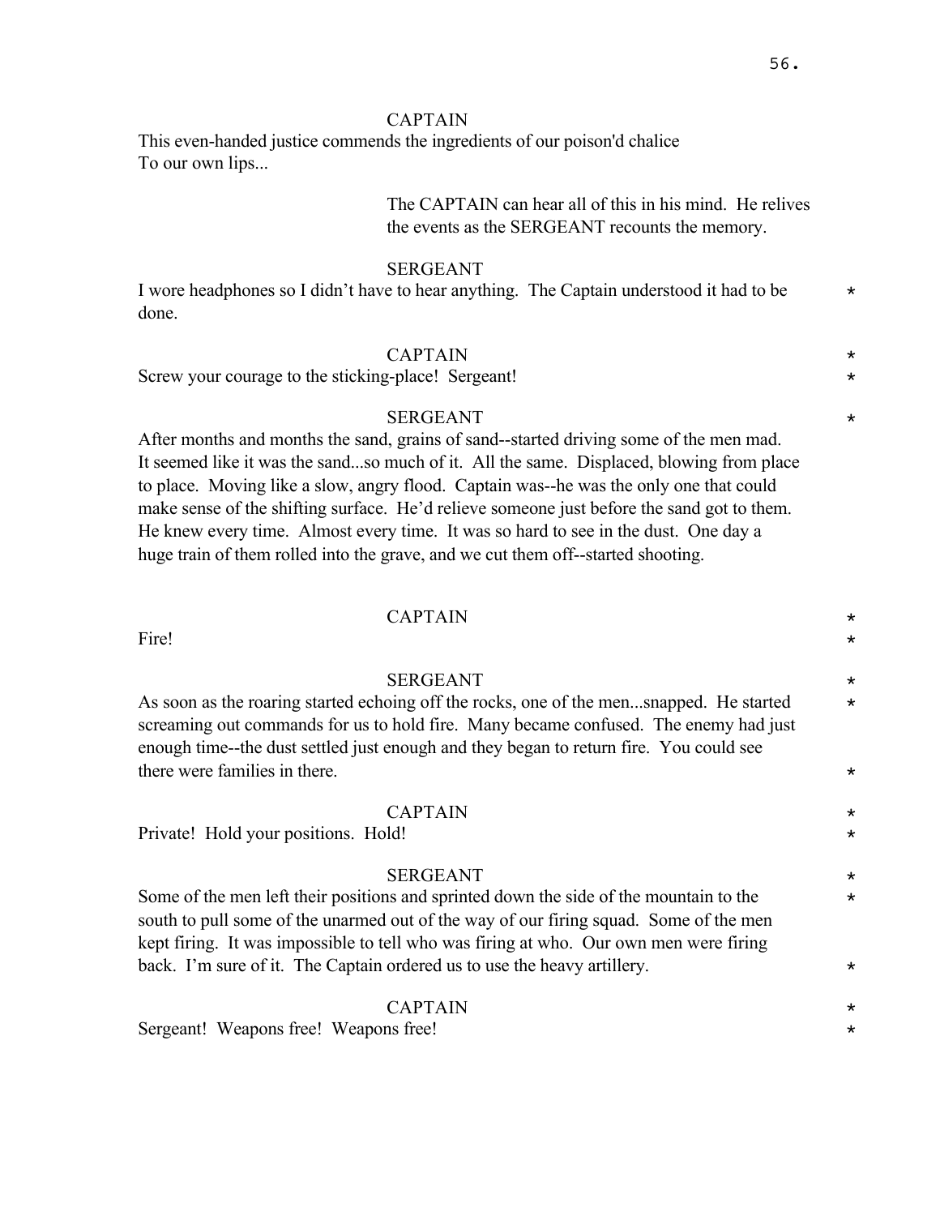CAPTAIN

This even-handed justice commends the ingredients of our poison'd chalice
To our own lips...

The CAPTAIN can hear all of this in his mind. He relives the events as the SERGEANT recounts the memory.

SERGEANT

I wore headphones so I didn't have to hear anything. The Captain understood it had to be done. *

CAPTAIN *

Screw your courage to the sticking-place! Sergeant! *

SERGEANT *

After months and months the sand, grains of sand--started driving some of the men mad. It seemed like it was the sand...so much of it. All the same. Displaced, blowing from place to place. Moving like a slow, angry flood. Captain was--he was the only one that could make sense of the shifting surface. He'd relieve someone just before the sand got to them. He knew every time. Almost every time. It was so hard to see in the dust. One day a huge train of them rolled into the grave, and we cut them off--started shooting.

CAPTAIN *

Fire! *

SERGEANT *

As soon as the roaring started echoing off the rocks, one of the men...snapped. He started screaming out commands for us to hold fire. Many became confused. The enemy had just enough time--the dust settled just enough and they began to return fire. You could see there were families in there. *

CAPTAIN *

Private! Hold your positions. Hold! *

SERGEANT *

Some of the men left their positions and sprinted down the side of the mountain to the south to pull some of the unarmed out of the way of our firing squad. Some of the men kept firing. It was impossible to tell who was firing at who. Our own men were firing back. I'm sure of it. The Captain ordered us to use the heavy artillery. *

CAPTAIN *

Sergeant! Weapons free! Weapons free! *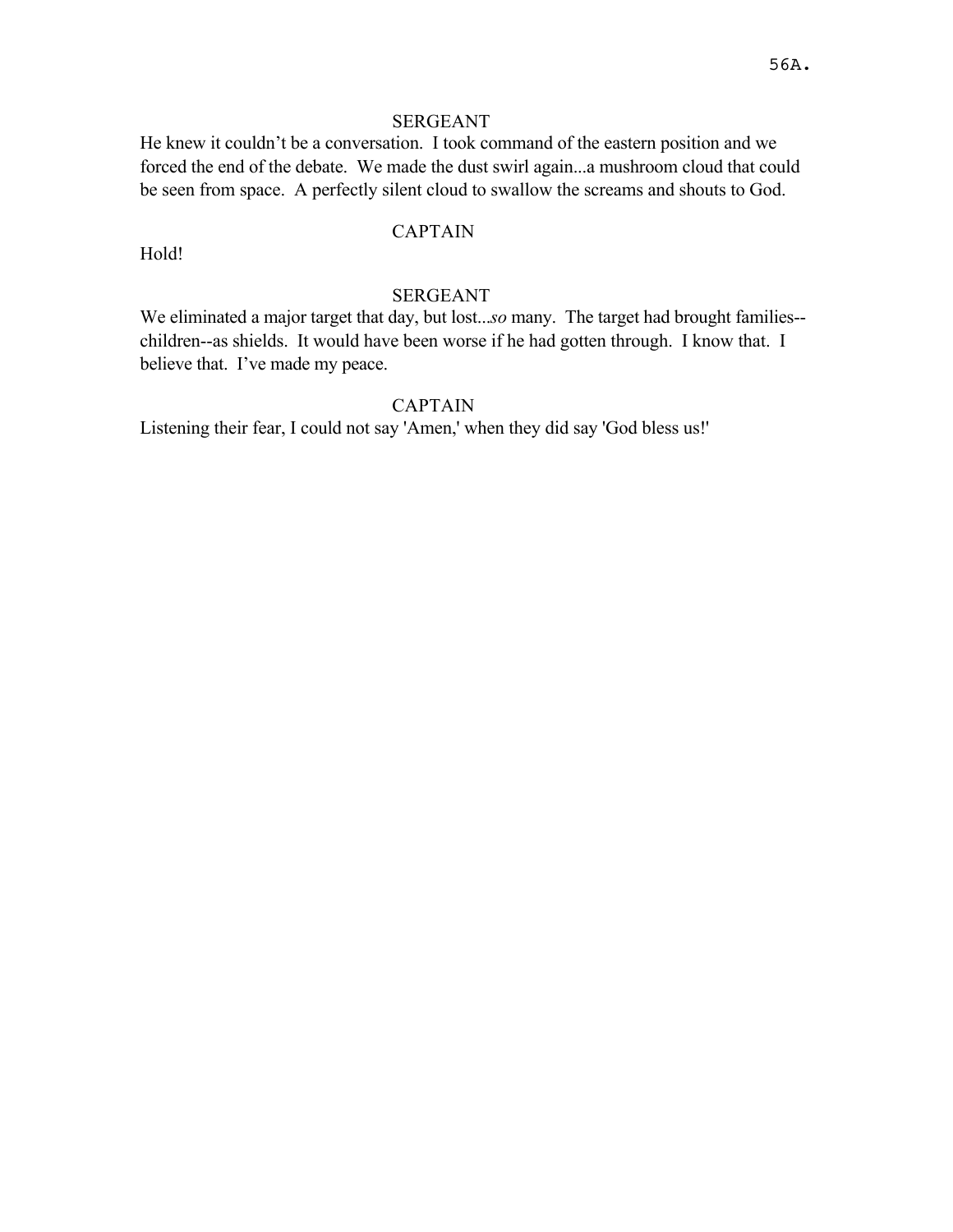SERGEANT

He knew it couldn't be a conversation. I took command of the eastern position and we forced the end of the debate. We made the dust swirl again...a mushroom cloud that could be seen from space. A perfectly silent cloud to swallow the screams and shouts to God.

CAPTAIN

Hold!

SERGEANT

We eliminated a major target that day, but lost...*so* many. The target had brought families--children--as shields. It would have been worse if he had gotten through. I know that. I believe that. I've made my peace.

CAPTAIN

Listening their fear, I could not say 'Amen,' when they did say 'God bless us!'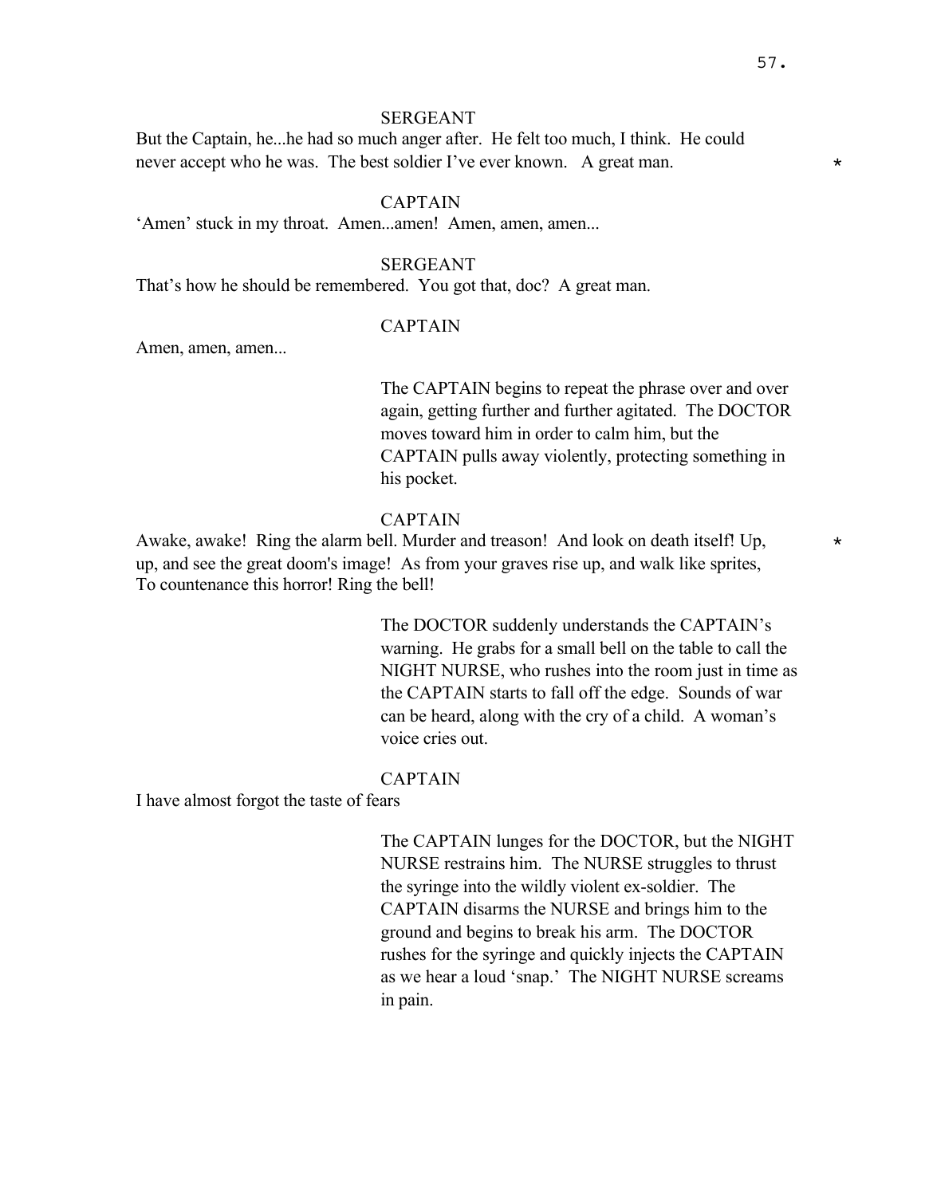SERGEANT

But the Captain, he...he had so much anger after. He felt too much, I think. He could never accept who he was. The best soldier I've ever known. A great man. *

CAPTAIN

'Amen' stuck in my throat. Amen...amen! Amen, amen, amen...

SERGEANT

That's how he should be remembered. You got that, doc? A great man.

CAPTAIN

Amen, amen, amen...

The CAPTAIN begins to repeat the phrase over and over again, getting further and further agitated. The DOCTOR moves toward him in order to calm him, but the CAPTAIN pulls away violently, protecting something in his pocket.

CAPTAIN

Awake, awake! Ring the alarm bell. Murder and treason! And look on death itself! Up, up, and see the great doom's image! As from your graves rise up, and walk like sprites, To countenance this horror! Ring the bell! *

The DOCTOR suddenly understands the CAPTAIN's warning. He grabs for a small bell on the table to call the NIGHT NURSE, who rushes into the room just in time as the CAPTAIN starts to fall off the edge. Sounds of war can be heard, along with the cry of a child. A woman's voice cries out.

CAPTAIN

I have almost forgot the taste of fears

The CAPTAIN lunges for the DOCTOR, but the NIGHT NURSE restrains him. The NURSE struggles to thrust the syringe into the wildly violent ex-soldier. The CAPTAIN disarms the NURSE and brings him to the ground and begins to break his arm. The DOCTOR rushes for the syringe and quickly injects the CAPTAIN as we hear a loud 'snap.' The NIGHT NURSE screams in pain.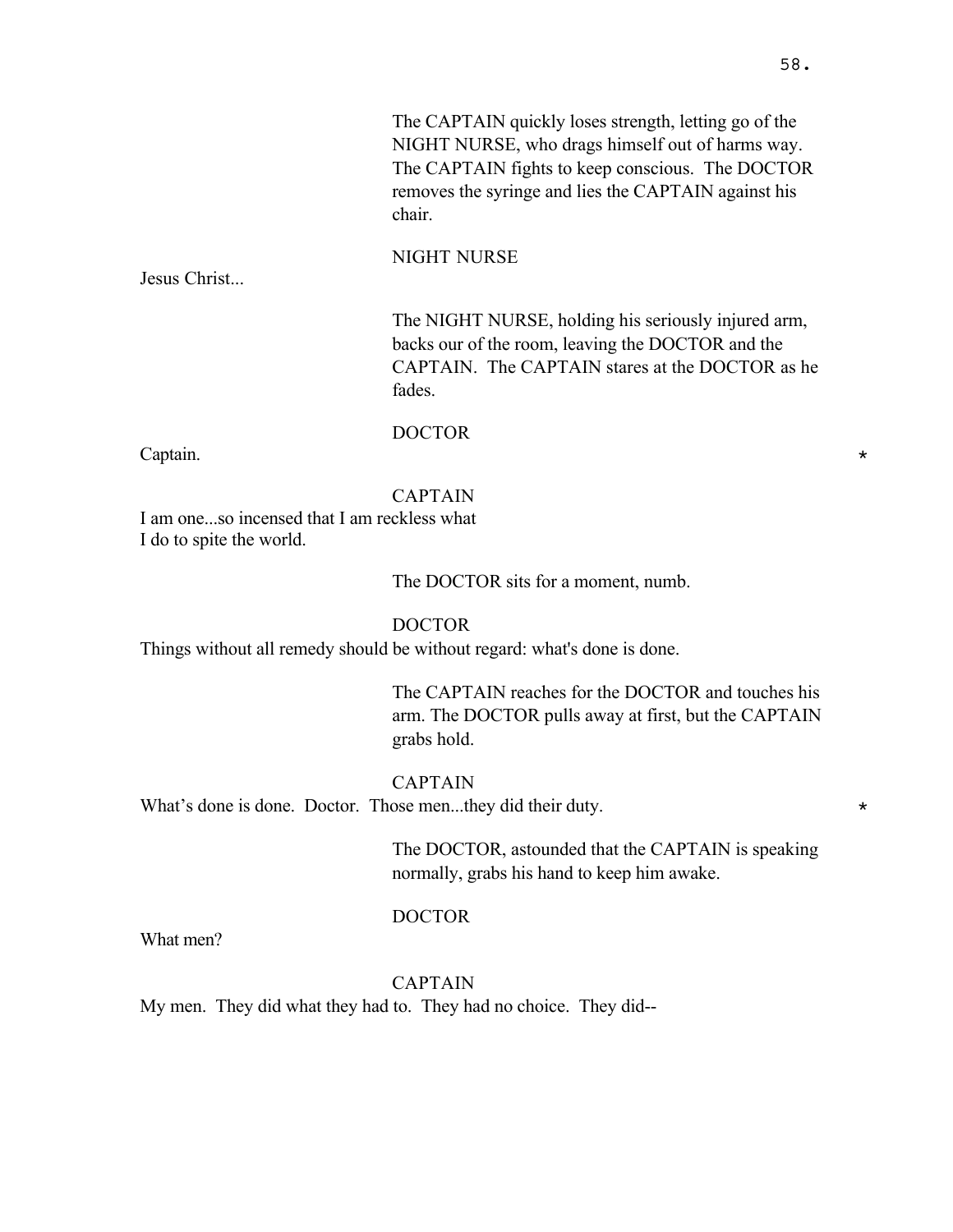The CAPTAIN quickly loses strength, letting go of the NIGHT NURSE, who drags himself out of harms way. The CAPTAIN fights to keep conscious. The DOCTOR removes the syringe and lies the CAPTAIN against his chair.

NIGHT NURSE

Jesus Christ...

The NIGHT NURSE, holding his seriously injured arm, backs our of the room, leaving the DOCTOR and the CAPTAIN. The CAPTAIN stares at the DOCTOR as he fades.

DOCTOR

Captain. *

CAPTAIN

I am one...so incensed that I am reckless what I do to spite the world.

The DOCTOR sits for a moment, numb.

DOCTOR

Things without all remedy should be without regard: what's done is done.

The CAPTAIN reaches for the DOCTOR and touches his arm. The DOCTOR pulls away at first, but the CAPTAIN grabs hold.

CAPTAIN

What's done is done. Doctor. Those men...they did their duty. *

The DOCTOR, astounded that the CAPTAIN is speaking normally, grabs his hand to keep him awake.

DOCTOR

What men?

CAPTAIN

My men. They did what they had to. They had no choice. They did--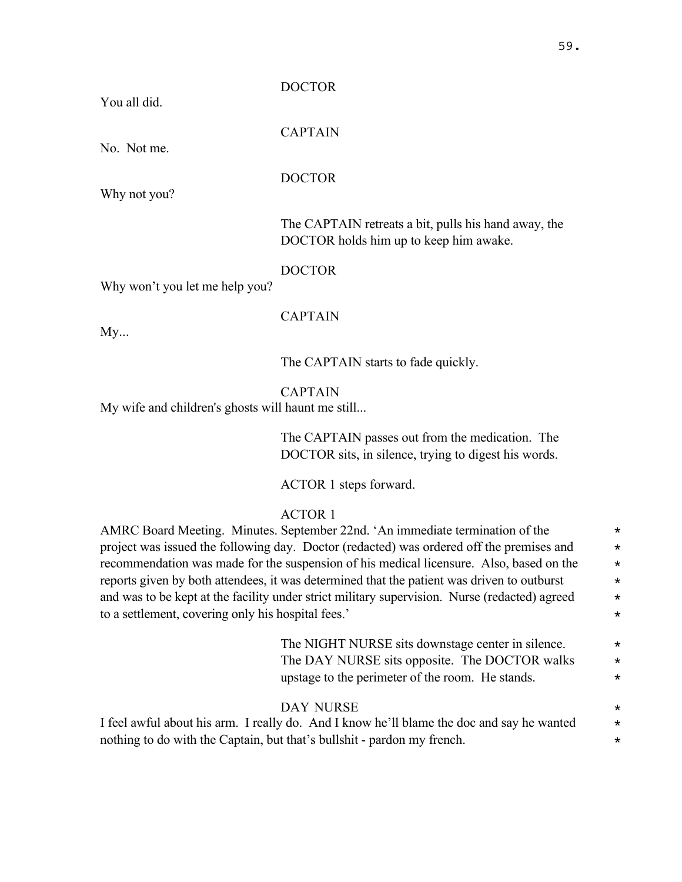DOCTOR

You all did.

CAPTAIN

No. Not me.

DOCTOR

Why not you?

The CAPTAIN retreats a bit, pulls his hand away, the DOCTOR holds him up to keep him awake.

DOCTOR

Why won't you let me help you?

CAPTAIN

My...

The CAPTAIN starts to fade quickly.

CAPTAIN

My wife and children's ghosts will haunt me still...

The CAPTAIN passes out from the medication. The DOCTOR sits, in silence, trying to digest his words.

ACTOR 1 steps forward.

ACTOR 1

AMRC Board Meeting. Minutes. September 22nd. 'An immediate termination of the project was issued the following day. Doctor (redacted) was ordered off the premises and recommendation was made for the suspension of his medical licensure. Also, based on the reports given by both attendees, it was determined that the patient was driven to outburst and was to be kept at the facility under strict military supervision. Nurse (redacted) agreed to a settlement, covering only his hospital fees.' *

The NIGHT NURSE sits downstage center in silence. The DAY NURSE sits opposite. The DOCTOR walks upstage to the perimeter of the room. He stands. *

DAY NURSE *

I feel awful about his arm. I really do. And I know he'll blame the doc and say he wanted nothing to do with the Captain, but that's bullshit - pardon my french. *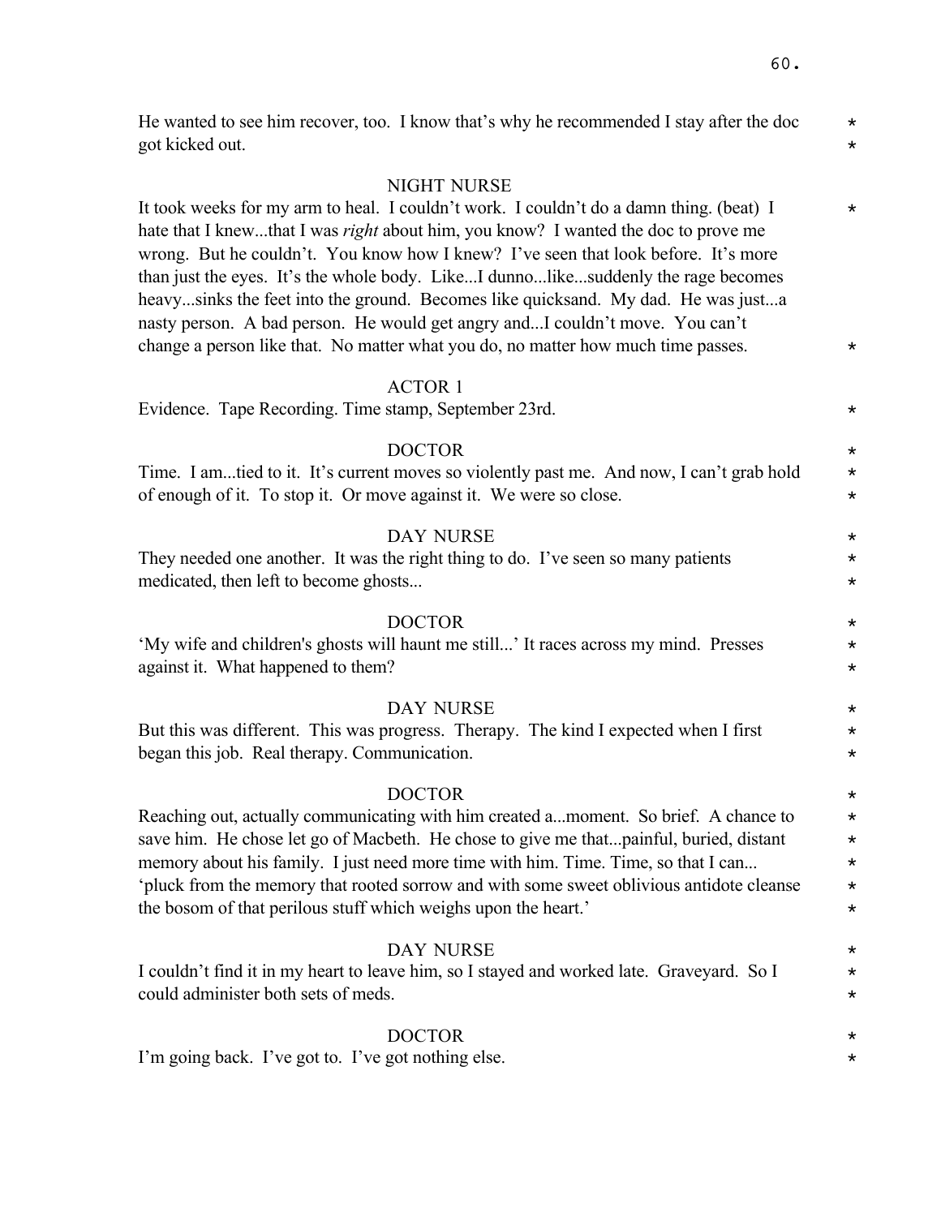He wanted to see him recover, too. I know that's why he recommended I stay after the doc got kicked out. *

NIGHT NURSE

It took weeks for my arm to heal. I couldn't work. I couldn't do a damn thing. (beat) I hate that I knew...that I was *right* about him, you know? I wanted the doc to prove me wrong. But he couldn't. You know how I knew? I've seen that look before. It's more than just the eyes. It's the whole body. Like...I dunno...like...suddenly the rage becomes heavy...sinks the feet into the ground. Becomes like quicksand. My dad. He was just...a nasty person. A bad person. He would get angry and...I couldn't move. You can't change a person like that. No matter what you do, no matter how much time passes. *

ACTOR 1

Evidence. Tape Recording. Time stamp, September 23rd. *

DOCTOR

Time. I am...tied to it. It's current moves so violently past me. And now, I can't grab hold of enough of it. To stop it. Or move against it. We were so close. *

DAY NURSE

They needed one another. It was the right thing to do. I've seen so many patients medicated, then left to become ghosts... *

DOCTOR

'My wife and children's ghosts will haunt me still...' It races across my mind. Presses against it. What happened to them? *

DAY NURSE

But this was different. This was progress. Therapy. The kind I expected when I first began this job. Real therapy. Communication. *

DOCTOR

Reaching out, actually communicating with him created a...moment. So brief. A chance to save him. He chose let go of Macbeth. He chose to give me that...painful, buried, distant memory about his family. I just need more time with him. Time. Time, so that I can... 'pluck from the memory that rooted sorrow and with some sweet oblivious antidote cleanse the bosom of that perilous stuff which weighs upon the heart.' *

DAY NURSE

I couldn't find it in my heart to leave him, so I stayed and worked late. Graveyard. So I could administer both sets of meds. *

DOCTOR

I'm going back. I've got to. I've got nothing else. *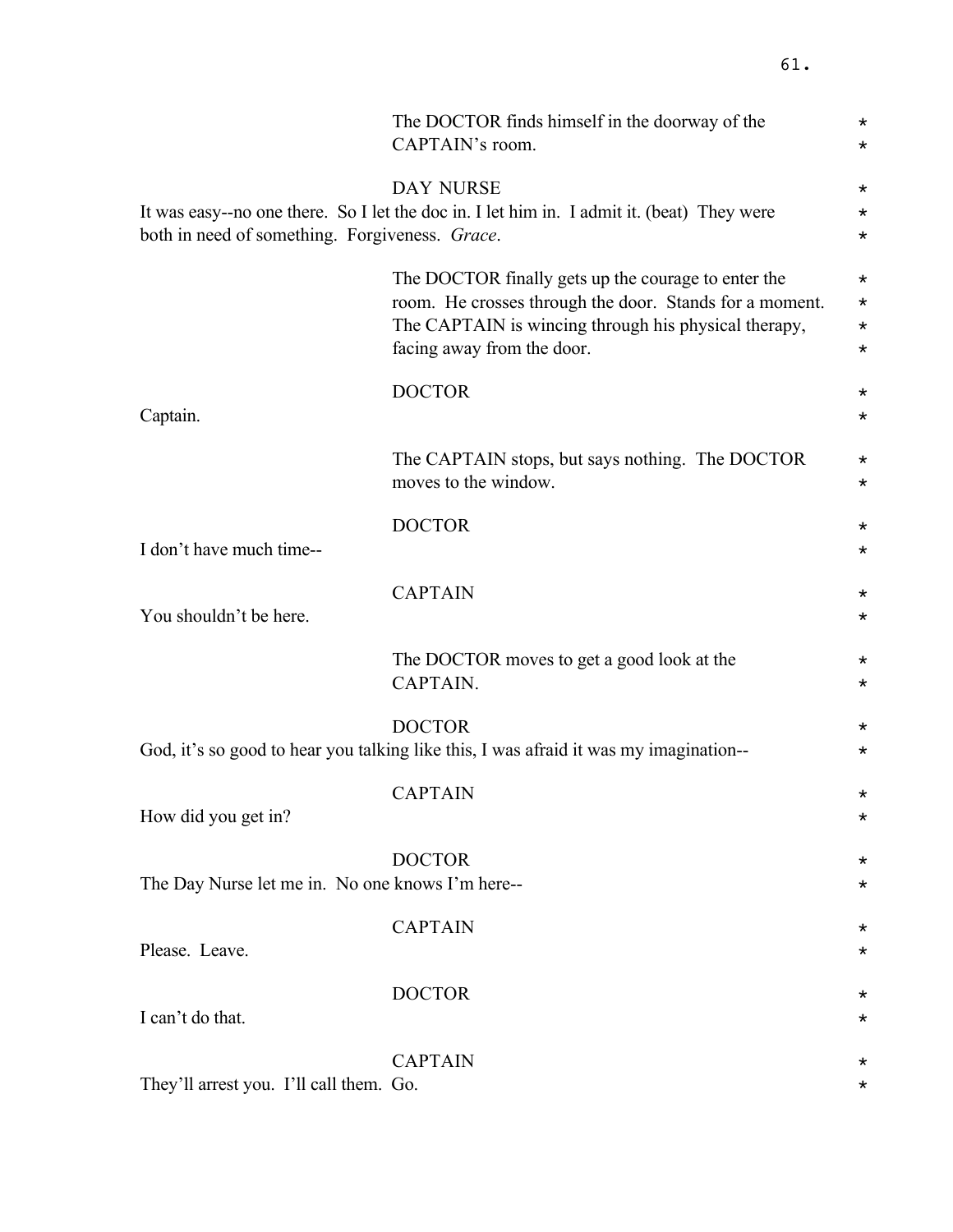The DOCTOR finds himself in the doorway of the CAPTAIN's room. *

DAY NURSE *

It was easy--no one there. So I let the doc in. I let him in. I admit it. (beat) They were both in need of something. Forgiveness. *Grace*. *

The DOCTOR finally gets up the courage to enter the room. He crosses through the door. Stands for a moment. The CAPTAIN is wincing through his physical therapy, facing away from the door. *

DOCTOR *

Captain. *

The CAPTAIN stops, but says nothing. The DOCTOR moves to the window. *

DOCTOR *

I don't have much time-- *

CAPTAIN *

You shouldn't be here. *

The DOCTOR moves to get a good look at the CAPTAIN. *

DOCTOR *

God, it's so good to hear you talking like this, I was afraid it was my imagination-- *

CAPTAIN *

How did you get in? *

DOCTOR *

The Day Nurse let me in. No one knows I'm here-- *

CAPTAIN *

Please. Leave. *

DOCTOR *

I can't do that. *

CAPTAIN *

They'll arrest you. I'll call them. Go. *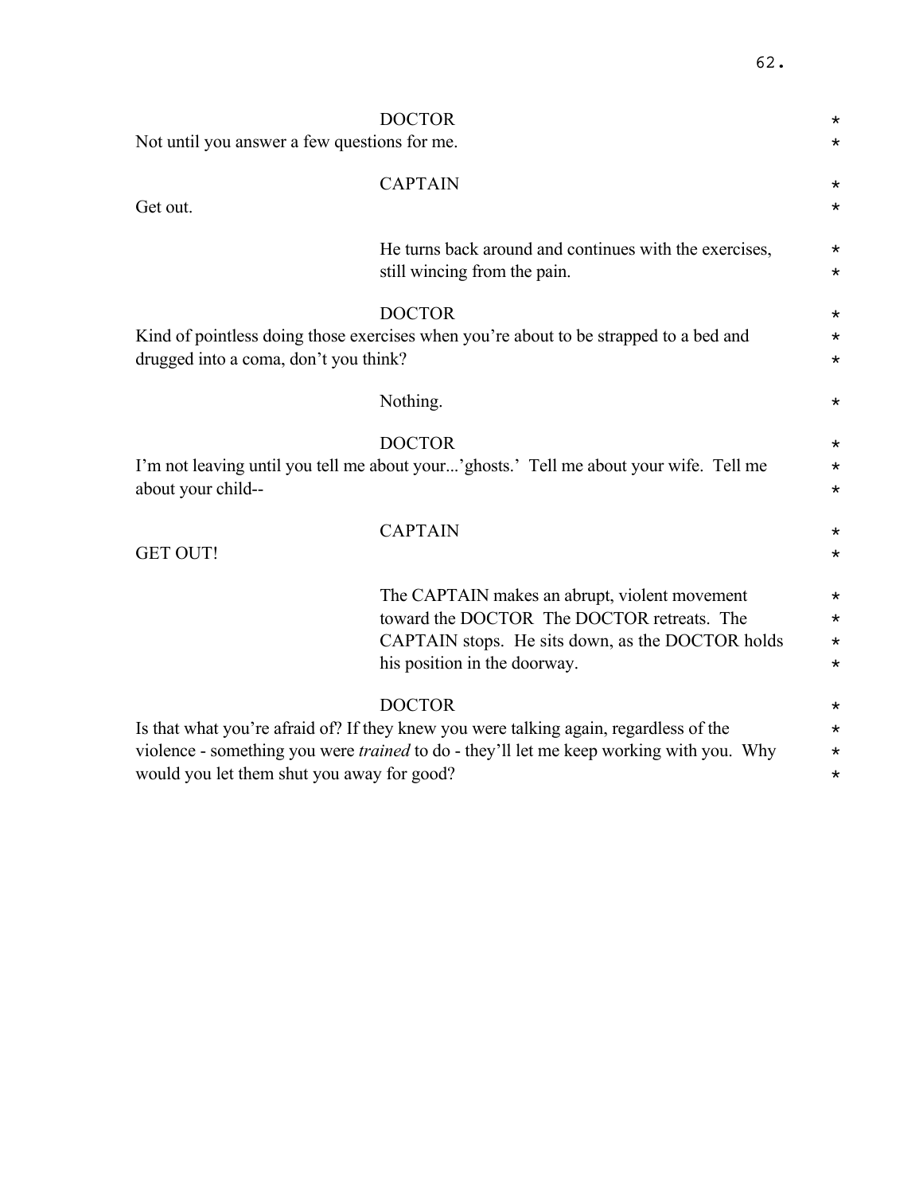DOCTOR

Not until you answer a few questions for me.

CAPTAIN

Get out.

He turns back around and continues with the exercises, still wincing from the pain.

DOCTOR

Kind of pointless doing those exercises when you're about to be strapped to a bed and drugged into a coma, don't you think?

Nothing.

DOCTOR

I'm not leaving until you tell me about your...'ghosts.' Tell me about your wife. Tell me about your child--

CAPTAIN

GET OUT!

The CAPTAIN makes an abrupt, violent movement toward the DOCTOR The DOCTOR retreats. The CAPTAIN stops. He sits down, as the DOCTOR holds his position in the doorway.

DOCTOR

Is that what you're afraid of? If they knew you were talking again, regardless of the violence - something you were *trained* to do - they'll let me keep working with you. Why would you let them shut you away for good?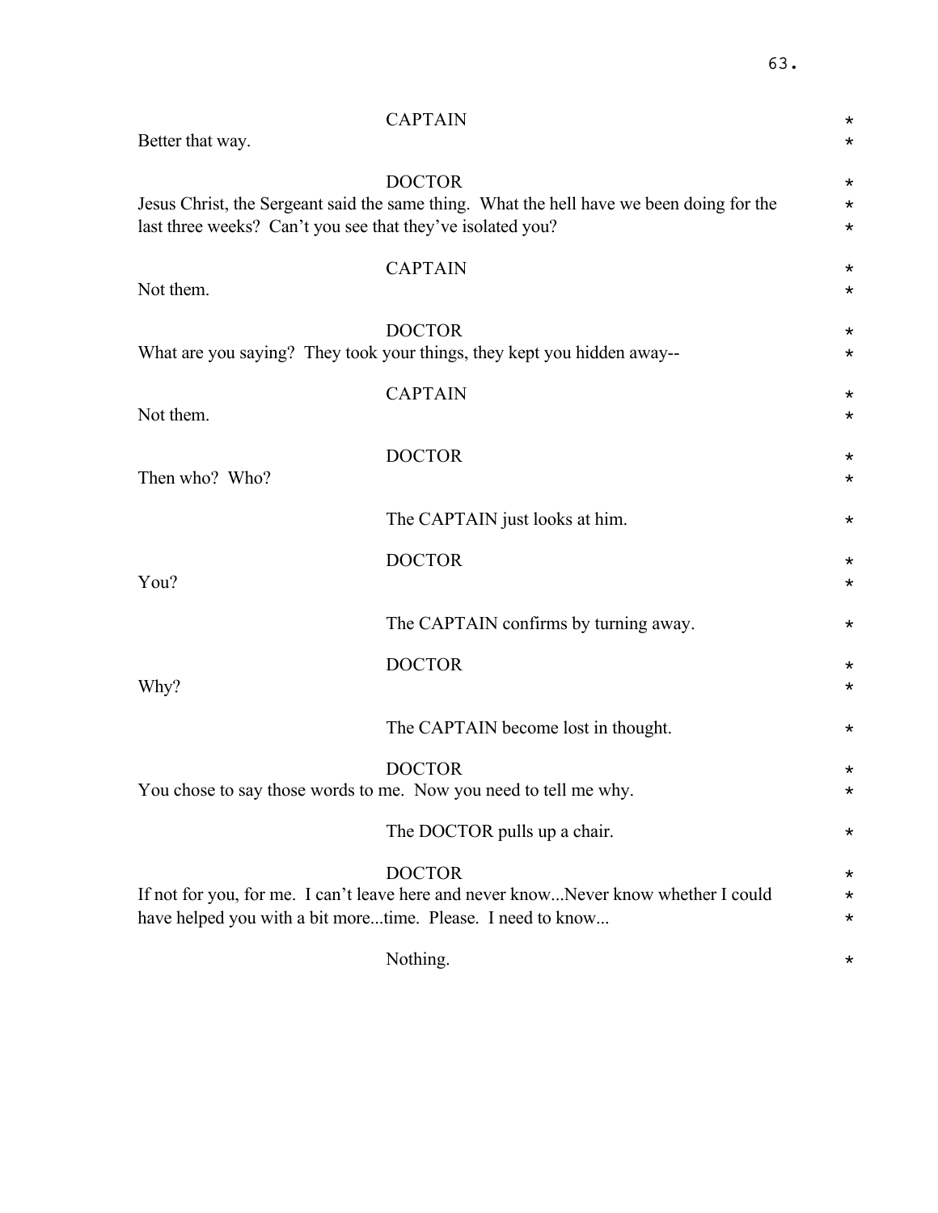CAPTAIN

Better that way.

DOCTOR

Jesus Christ, the Sergeant said the same thing. What the hell have we been doing for the last three weeks? Can't you see that they've isolated you?

CAPTAIN

Not them.

DOCTOR

What are you saying? They took your things, they kept you hidden away--

CAPTAIN

Not them.

DOCTOR

Then who? Who?

The CAPTAIN just looks at him.

DOCTOR

You?

The CAPTAIN confirms by turning away.

DOCTOR

Why?

The CAPTAIN become lost in thought.

DOCTOR

You chose to say those words to me. Now you need to tell me why.

The DOCTOR pulls up a chair.

DOCTOR

If not for you, for me. I can't leave here and never know...Never know whether I could have helped you with a bit more...time. Please. I need to know...

Nothing.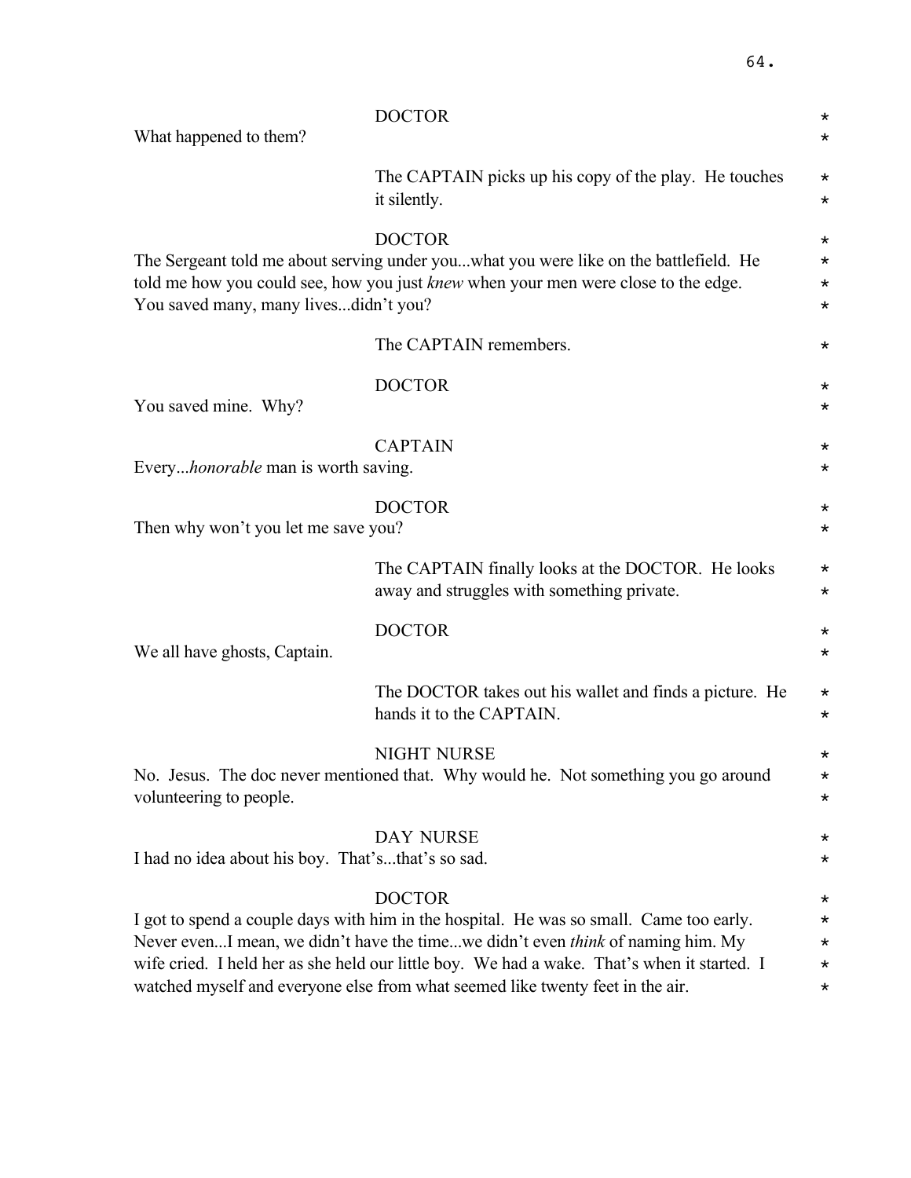DOCTOR

What happened to them?

The CAPTAIN picks up his copy of the play. He touches it silently.

DOCTOR

The Sergeant told me about serving under you...what you were like on the battlefield. He told me how you could see, how you just *knew* when your men were close to the edge. You saved many, many lives...didn't you?

The CAPTAIN remembers.

DOCTOR

You saved mine. Why?

CAPTAIN

Every...*honorable* man is worth saving.

DOCTOR

Then why won't you let me save you?

The CAPTAIN finally looks at the DOCTOR. He looks away and struggles with something private.

DOCTOR

We all have ghosts, Captain.

The DOCTOR takes out his wallet and finds a picture. He hands it to the CAPTAIN.

NIGHT NURSE

No. Jesus. The doc never mentioned that. Why would he. Not something you go around volunteering to people.

DAY NURSE

I had no idea about his boy. That's...that's so sad.

DOCTOR

I got to spend a couple days with him in the hospital. He was so small. Came too early. Never even...I mean, we didn't have the time...we didn't even *think* of naming him. My wife cried. I held her as she held our little boy. We had a wake. That's when it started. I watched myself and everyone else from what seemed like twenty feet in the air.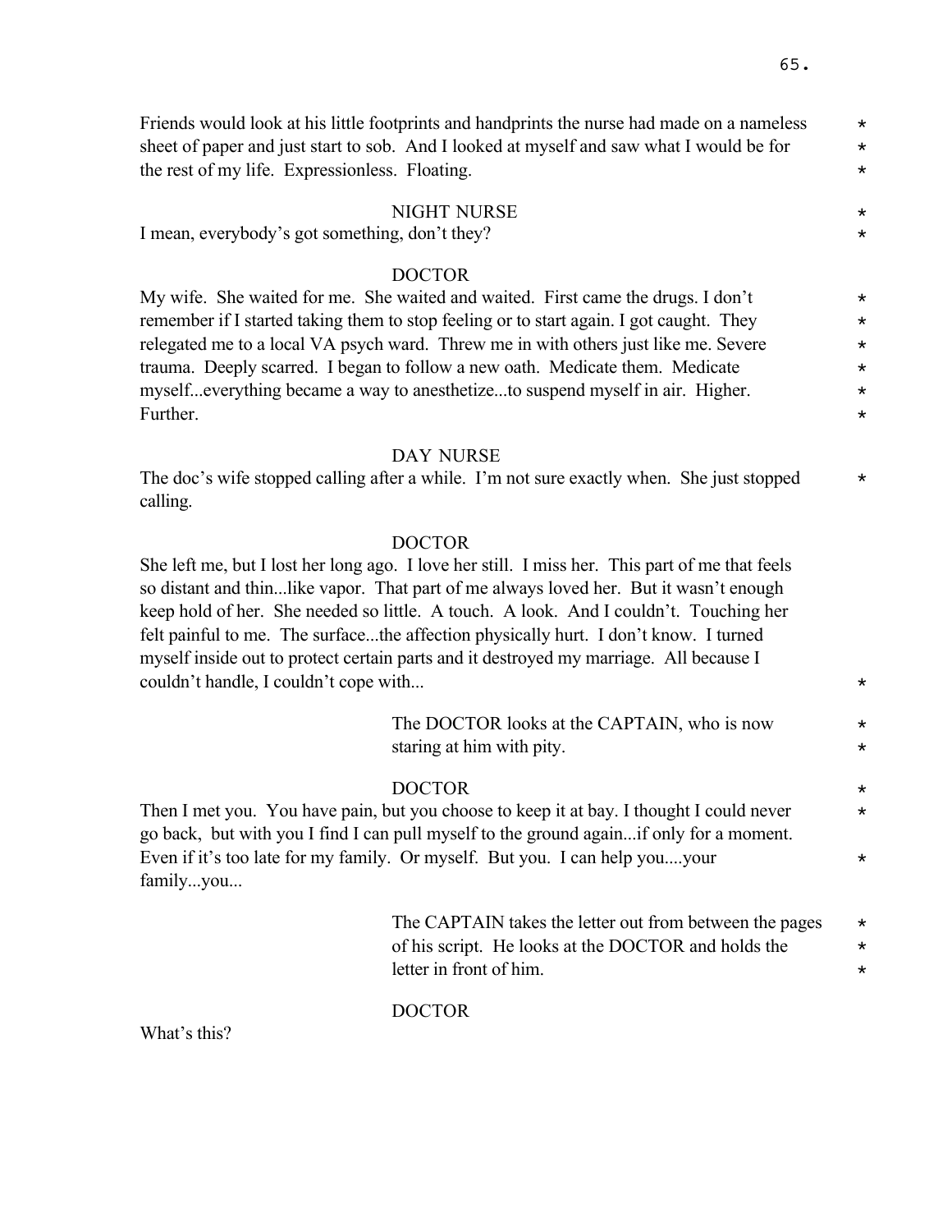Friends would look at his little footprints and handprints the nurse had made on a nameless sheet of paper and just start to sob. And I looked at myself and saw what I would be for the rest of my life. Expressionless. Floating.

NIGHT NURSE

I mean, everybody's got something, don't they?

DOCTOR

My wife. She waited for me. She waited and waited. First came the drugs. I don't remember if I started taking them to stop feeling or to start again. I got caught. They relegated me to a local VA psych ward. Threw me in with others just like me. Severe trauma. Deeply scarred. I began to follow a new oath. Medicate them. Medicate myself...everything became a way to anesthetize...to suspend myself in air. Higher. Further.

DAY NURSE

The doc's wife stopped calling after a while. I'm not sure exactly when. She just stopped calling.

DOCTOR

She left me, but I lost her long ago. I love her still. I miss her. This part of me that feels so distant and thin...like vapor. That part of me always loved her. But it wasn't enough keep hold of her. She needed so little. A touch. A look. And I couldn't. Touching her felt painful to me. The surface...the affection physically hurt. I don't know. I turned myself inside out to protect certain parts and it destroyed my marriage. All because I couldn't handle, I couldn't cope with...

The DOCTOR looks at the CAPTAIN, who is now staring at him with pity.

DOCTOR

Then I met you. You have pain, but you choose to keep it at bay. I thought I could never go back, but with you I find I can pull myself to the ground again...if only for a moment. Even if it's too late for my family. Or myself. But you. I can help you....your family...you...

The CAPTAIN takes the letter out from between the pages of his script. He looks at the DOCTOR and holds the letter in front of him.

DOCTOR

What's this?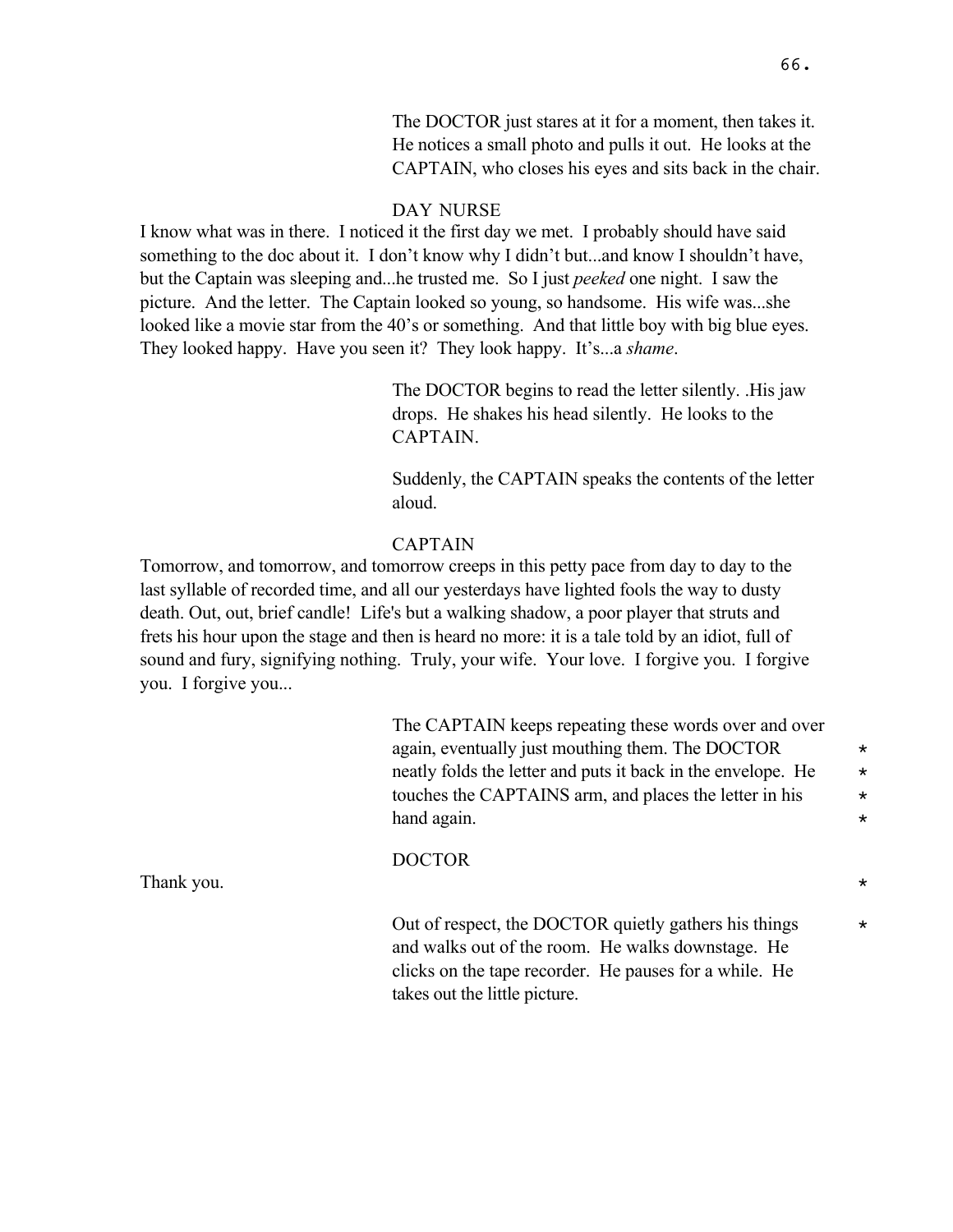The DOCTOR just stares at it for a moment, then takes it. He notices a small photo and pulls it out. He looks at the CAPTAIN, who closes his eyes and sits back in the chair.

DAY NURSE

I know what was in there. I noticed it the first day we met. I probably should have said something to the doc about it. I don't know why I didn't but...and know I shouldn't have, but the Captain was sleeping and...he trusted me. So I just *peeked* one night. I saw the picture. And the letter. The Captain looked so young, so handsome. His wife was...she looked like a movie star from the 40's or something. And that little boy with big blue eyes. They looked happy. Have you seen it? They look happy. It's...a *shame*.

The DOCTOR begins to read the letter silently. .His jaw drops. He shakes his head silently. He looks to the CAPTAIN.

Suddenly, the CAPTAIN speaks the contents of the letter aloud.

CAPTAIN

Tomorrow, and tomorrow, and tomorrow creeps in this petty pace from day to day to the last syllable of recorded time, and all our yesterdays have lighted fools the way to dusty death. Out, out, brief candle! Life's but a walking shadow, a poor player that struts and frets his hour upon the stage and then is heard no more: it is a tale told by an idiot, full of sound and fury, signifying nothing. Truly, your wife. Your love. I forgive you. I forgive you. I forgive you...

The CAPTAIN keeps repeating these words over and over again, eventually just mouthing them. The DOCTOR neatly folds the letter and puts it back in the envelope. He touches the CAPTAINS arm, and places the letter in his hand again. *

DOCTOR

Thank you. *

Out of respect, the DOCTOR quietly gathers his things and walks out of the room. He walks downstage. He clicks on the tape recorder. He pauses for a while. He takes out the little picture. *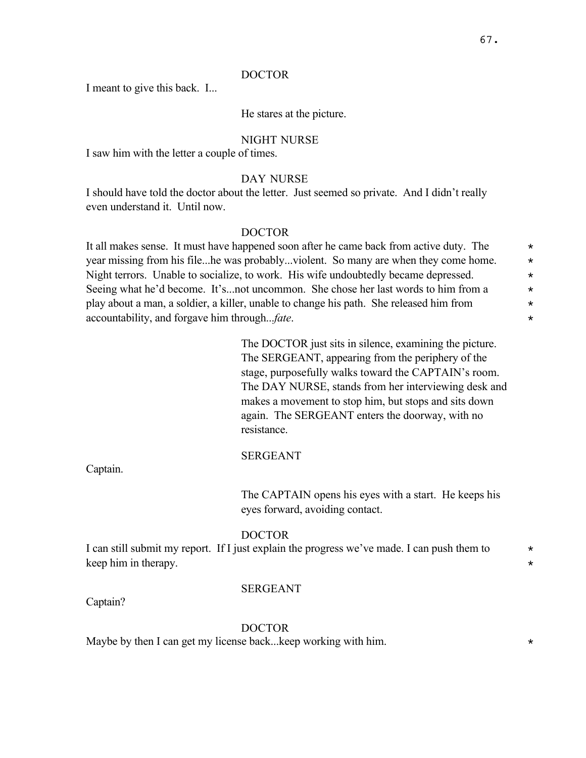DOCTOR

I meant to give this back. I...

He stares at the picture.

NIGHT NURSE

I saw him with the letter a couple of times.

DAY NURSE

I should have told the doctor about the letter. Just seemed so private. And I didn't really even understand it. Until now.

DOCTOR

It all makes sense. It must have happened soon after he came back from active duty. The year missing from his file...he was probably...violent. So many are when they come home. Night terrors. Unable to socialize, to work. His wife undoubtedly became depressed. Seeing what he'd become. It's...not uncommon. She chose her last words to him from a play about a man, a soldier, a killer, unable to change his path. She released him from accountability, and forgave him through...*fate*. *

The DOCTOR just sits in silence, examining the picture. The SERGEANT, appearing from the periphery of the stage, purposefully walks toward the CAPTAIN's room. The DAY NURSE, stands from her interviewing desk and makes a movement to stop him, but stops and sits down again. The SERGEANT enters the doorway, with no resistance.

SERGEANT

Captain.

The CAPTAIN opens his eyes with a start. He keeps his eyes forward, avoiding contact.

DOCTOR

I can still submit my report. If I just explain the progress we've made. I can push them to keep him in therapy. *

SERGEANT

Captain?

DOCTOR

Maybe by then I can get my license back...keep working with him. *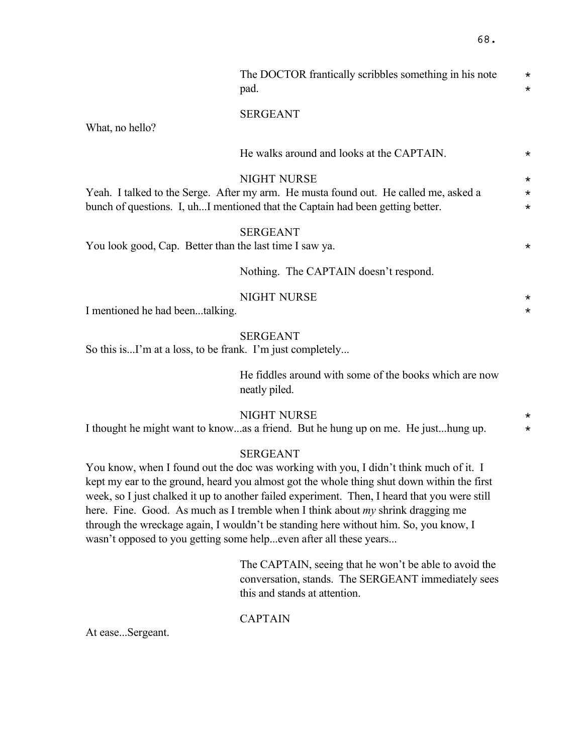The DOCTOR frantically scribbles something in his note pad. *

SERGEANT

What, no hello?

He walks around and looks at the CAPTAIN. *

NIGHT NURSE

Yeah. I talked to the Serge. After my arm. He musta found out. He called me, asked a bunch of questions. I, uh...I mentioned that the Captain had been getting better. *

SERGEANT

You look good, Cap. Better than the last time I saw ya. *

Nothing. The CAPTAIN doesn't respond.

NIGHT NURSE

I mentioned he had been...talking. *

SERGEANT

So this is...I'm at a loss, to be frank. I'm just completely...

He fiddles around with some of the books which are now neatly piled.

NIGHT NURSE

I thought he might want to know...as a friend. But he hung up on me. He just...hung up. *

SERGEANT

You know, when I found out the doc was working with you, I didn't think much of it. I kept my ear to the ground, heard you almost got the whole thing shut down within the first week, so I just chalked it up to another failed experiment. Then, I heard that you were still here. Fine. Good. As much as I tremble when I think about *my* shrink dragging me through the wreckage again, I wouldn't be standing here without him. So, you know, I wasn't opposed to you getting some help...even after all these years...

The CAPTAIN, seeing that he won't be able to avoid the conversation, stands. The SERGEANT immediately sees this and stands at attention.

CAPTAIN

At ease...Sergeant.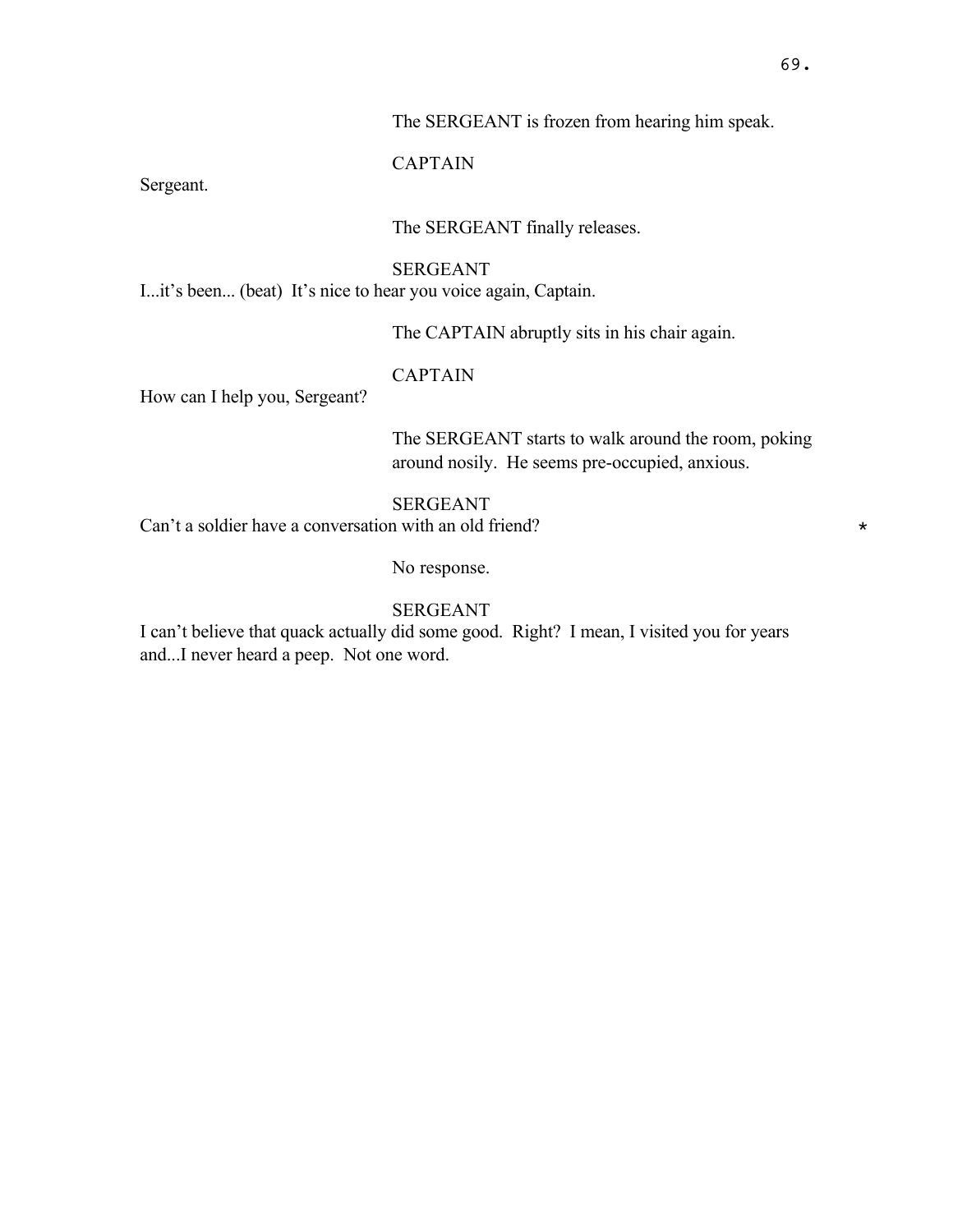The SERGEANT is frozen from hearing him speak.

CAPTAIN

Sergeant.

The SERGEANT finally releases.

SERGEANT

I...it's been... (beat) It's nice to hear you voice again, Captain.

The CAPTAIN abruptly sits in his chair again.

CAPTAIN

How can I help you, Sergeant?

The SERGEANT starts to walk around the room, poking around nosily. He seems pre-occupied, anxious.

SERGEANT

Can't a soldier have a conversation with an old friend? *

No response.

SERGEANT

I can't believe that quack actually did some good. Right? I mean, I visited you for years and...I never heard a peep. Not one word.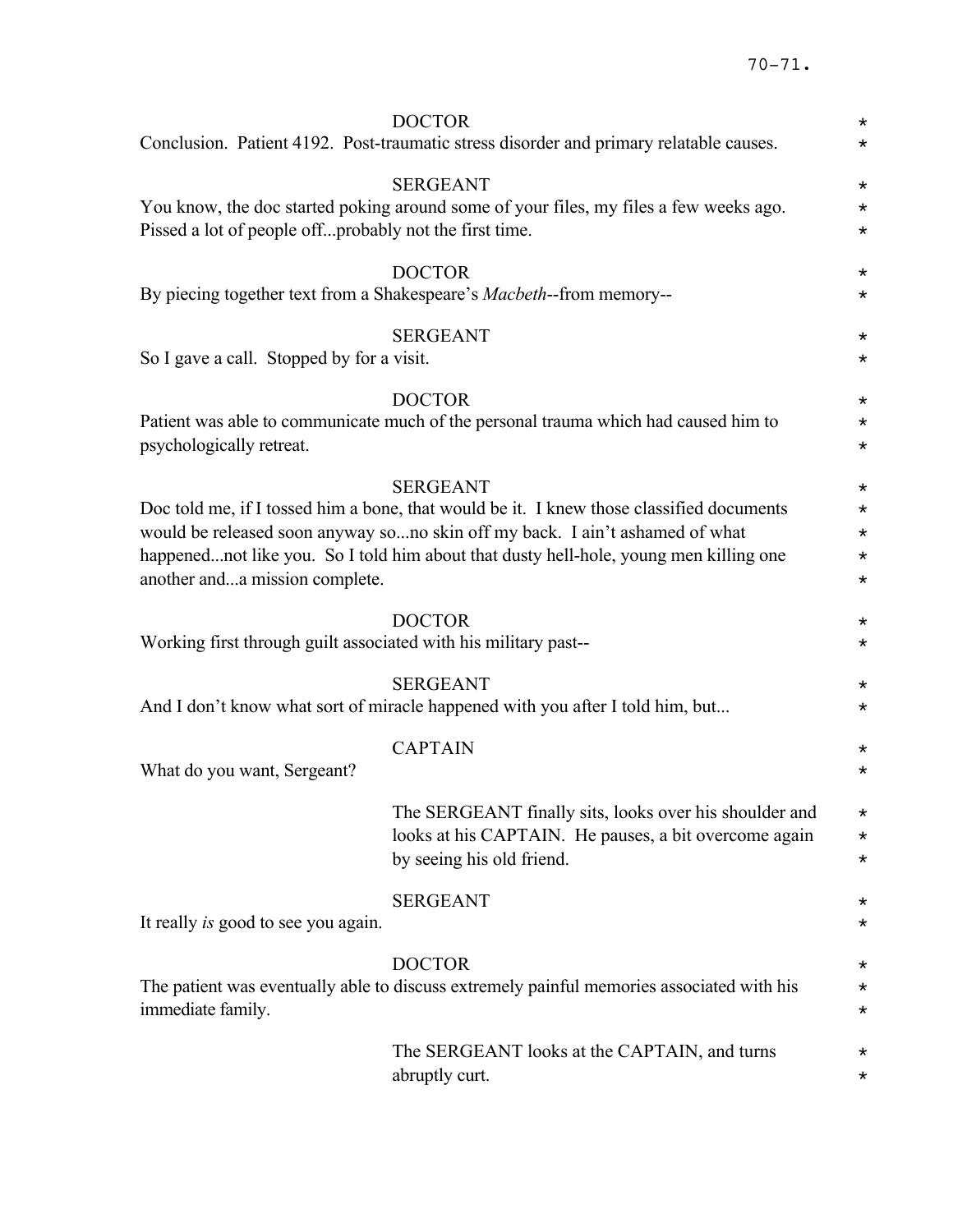DOCTOR
Conclusion. Patient 4192. Post-traumatic stress disorder and primary relatable causes.

SERGEANT
You know, the doc started poking around some of your files, my files a few weeks ago. Pissed a lot of people off...probably not the first time.

DOCTOR
By piecing together text from a Shakespeare's *Macbeth*--from memory--

SERGEANT
So I gave a call. Stopped by for a visit.

DOCTOR
Patient was able to communicate much of the personal trauma which had caused him to psychologically retreat.

SERGEANT
Doc told me, if I tossed him a bone, that would be it. I knew those classified documents would be released soon anyway so...no skin off my back. I ain't ashamed of what happened...not like you. So I told him about that dusty hell-hole, young men killing one another and...a mission complete.

DOCTOR
Working first through guilt associated with his military past--

SERGEANT
And I don't know what sort of miracle happened with you after I told him, but...

CAPTAIN
What do you want, Sergeant?

The SERGEANT finally sits, looks over his shoulder and looks at his CAPTAIN. He pauses, a bit overcome again by seeing his old friend.

SERGEANT
It really *is* good to see you again.

DOCTOR
The patient was eventually able to discuss extremely painful memories associated with his immediate family.

The SERGEANT looks at the CAPTAIN, and turns abruptly curt.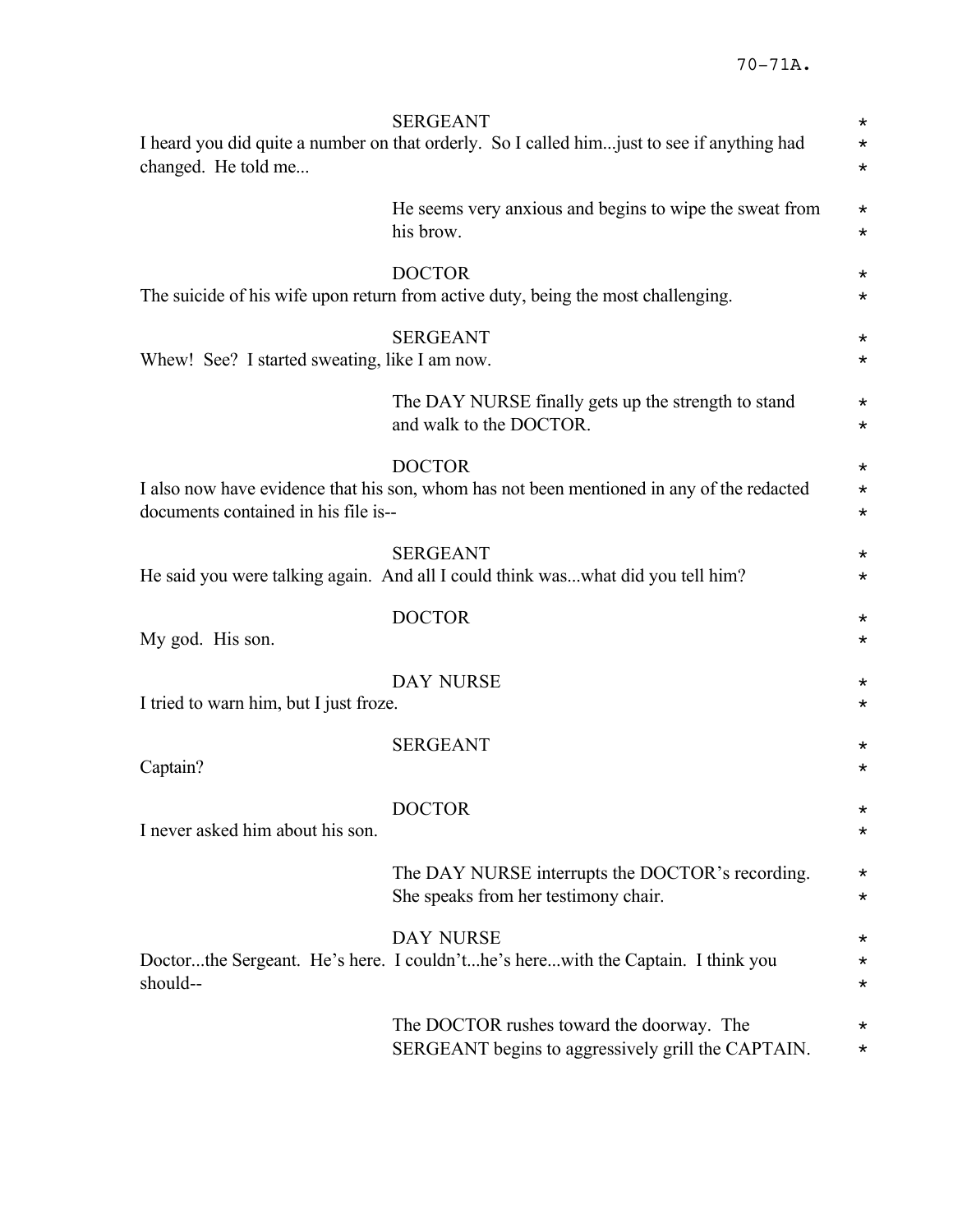SERGEANT

I heard you did quite a number on that orderly. So I called him...just to see if anything had changed. He told me...

He seems very anxious and begins to wipe the sweat from his brow.

DOCTOR

The suicide of his wife upon return from active duty, being the most challenging.

SERGEANT

Whew! See? I started sweating, like I am now.

The DAY NURSE finally gets up the strength to stand and walk to the DOCTOR.

DOCTOR

I also now have evidence that his son, whom has not been mentioned in any of the redacted documents contained in his file is--

SERGEANT

He said you were talking again. And all I could think was...what did you tell him?

DOCTOR

My god. His son.

DAY NURSE

I tried to warn him, but I just froze.

SERGEANT

Captain?

DOCTOR

I never asked him about his son.

The DAY NURSE interrupts the DOCTOR's recording. She speaks from her testimony chair.

DAY NURSE

Doctor...the Sergeant. He's here. I couldn't...he's here...with the Captain. I think you should--

The DOCTOR rushes toward the doorway. The SERGEANT begins to aggressively grill the CAPTAIN.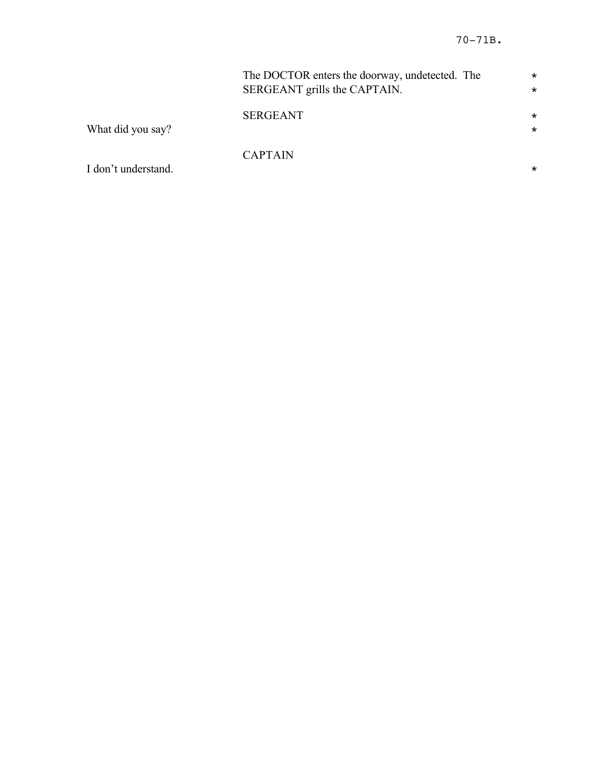The DOCTOR enters the doorway, undetected. The SERGEANT grills the CAPTAIN. *

SERGEANT *

What did you say? *

CAPTAIN

I don't understand. *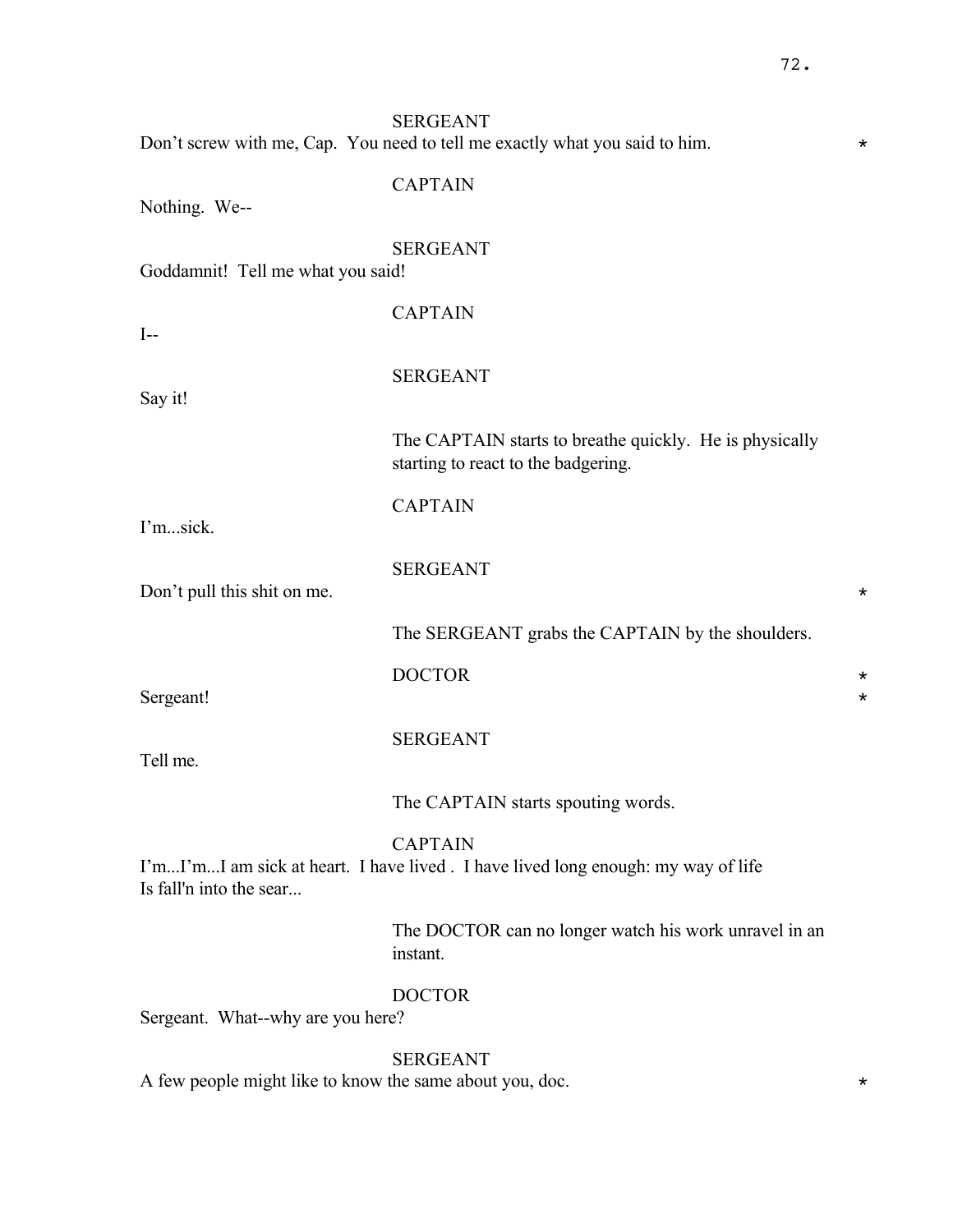SERGEANT

Don't screw with me, Cap. You need to tell me exactly what you said to him. *

CAPTAIN

Nothing. We--

SERGEANT

Goddamnit! Tell me what you said!

CAPTAIN

I--

SERGEANT

Say it!

The CAPTAIN starts to breathe quickly. He is physically starting to react to the badgering.

CAPTAIN

I'm...sick.

SERGEANT

Don't pull this shit on me. *

The SERGEANT grabs the CAPTAIN by the shoulders.

DOCTOR *

Sergeant! *

SERGEANT

Tell me.

The CAPTAIN starts spouting words.

CAPTAIN

I'm...I'm...I am sick at heart. I have lived . I have lived long enough: my way of life
Is fall'n into the sear...

The DOCTOR can no longer watch his work unravel in an instant.

DOCTOR

Sergeant. What--why are you here?

SERGEANT

A few people might like to know the same about you, doc. *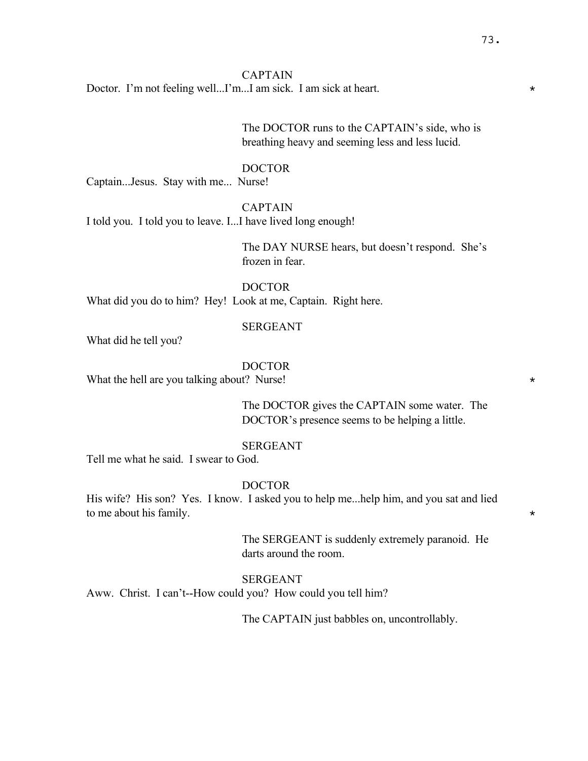CAPTAIN

Doctor. I'm not feeling well...I'm...I am sick. I am sick at heart. *

The DOCTOR runs to the CAPTAIN's side, who is breathing heavy and seeming less and less lucid.

DOCTOR

Captain...Jesus. Stay with me... Nurse!

CAPTAIN

I told you. I told you to leave. I...I have lived long enough!

The DAY NURSE hears, but doesn't respond. She's frozen in fear.

DOCTOR

What did you do to him? Hey! Look at me, Captain. Right here.

SERGEANT

What did he tell you?

DOCTOR

What the hell are you talking about? Nurse! *

The DOCTOR gives the CAPTAIN some water. The DOCTOR's presence seems to be helping a little.

SERGEANT

Tell me what he said. I swear to God.

DOCTOR

His wife? His son? Yes. I know. I asked you to help me...help him, and you sat and lied to me about his family. *

The SERGEANT is suddenly extremely paranoid. He darts around the room.

SERGEANT

Aww. Christ. I can't--How could you? How could you tell him?

The CAPTAIN just babbles on, uncontrollably.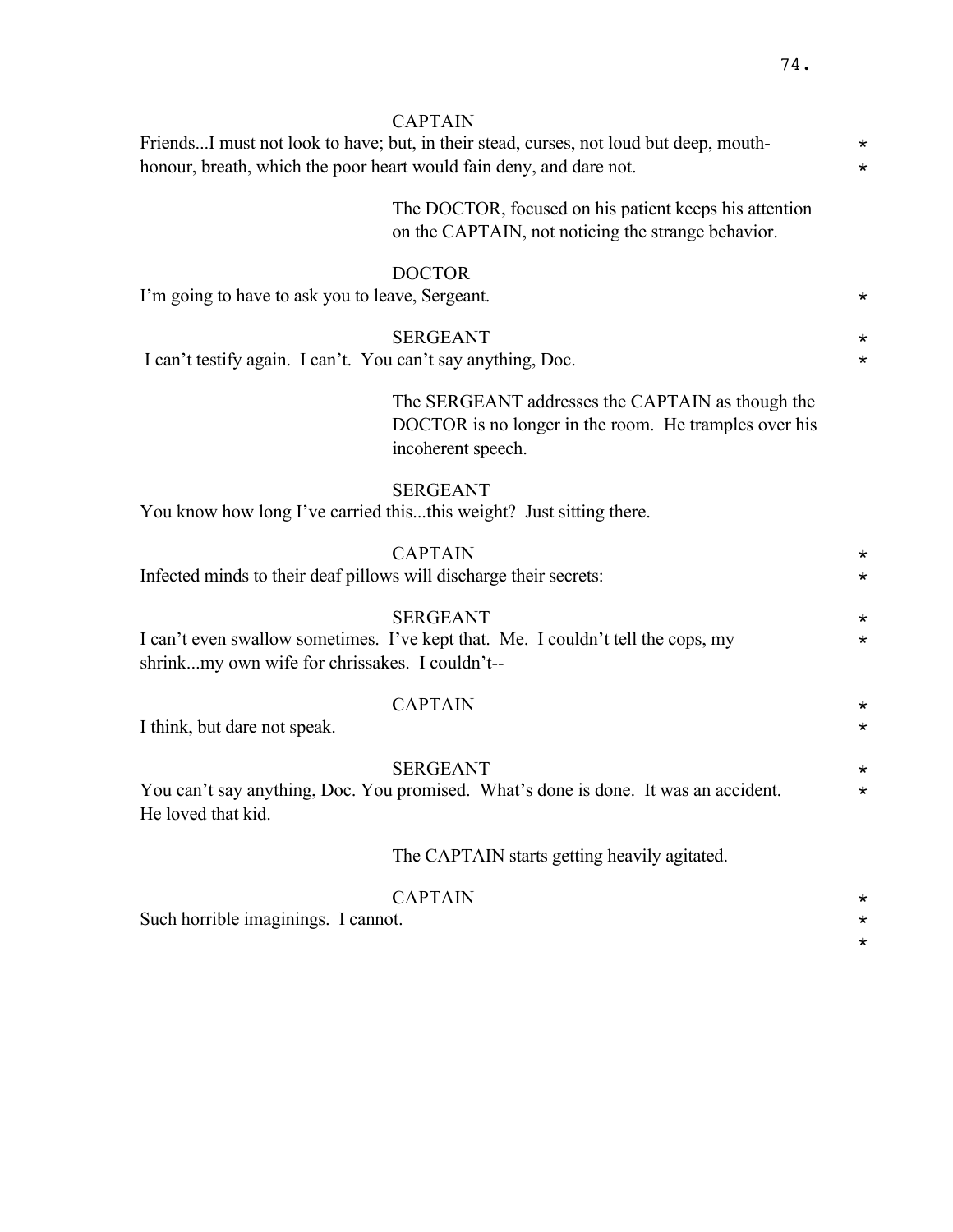CAPTAIN

Friends...I must not look to have; but, in their stead, curses, not loud but deep, mouth-honour, breath, which the poor heart would fain deny, and dare not. *

The DOCTOR, focused on his patient keeps his attention on the CAPTAIN, not noticing the strange behavior.

DOCTOR

I'm going to have to ask you to leave, Sergeant. *

SERGEANT

I can't testify again. I can't. You can't say anything, Doc. *

The SERGEANT addresses the CAPTAIN as though the DOCTOR is no longer in the room. He tramples over his incoherent speech.

SERGEANT

You know how long I've carried this...this weight? Just sitting there.

CAPTAIN

Infected minds to their deaf pillows will discharge their secrets: *

SERGEANT

I can't even swallow sometimes. I've kept that. Me. I couldn't tell the cops, my shrink...my own wife for chrissakes. I couldn't-- *

CAPTAIN

I think, but dare not speak. *

SERGEANT

You can't say anything, Doc. You promised. What's done is done. It was an accident. He loved that kid. *

The CAPTAIN starts getting heavily agitated.

CAPTAIN

Such horrible imaginings. I cannot. *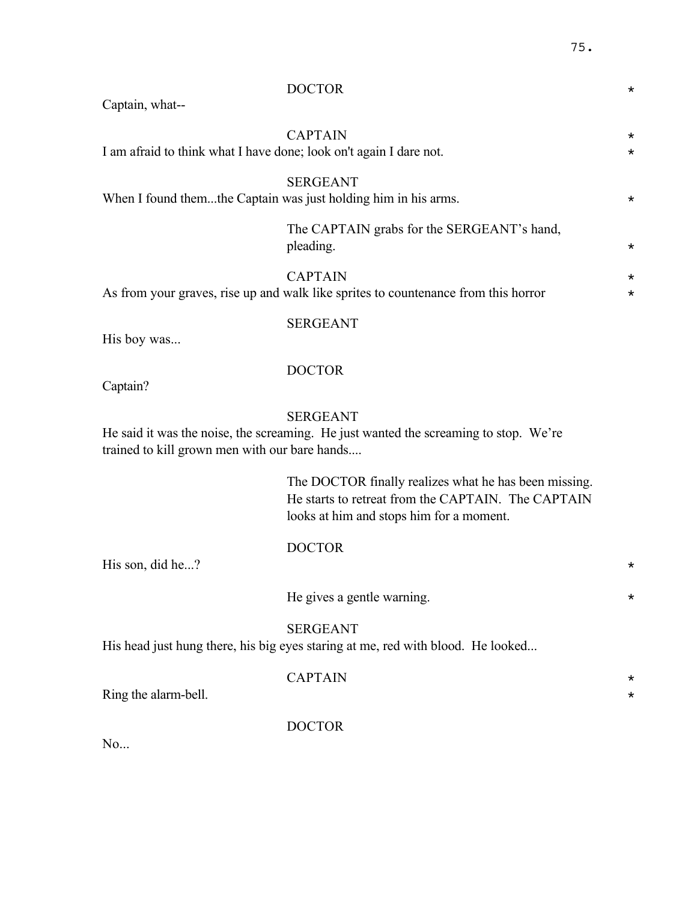DOCTOR *

Captain, what--

CAPTAIN *

I am afraid to think what I have done; look on't again I dare not. *

SERGEANT

When I found them...the Captain was just holding him in his arms. *

The CAPTAIN grabs for the SERGEANT's hand, pleading. *

CAPTAIN *

As from your graves, rise up and walk like sprites to countenance from this horror *

SERGEANT

His boy was...

DOCTOR

Captain?

SERGEANT

He said it was the noise, the screaming. He just wanted the screaming to stop. We're trained to kill grown men with our bare hands....

The DOCTOR finally realizes what he has been missing. He starts to retreat from the CAPTAIN. The CAPTAIN looks at him and stops him for a moment.

DOCTOR

His son, did he...? *

He gives a gentle warning. *

SERGEANT

His head just hung there, his big eyes staring at me, red with blood. He looked...

CAPTAIN *

Ring the alarm-bell. *

DOCTOR

No...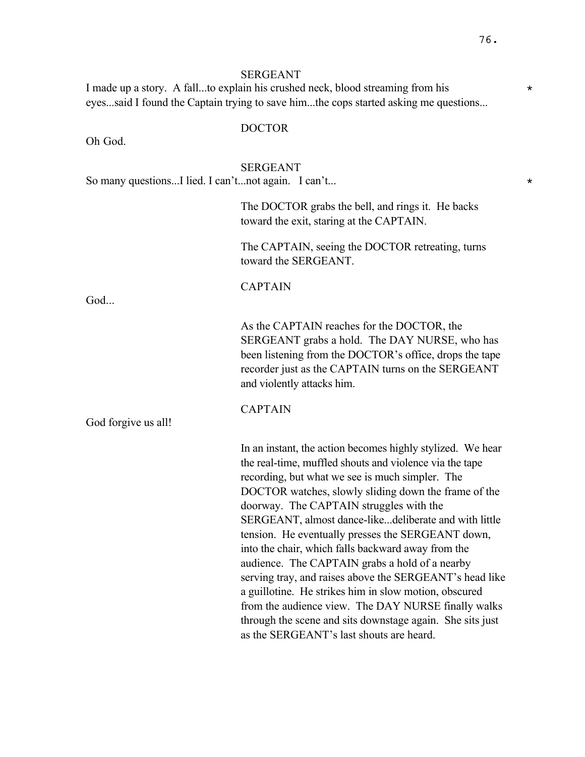SERGEANT

I made up a story. A fall...to explain his crushed neck, blood streaming from his eyes...said I found the Captain trying to save him...the cops started asking me questions... *

DOCTOR

Oh God.

SERGEANT

So many questions...I lied. I can't...not again. I can't... *

The DOCTOR grabs the bell, and rings it. He backs toward the exit, staring at the CAPTAIN.

The CAPTAIN, seeing the DOCTOR retreating, turns toward the SERGEANT.

CAPTAIN

God...

As the CAPTAIN reaches for the DOCTOR, the SERGEANT grabs a hold. The DAY NURSE, who has been listening from the DOCTOR's office, drops the tape recorder just as the CAPTAIN turns on the SERGEANT and violently attacks him.

CAPTAIN

God forgive us all!

In an instant, the action becomes highly stylized. We hear the real-time, muffled shouts and violence via the tape recording, but what we see is much simpler. The DOCTOR watches, slowly sliding down the frame of the doorway. The CAPTAIN struggles with the SERGEANT, almost dance-like...deliberate and with little tension. He eventually presses the SERGEANT down, into the chair, which falls backward away from the audience. The CAPTAIN grabs a hold of a nearby serving tray, and raises above the SERGEANT's head like a guillotine. He strikes him in slow motion, obscured from the audience view. The DAY NURSE finally walks through the scene and sits downstage again. She sits just as the SERGEANT's last shouts are heard.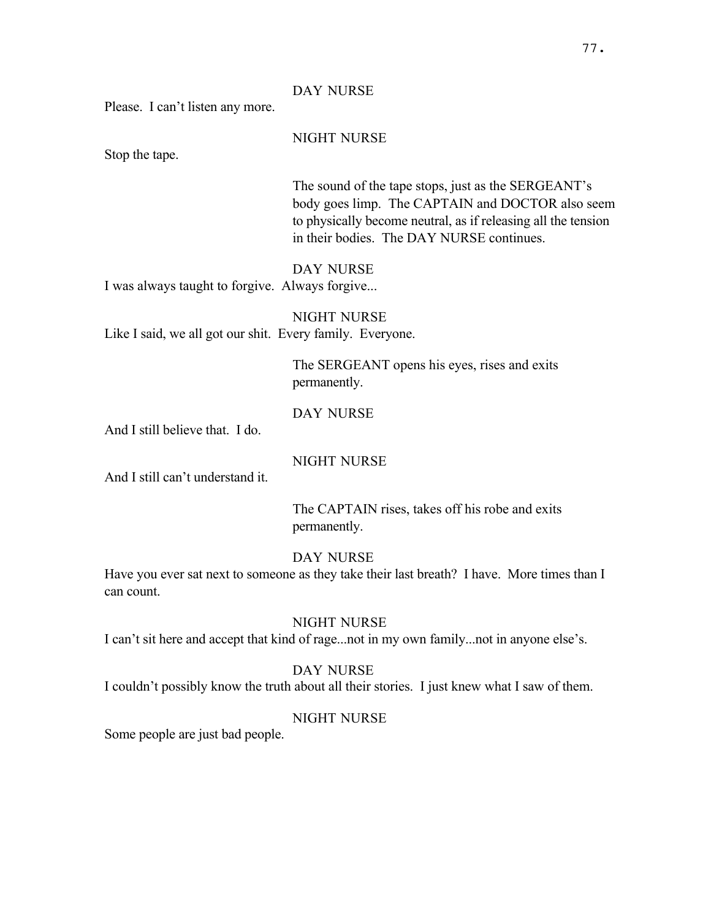DAY NURSE

Please. I can't listen any more.

NIGHT NURSE

Stop the tape.

The sound of the tape stops, just as the SERGEANT's body goes limp. The CAPTAIN and DOCTOR also seem to physically become neutral, as if releasing all the tension in their bodies. The DAY NURSE continues.

DAY NURSE

I was always taught to forgive. Always forgive...

NIGHT NURSE

Like I said, we all got our shit. Every family. Everyone.

The SERGEANT opens his eyes, rises and exits permanently.

DAY NURSE

And I still believe that. I do.

NIGHT NURSE

And I still can't understand it.

The CAPTAIN rises, takes off his robe and exits permanently.

DAY NURSE

Have you ever sat next to someone as they take their last breath? I have. More times than I can count.

NIGHT NURSE

I can't sit here and accept that kind of rage...not in my own family...not in anyone else's.

DAY NURSE

I couldn't possibly know the truth about all their stories. I just knew what I saw of them.

NIGHT NURSE

Some people are just bad people.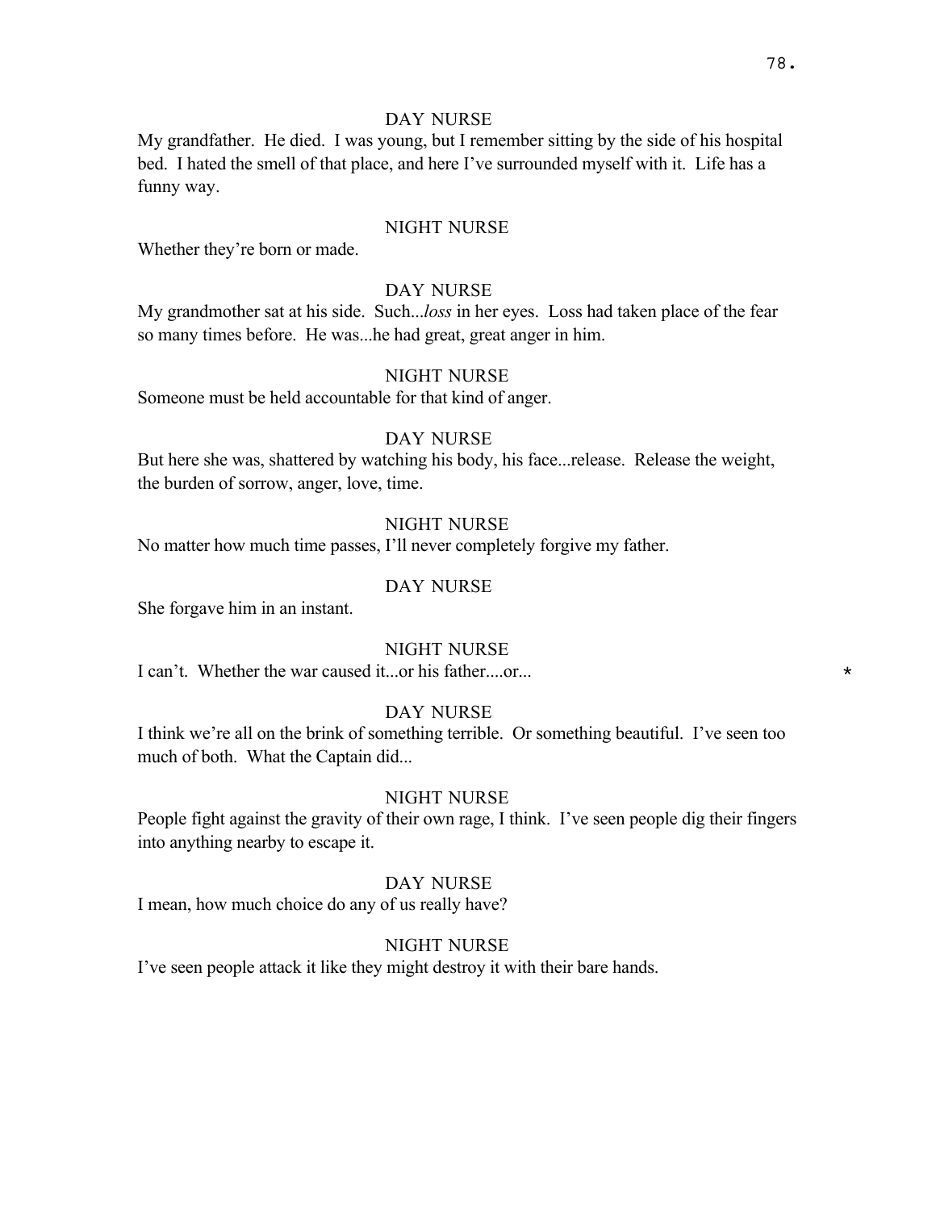DAY NURSE

My grandfather. He died. I was young, but I remember sitting by the side of his hospital bed. I hated the smell of that place, and here I've surrounded myself with it. Life has a funny way.

NIGHT NURSE

Whether they're born or made.

DAY NURSE

My grandmother sat at his side. Such...*loss* in her eyes. Loss had taken place of the fear so many times before. He was...he had great, great anger in him.

NIGHT NURSE

Someone must be held accountable for that kind of anger.

DAY NURSE

But here she was, shattered by watching his body, his face...release. Release the weight, the burden of sorrow, anger, love, time.

NIGHT NURSE

No matter how much time passes, I'll never completely forgive my father.

DAY NURSE

She forgave him in an instant.

NIGHT NURSE

I can't. Whether the war caused it...or his father....or... *

DAY NURSE

I think we're all on the brink of something terrible. Or something beautiful. I've seen too much of both. What the Captain did...

NIGHT NURSE

People fight against the gravity of their own rage, I think. I've seen people dig their fingers into anything nearby to escape it.

DAY NURSE

I mean, how much choice do any of us really have?

NIGHT NURSE

I've seen people attack it like they might destroy it with their bare hands.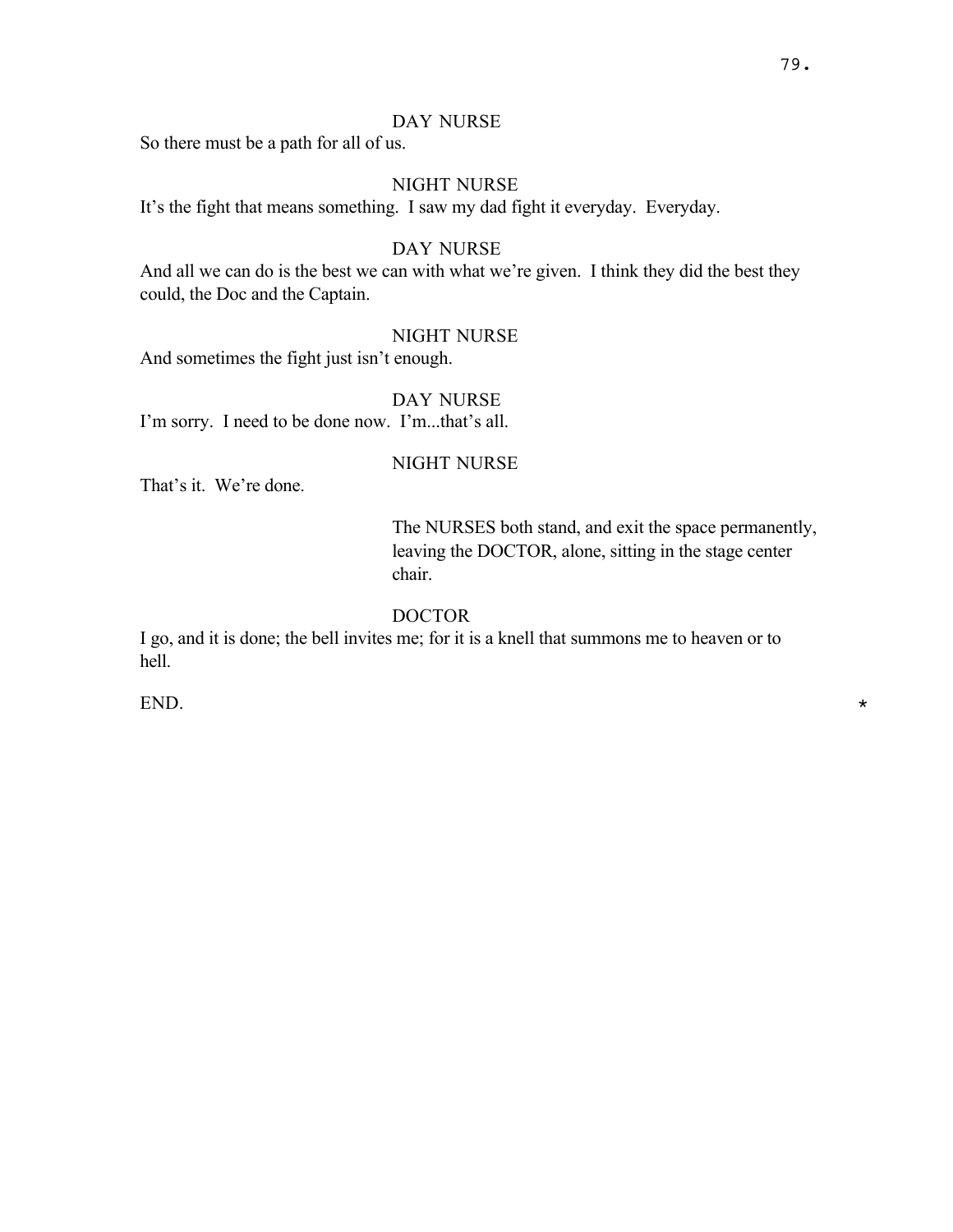DAY NURSE

So there must be a path for all of us.

NIGHT NURSE

It’s the fight that means something. I saw my dad fight it everyday. Everyday.

DAY NURSE

And all we can do is the best we can with what we’re given. I think they did the best they could, the Doc and the Captain.

NIGHT NURSE

And sometimes the fight just isn’t enough.

DAY NURSE

I’m sorry. I need to be done now. I’m...that’s all.

NIGHT NURSE

That’s it. We’re done.

The NURSES both stand, and exit the space permanently, leaving the DOCTOR, alone, sitting in the stage center chair.

DOCTOR

I go, and it is done; the bell invites me; for it is a knell that summons me to heaven or to hell.

END. *